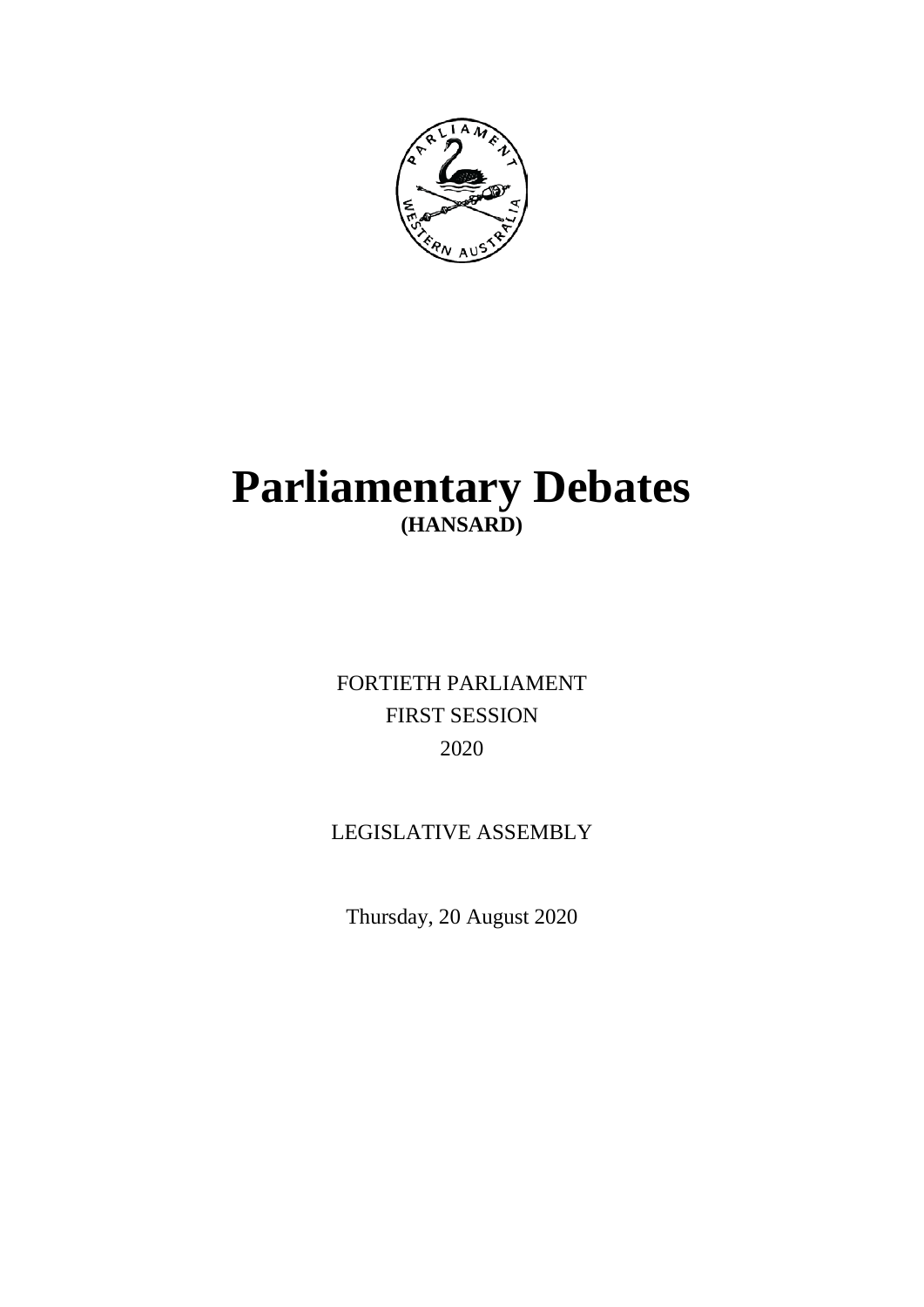# Parliamentary Debates

## (HANSARD)

FORTIETH PARLIAMENT

FIRST SESSION

2020

LEGISLATIVE ASSEMBLY

Thursday, 20 August 2020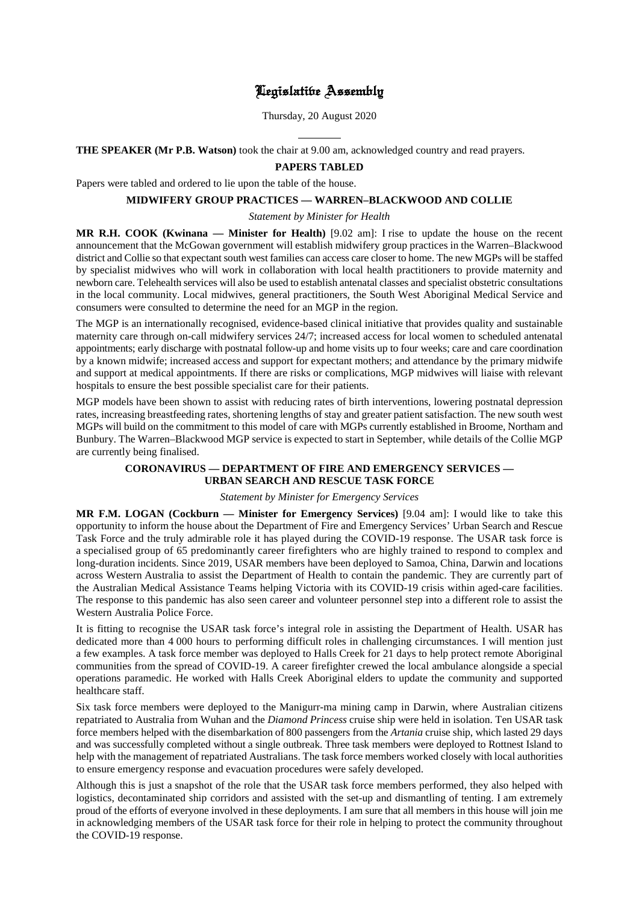# Legislative Assembly

Thursday, 20 August 2020

---

**THE SPEAKER (Mr P.B. Watson)** took the chair at 9.00 am, acknowledged country and read prayers.

## PAPERS TABLED

Papers were tabled and ordered to lie upon the table of the house.

## MIDWIFERY GROUP PRACTICES — WARREN–BLACKWOOD AND COLLIE

*Statement by Minister for Health*

**MR R.H. COOK (Kwinana — Minister for Health)** [9.02 am]: I rise to update the house on the recent announcement that the McGowan government will establish midwifery group practices in the Warren–Blackwood district and Collie so that expectant south west families can access care closer to home. The new MGPs will be staffed by specialist midwives who will work in collaboration with local health practitioners to provide maternity and newborn care. Telehealth services will also be used to establish antenatal classes and specialist obstetric consultations in the local community. Local midwives, general practitioners, the South West Aboriginal Medical Service and consumers were consulted to determine the need for an MGP in the region.

The MGP is an internationally recognised, evidence-based clinical initiative that provides quality and sustainable maternity care through on-call midwifery services 24/7; increased access for local women to scheduled antenatal appointments; early discharge with postnatal follow-up and home visits up to four weeks; care and care coordination by a known midwife; increased access and support for expectant mothers; and attendance by the primary midwife and support at medical appointments. If there are risks or complications, MGP midwives will liaise with relevant hospitals to ensure the best possible specialist care for their patients.

MGP models have been shown to assist with reducing rates of birth interventions, lowering postnatal depression rates, increasing breastfeeding rates, shortening lengths of stay and greater patient satisfaction. The new south west MGPs will build on the commitment to this model of care with MGPs currently established in Broome, Northam and Bunbury. The Warren–Blackwood MGP service is expected to start in September, while details of the Collie MGP are currently being finalised.

## CORONAVIRUS — DEPARTMENT OF FIRE AND EMERGENCY SERVICES — URBAN SEARCH AND RESCUE TASK FORCE

*Statement by Minister for Emergency Services*

**MR F.M. LOGAN (Cockburn — Minister for Emergency Services)** [9.04 am]: I would like to take this opportunity to inform the house about the Department of Fire and Emergency Services' Urban Search and Rescue Task Force and the truly admirable role it has played during the COVID-19 response. The USAR task force is a specialised group of 65 predominantly career firefighters who are highly trained to respond to complex and long-duration incidents. Since 2019, USAR members have been deployed to Samoa, China, Darwin and locations across Western Australia to assist the Department of Health to contain the pandemic. They are currently part of the Australian Medical Assistance Teams helping Victoria with its COVID-19 crisis within aged-care facilities. The response to this pandemic has also seen career and volunteer personnel step into a different role to assist the Western Australia Police Force.

It is fitting to recognise the USAR task force's integral role in assisting the Department of Health. USAR has dedicated more than 4 000 hours to performing difficult roles in challenging circumstances. I will mention just a few examples. A task force member was deployed to Halls Creek for 21 days to help protect remote Aboriginal communities from the spread of COVID-19. A career firefighter crewed the local ambulance alongside a special operations paramedic. He worked with Halls Creek Aboriginal elders to update the community and supported healthcare staff.

Six task force members were deployed to the Manigurr-ma mining camp in Darwin, where Australian citizens repatriated to Australia from Wuhan and the *Diamond Princess* cruise ship were held in isolation. Ten USAR task force members helped with the disembarkation of 800 passengers from the *Artania* cruise ship, which lasted 29 days and was successfully completed without a single outbreak. Three task members were deployed to Rottnest Island to help with the management of repatriated Australians. The task force members worked closely with local authorities to ensure emergency response and evacuation procedures were safely developed.

Although this is just a snapshot of the role that the USAR task force members performed, they also helped with logistics, decontaminated ship corridors and assisted with the set-up and dismantling of tenting. I am extremely proud of the efforts of everyone involved in these deployments. I am sure that all members in this house will join me in acknowledging members of the USAR task force for their role in helping to protect the community throughout the COVID-19 response.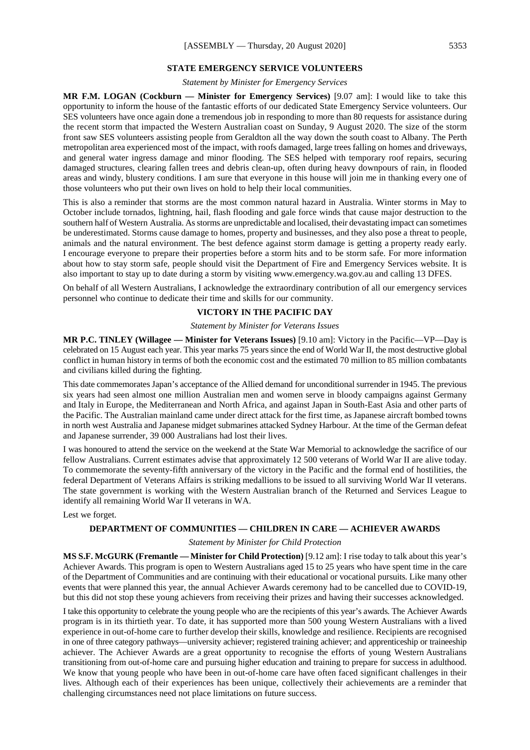## STATE EMERGENCY SERVICE VOLUNTEERS

*Statement by Minister for Emergency Services*

**MR F.M. LOGAN (Cockburn — Minister for Emergency Services)** [9.07 am]: I would like to take this opportunity to inform the house of the fantastic efforts of our dedicated State Emergency Service volunteers. Our SES volunteers have once again done a tremendous job in responding to more than 80 requests for assistance during the recent storm that impacted the Western Australian coast on Sunday, 9 August 2020. The size of the storm front saw SES volunteers assisting people from Geraldton all the way down the south coast to Albany. The Perth metropolitan area experienced most of the impact, with roofs damaged, large trees falling on homes and driveways, and general water ingress damage and minor flooding. The SES helped with temporary roof repairs, securing damaged structures, clearing fallen trees and debris clean-up, often during heavy downpours of rain, in flooded areas and windy, blustery conditions. I am sure that everyone in this house will join me in thanking every one of those volunteers who put their own lives on hold to help their local communities.

This is also a reminder that storms are the most common natural hazard in Australia. Winter storms in May to October include tornados, lightning, hail, flash flooding and gale force winds that cause major destruction to the southern half of Western Australia. As storms are unpredictable and localised, their devastating impact can sometimes be underestimated. Storms cause damage to homes, property and businesses, and they also pose a threat to people, animals and the natural environment. The best defence against storm damage is getting a property ready early. I encourage everyone to prepare their properties before a storm hits and to be storm safe. For more information about how to stay storm safe, people should visit the Department of Fire and Emergency Services website. It is also important to stay up to date during a storm by visiting www.emergency.wa.gov.au and calling 13 DFES.

On behalf of all Western Australians, I acknowledge the extraordinary contribution of all our emergency services personnel who continue to dedicate their time and skills for our community.

## VICTORY IN THE PACIFIC DAY

*Statement by Minister for Veterans Issues*

**MR P.C. TINLEY (Willagee — Minister for Veterans Issues)** [9.10 am]: Victory in the Pacific—VP—Day is celebrated on 15 August each year. This year marks 75 years since the end of World War II, the most destructive global conflict in human history in terms of both the economic cost and the estimated 70 million to 85 million combatants and civilians killed during the fighting.

This date commemorates Japan's acceptance of the Allied demand for unconditional surrender in 1945. The previous six years had seen almost one million Australian men and women serve in bloody campaigns against Germany and Italy in Europe, the Mediterranean and North Africa, and against Japan in South-East Asia and other parts of the Pacific. The Australian mainland came under direct attack for the first time, as Japanese aircraft bombed towns in north west Australia and Japanese midget submarines attacked Sydney Harbour. At the time of the German defeat and Japanese surrender, 39 000 Australians had lost their lives.

I was honoured to attend the service on the weekend at the State War Memorial to acknowledge the sacrifice of our fellow Australians. Current estimates advise that approximately 12 500 veterans of World War II are alive today. To commemorate the seventy-fifth anniversary of the victory in the Pacific and the formal end of hostilities, the federal Department of Veterans Affairs is striking medallions to be issued to all surviving World War II veterans. The state government is working with the Western Australian branch of the Returned and Services League to identify all remaining World War II veterans in WA.

Lest we forget.

## DEPARTMENT OF COMMUNITIES — CHILDREN IN CARE — ACHIEVER AWARDS

*Statement by Minister for Child Protection*

**MS S.F. McGURK (Fremantle — Minister for Child Protection)** [9.12 am]: I rise today to talk about this year's Achiever Awards. This program is open to Western Australians aged 15 to 25 years who have spent time in the care of the Department of Communities and are continuing with their educational or vocational pursuits. Like many other events that were planned this year, the annual Achiever Awards ceremony had to be cancelled due to COVID-19, but this did not stop these young achievers from receiving their prizes and having their successes acknowledged.

I take this opportunity to celebrate the young people who are the recipients of this year's awards. The Achiever Awards program is in its thirtieth year. To date, it has supported more than 500 young Western Australians with a lived experience in out-of-home care to further develop their skills, knowledge and resilience. Recipients are recognised in one of three category pathways—university achiever; registered training achiever; and apprenticeship or traineeship achiever. The Achiever Awards are a great opportunity to recognise the efforts of young Western Australians transitioning from out-of-home care and pursuing higher education and training to prepare for success in adulthood. We know that young people who have been in out-of-home care have often faced significant challenges in their lives. Although each of their experiences has been unique, collectively their achievements are a reminder that challenging circumstances need not place limitations on future success.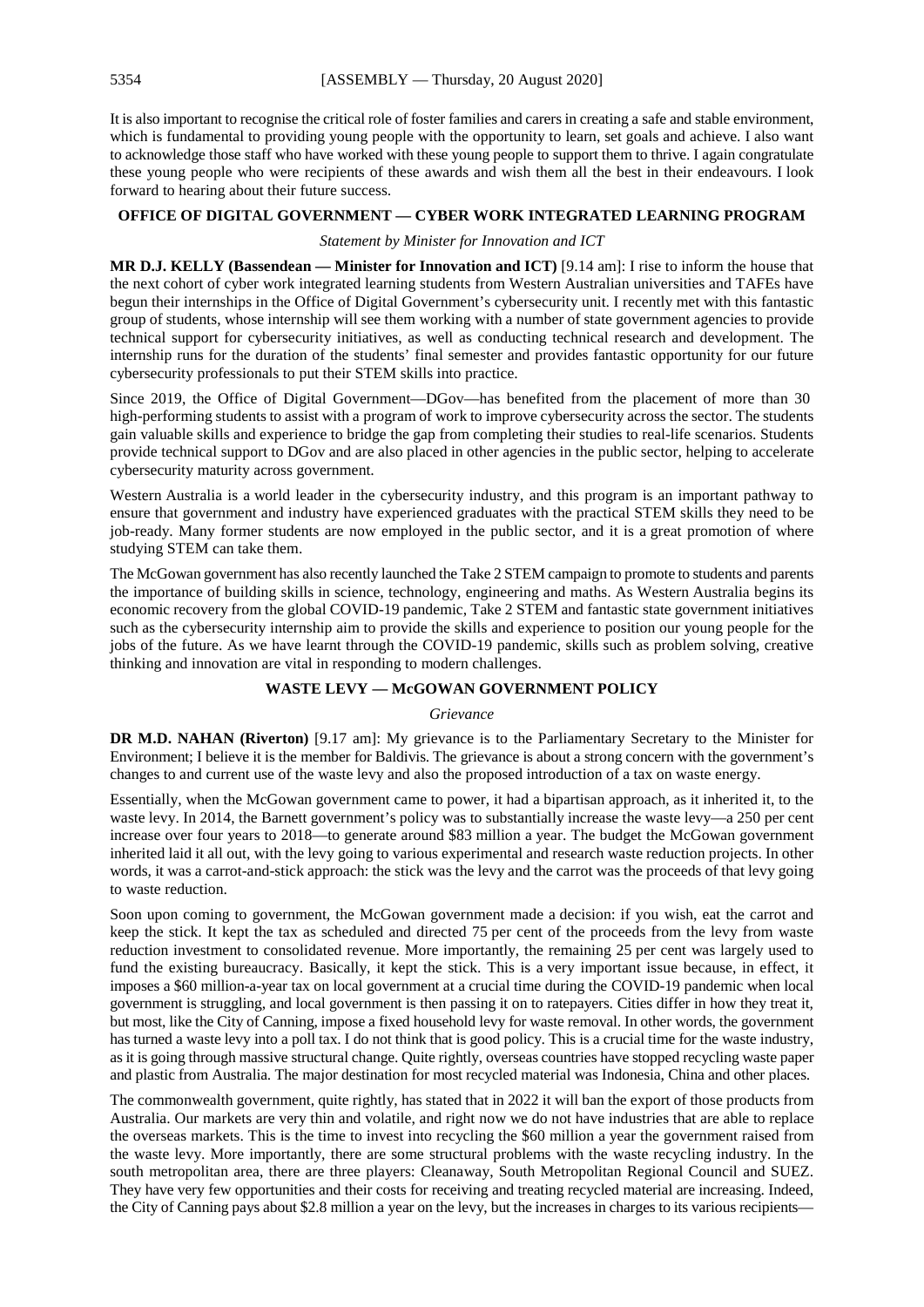It is also important to recognise the critical role of foster families and carers in creating a safe and stable environment, which is fundamental to providing young people with the opportunity to learn, set goals and achieve. I also want to acknowledge those staff who have worked with these young people to support them to thrive. I again congratulate these young people who were recipients of these awards and wish them all the best in their endeavours. I look forward to hearing about their future success.

## OFFICE OF DIGITAL GOVERNMENT — CYBER WORK INTEGRATED LEARNING PROGRAM

*Statement by Minister for Innovation and ICT*

**MR D.J. KELLY (Bassendean — Minister for Innovation and ICT)** [9.14 am]: I rise to inform the house that the next cohort of cyber work integrated learning students from Western Australian universities and TAFEs have begun their internships in the Office of Digital Government's cybersecurity unit. I recently met with this fantastic group of students, whose internship will see them working with a number of state government agencies to provide technical support for cybersecurity initiatives, as well as conducting technical research and development. The internship runs for the duration of the students' final semester and provides fantastic opportunity for our future cybersecurity professionals to put their STEM skills into practice.

Since 2019, the Office of Digital Government—DGov—has benefited from the placement of more than 30 high-performing students to assist with a program of work to improve cybersecurity across the sector. The students gain valuable skills and experience to bridge the gap from completing their studies to real-life scenarios. Students provide technical support to DGov and are also placed in other agencies in the public sector, helping to accelerate cybersecurity maturity across government.

Western Australia is a world leader in the cybersecurity industry, and this program is an important pathway to ensure that government and industry have experienced graduates with the practical STEM skills they need to be job-ready. Many former students are now employed in the public sector, and it is a great promotion of where studying STEM can take them.

The McGowan government has also recently launched the Take 2 STEM campaign to promote to students and parents the importance of building skills in science, technology, engineering and maths. As Western Australia begins its economic recovery from the global COVID-19 pandemic, Take 2 STEM and fantastic state government initiatives such as the cybersecurity internship aim to provide the skills and experience to position our young people for the jobs of the future. As we have learnt through the COVID-19 pandemic, skills such as problem solving, creative thinking and innovation are vital in responding to modern challenges.

## WASTE LEVY — McGOWAN GOVERNMENT POLICY

*Grievance*

**DR M.D. NAHAN (Riverton)** [9.17 am]: My grievance is to the Parliamentary Secretary to the Minister for Environment; I believe it is the member for Baldivis. The grievance is about a strong concern with the government's changes to and current use of the waste levy and also the proposed introduction of a tax on waste energy.

Essentially, when the McGowan government came to power, it had a bipartisan approach, as it inherited it, to the waste levy. In 2014, the Barnett government's policy was to substantially increase the waste levy—a 250 per cent increase over four years to 2018—to generate around $83 million a year. The budget the McGowan government inherited laid it all out, with the levy going to various experimental and research waste reduction projects. In other words, it was a carrot-and-stick approach: the stick was the levy and the carrot was the proceeds of that levy going to waste reduction.

Soon upon coming to government, the McGowan government made a decision: if you wish, eat the carrot and keep the stick. It kept the tax as scheduled and directed 75 per cent of the proceeds from the levy from waste reduction investment to consolidated revenue. More importantly, the remaining 25 per cent was largely used to fund the existing bureaucracy. Basically, it kept the stick. This is a very important issue because, in effect, it imposes a $60 million-a-year tax on local government at a crucial time during the COVID-19 pandemic when local government is struggling, and local government is then passing it on to ratepayers. Cities differ in how they treat it, but most, like the City of Canning, impose a fixed household levy for waste removal. In other words, the government has turned a waste levy into a poll tax. I do not think that is good policy. This is a crucial time for the waste industry, as it is going through massive structural change. Quite rightly, overseas countries have stopped recycling waste paper and plastic from Australia. The major destination for most recycled material was Indonesia, China and other places.

The commonwealth government, quite rightly, has stated that in 2022 it will ban the export of those products from Australia. Our markets are very thin and volatile, and right now we do not have industries that are able to replace the overseas markets. This is the time to invest into recycling the $60 million a year the government raised from the waste levy. More importantly, there are some structural problems with the waste recycling industry. In the south metropolitan area, there are three players: Cleanaway, South Metropolitan Regional Council and SUEZ. They have very few opportunities and their costs for receiving and treating recycled material are increasing. Indeed, the City of Canning pays about $2.8 million a year on the levy, but the increases in charges to its various recipients—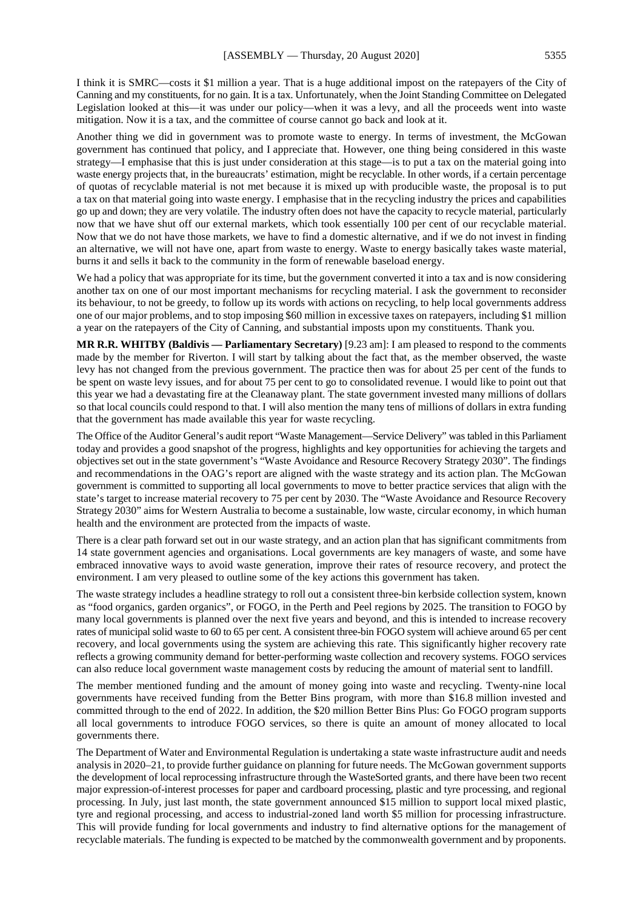I think it is SMRC—costs it $1 million a year. That is a huge additional impost on the ratepayers of the City of Canning and my constituents, for no gain. It is a tax. Unfortunately, when the Joint Standing Committee on Delegated Legislation looked at this—it was under our policy—when it was a levy, and all the proceeds went into waste mitigation. Now it is a tax, and the committee of course cannot go back and look at it.

Another thing we did in government was to promote waste to energy. In terms of investment, the McGowan government has continued that policy, and I appreciate that. However, one thing being considered in this waste strategy—I emphasise that this is just under consideration at this stage—is to put a tax on the material going into waste energy projects that, in the bureaucrats' estimation, might be recyclable. In other words, if a certain percentage of quotas of recyclable material is not met because it is mixed up with producible waste, the proposal is to put a tax on that material going into waste energy. I emphasise that in the recycling industry the prices and capabilities go up and down; they are very volatile. The industry often does not have the capacity to recycle material, particularly now that we have shut off our external markets, which took essentially 100 per cent of our recyclable material. Now that we do not have those markets, we have to find a domestic alternative, and if we do not invest in finding an alternative, we will not have one, apart from waste to energy. Waste to energy basically takes waste material, burns it and sells it back to the community in the form of renewable baseload energy.

We had a policy that was appropriate for its time, but the government converted it into a tax and is now considering another tax on one of our most important mechanisms for recycling material. I ask the government to reconsider its behaviour, to not be greedy, to follow up its words with actions on recycling, to help local governments address one of our major problems, and to stop imposing $60 million in excessive taxes on ratepayers, including $1 million a year on the ratepayers of the City of Canning, and substantial imposts upon my constituents. Thank you.

**MR R.R. WHITBY (Baldivis — Parliamentary Secretary)** [9.23 am]: I am pleased to respond to the comments made by the member for Riverton. I will start by talking about the fact that, as the member observed, the waste levy has not changed from the previous government. The practice then was for about 25 per cent of the funds to be spent on waste levy issues, and for about 75 per cent to go to consolidated revenue. I would like to point out that this year we had a devastating fire at the Cleanaway plant. The state government invested many millions of dollars so that local councils could respond to that. I will also mention the many tens of millions of dollars in extra funding that the government has made available this year for waste recycling.

The Office of the Auditor General's audit report "Waste Management—Service Delivery" was tabled in this Parliament today and provides a good snapshot of the progress, highlights and key opportunities for achieving the targets and objectives set out in the state government's "Waste Avoidance and Resource Recovery Strategy 2030". The findings and recommendations in the OAG's report are aligned with the waste strategy and its action plan. The McGowan government is committed to supporting all local governments to move to better practice services that align with the state's target to increase material recovery to 75 per cent by 2030. The "Waste Avoidance and Resource Recovery Strategy 2030" aims for Western Australia to become a sustainable, low waste, circular economy, in which human health and the environment are protected from the impacts of waste.

There is a clear path forward set out in our waste strategy, and an action plan that has significant commitments from 14 state government agencies and organisations. Local governments are key managers of waste, and some have embraced innovative ways to avoid waste generation, improve their rates of resource recovery, and protect the environment. I am very pleased to outline some of the key actions this government has taken.

The waste strategy includes a headline strategy to roll out a consistent three-bin kerbside collection system, known as "food organics, garden organics", or FOGO, in the Perth and Peel regions by 2025. The transition to FOGO by many local governments is planned over the next five years and beyond, and this is intended to increase recovery rates of municipal solid waste to 60 to 65 per cent. A consistent three-bin FOGO system will achieve around 65 per cent recovery, and local governments using the system are achieving this rate. This significantly higher recovery rate reflects a growing community demand for better-performing waste collection and recovery systems. FOGO services can also reduce local government waste management costs by reducing the amount of material sent to landfill.

The member mentioned funding and the amount of money going into waste and recycling. Twenty-nine local governments have received funding from the Better Bins program, with more than $16.8 million invested and committed through to the end of 2022. In addition, the $20 million Better Bins Plus: Go FOGO program supports all local governments to introduce FOGO services, so there is quite an amount of money allocated to local governments there.

The Department of Water and Environmental Regulation is undertaking a state waste infrastructure audit and needs analysis in 2020–21, to provide further guidance on planning for future needs. The McGowan government supports the development of local reprocessing infrastructure through the WasteSorted grants, and there have been two recent major expression-of-interest processes for paper and cardboard processing, plastic and tyre processing, and regional processing. In July, just last month, the state government announced $15 million to support local mixed plastic, tyre and regional processing, and access to industrial-zoned land worth $5 million for processing infrastructure. This will provide funding for local governments and industry to find alternative options for the management of recyclable materials. The funding is expected to be matched by the commonwealth government and by proponents.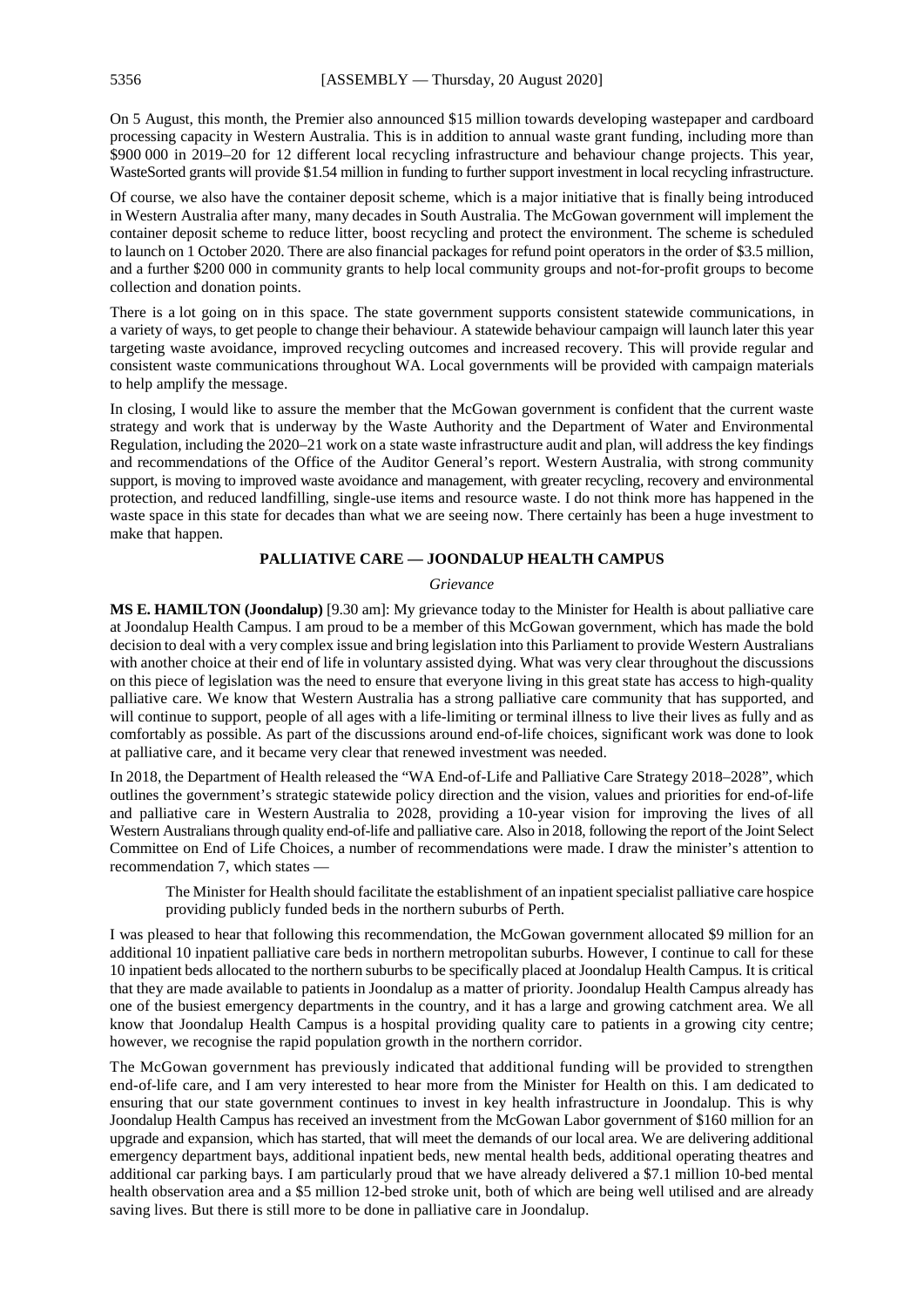On 5 August, this month, the Premier also announced $15 million towards developing wastepaper and cardboard processing capacity in Western Australia. This is in addition to annual waste grant funding, including more than $900 000 in 2019–20 for 12 different local recycling infrastructure and behaviour change projects. This year, WasteSorted grants will provide $1.54 million in funding to further support investment in local recycling infrastructure.

Of course, we also have the container deposit scheme, which is a major initiative that is finally being introduced in Western Australia after many, many decades in South Australia. The McGowan government will implement the container deposit scheme to reduce litter, boost recycling and protect the environment. The scheme is scheduled to launch on 1 October 2020. There are also financial packages for refund point operators in the order of $3.5 million, and a further $200 000 in community grants to help local community groups and not-for-profit groups to become collection and donation points.

There is a lot going on in this space. The state government supports consistent statewide communications, in a variety of ways, to get people to change their behaviour. A statewide behaviour campaign will launch later this year targeting waste avoidance, improved recycling outcomes and increased recovery. This will provide regular and consistent waste communications throughout WA. Local governments will be provided with campaign materials to help amplify the message.

In closing, I would like to assure the member that the McGowan government is confident that the current waste strategy and work that is underway by the Waste Authority and the Department of Water and Environmental Regulation, including the 2020–21 work on a state waste infrastructure audit and plan, will address the key findings and recommendations of the Office of the Auditor General's report. Western Australia, with strong community support, is moving to improved waste avoidance and management, with greater recycling, recovery and environmental protection, and reduced landfilling, single-use items and resource waste. I do not think more has happened in the waste space in this state for decades than what we are seeing now. There certainly has been a huge investment to make that happen.

## PALLIATIVE CARE — JOONDALUP HEALTH CAMPUS

*Grievance*

**MS E. HAMILTON (Joondalup)** [9.30 am]: My grievance today to the Minister for Health is about palliative care at Joondalup Health Campus. I am proud to be a member of this McGowan government, which has made the bold decision to deal with a very complex issue and bring legislation into this Parliament to provide Western Australians with another choice at their end of life in voluntary assisted dying. What was very clear throughout the discussions on this piece of legislation was the need to ensure that everyone living in this great state has access to high-quality palliative care. We know that Western Australia has a strong palliative care community that has supported, and will continue to support, people of all ages with a life-limiting or terminal illness to live their lives as fully and as comfortably as possible. As part of the discussions around end-of-life choices, significant work was done to look at palliative care, and it became very clear that renewed investment was needed.

In 2018, the Department of Health released the "WA End-of-Life and Palliative Care Strategy 2018–2028", which outlines the government's strategic statewide policy direction and the vision, values and priorities for end-of-life and palliative care in Western Australia to 2028, providing a 10-year vision for improving the lives of all Western Australians through quality end-of-life and palliative care. Also in 2018, following the report of the Joint Select Committee on End of Life Choices, a number of recommendations were made. I draw the minister's attention to recommendation 7, which states —

> The Minister for Health should facilitate the establishment of an inpatient specialist palliative care hospice providing publicly funded beds in the northern suburbs of Perth.

I was pleased to hear that following this recommendation, the McGowan government allocated $9 million for an additional 10 inpatient palliative care beds in northern metropolitan suburbs. However, I continue to call for these 10 inpatient beds allocated to the northern suburbs to be specifically placed at Joondalup Health Campus. It is critical that they are made available to patients in Joondalup as a matter of priority. Joondalup Health Campus already has one of the busiest emergency departments in the country, and it has a large and growing catchment area. We all know that Joondalup Health Campus is a hospital providing quality care to patients in a growing city centre; however, we recognise the rapid population growth in the northern corridor.

The McGowan government has previously indicated that additional funding will be provided to strengthen end-of-life care, and I am very interested to hear more from the Minister for Health on this. I am dedicated to ensuring that our state government continues to invest in key health infrastructure in Joondalup. This is why Joondalup Health Campus has received an investment from the McGowan Labor government of $160 million for an upgrade and expansion, which has started, that will meet the demands of our local area. We are delivering additional emergency department bays, additional inpatient beds, new mental health beds, additional operating theatres and additional car parking bays. I am particularly proud that we have already delivered a $7.1 million 10-bed mental health observation area and a $5 million 12-bed stroke unit, both of which are being well utilised and are already saving lives. But there is still more to be done in palliative care in Joondalup.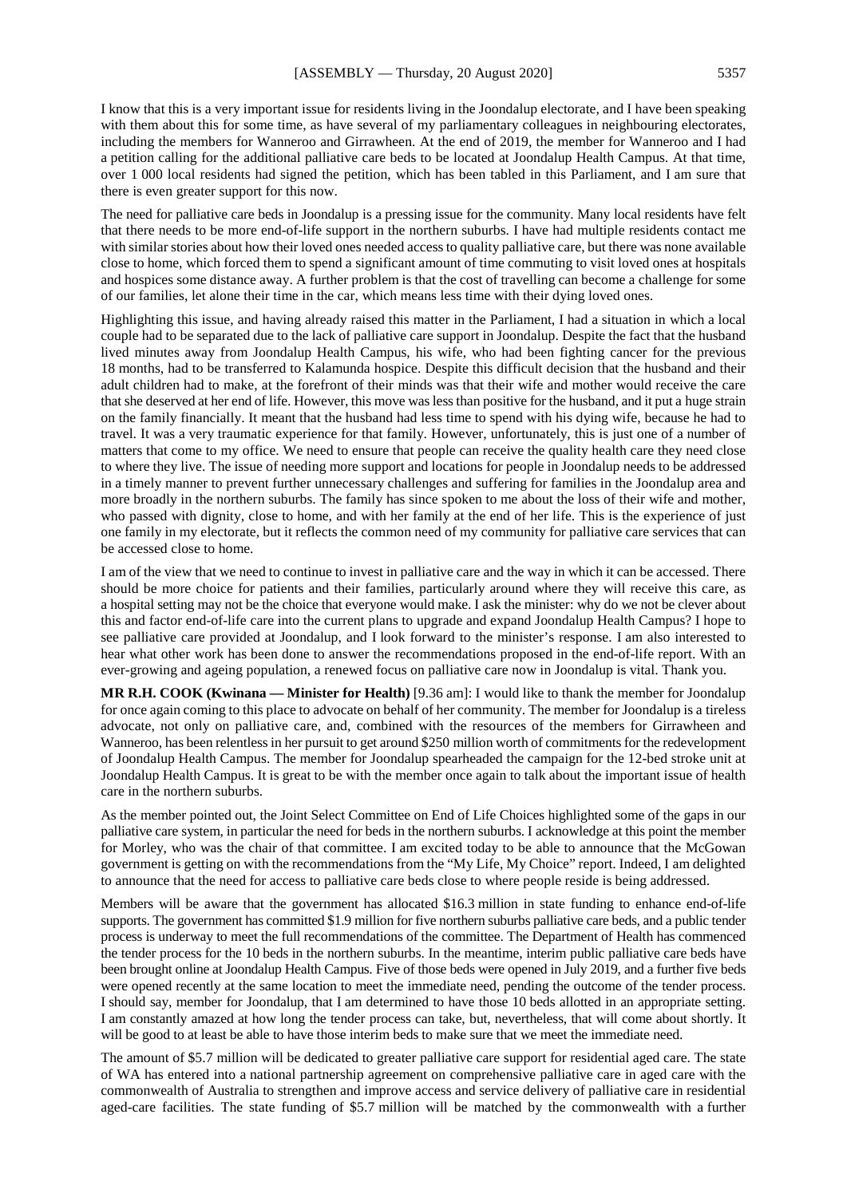I know that this is a very important issue for residents living in the Joondalup electorate, and I have been speaking with them about this for some time, as have several of my parliamentary colleagues in neighbouring electorates, including the members for Wanneroo and Girrawheen. At the end of 2019, the member for Wanneroo and I had a petition calling for the additional palliative care beds to be located at Joondalup Health Campus. At that time, over 1 000 local residents had signed the petition, which has been tabled in this Parliament, and I am sure that there is even greater support for this now.

The need for palliative care beds in Joondalup is a pressing issue for the community. Many local residents have felt that there needs to be more end-of-life support in the northern suburbs. I have had multiple residents contact me with similar stories about how their loved ones needed access to quality palliative care, but there was none available close to home, which forced them to spend a significant amount of time commuting to visit loved ones at hospitals and hospices some distance away. A further problem is that the cost of travelling can become a challenge for some of our families, let alone their time in the car, which means less time with their dying loved ones.

Highlighting this issue, and having already raised this matter in the Parliament, I had a situation in which a local couple had to be separated due to the lack of palliative care support in Joondalup. Despite the fact that the husband lived minutes away from Joondalup Health Campus, his wife, who had been fighting cancer for the previous 18 months, had to be transferred to Kalamunda hospice. Despite this difficult decision that the husband and their adult children had to make, at the forefront of their minds was that their wife and mother would receive the care that she deserved at her end of life. However, this move was less than positive for the husband, and it put a huge strain on the family financially. It meant that the husband had less time to spend with his dying wife, because he had to travel. It was a very traumatic experience for that family. However, unfortunately, this is just one of a number of matters that come to my office. We need to ensure that people can receive the quality health care they need close to where they live. The issue of needing more support and locations for people in Joondalup needs to be addressed in a timely manner to prevent further unnecessary challenges and suffering for families in the Joondalup area and more broadly in the northern suburbs. The family has since spoken to me about the loss of their wife and mother, who passed with dignity, close to home, and with her family at the end of her life. This is the experience of just one family in my electorate, but it reflects the common need of my community for palliative care services that can be accessed close to home.

I am of the view that we need to continue to invest in palliative care and the way in which it can be accessed. There should be more choice for patients and their families, particularly around where they will receive this care, as a hospital setting may not be the choice that everyone would make. I ask the minister: why do we not be clever about this and factor end-of-life care into the current plans to upgrade and expand Joondalup Health Campus? I hope to see palliative care provided at Joondalup, and I look forward to the minister's response. I am also interested to hear what other work has been done to answer the recommendations proposed in the end-of-life report. With an ever-growing and ageing population, a renewed focus on palliative care now in Joondalup is vital. Thank you.

**MR R.H. COOK (Kwinana — Minister for Health)** [9.36 am]: I would like to thank the member for Joondalup for once again coming to this place to advocate on behalf of her community. The member for Joondalup is a tireless advocate, not only on palliative care, and, combined with the resources of the members for Girrawheen and Wanneroo, has been relentless in her pursuit to get around $250 million worth of commitments for the redevelopment of Joondalup Health Campus. The member for Joondalup spearheaded the campaign for the 12-bed stroke unit at Joondalup Health Campus. It is great to be with the member once again to talk about the important issue of health care in the northern suburbs.

As the member pointed out, the Joint Select Committee on End of Life Choices highlighted some of the gaps in our palliative care system, in particular the need for beds in the northern suburbs. I acknowledge at this point the member for Morley, who was the chair of that committee. I am excited today to be able to announce that the McGowan government is getting on with the recommendations from the "My Life, My Choice" report. Indeed, I am delighted to announce that the need for access to palliative care beds close to where people reside is being addressed.

Members will be aware that the government has allocated $16.3 million in state funding to enhance end-of-life supports. The government has committed $1.9 million for five northern suburbs palliative care beds, and a public tender process is underway to meet the full recommendations of the committee. The Department of Health has commenced the tender process for the 10 beds in the northern suburbs. In the meantime, interim public palliative care beds have been brought online at Joondalup Health Campus. Five of those beds were opened in July 2019, and a further five beds were opened recently at the same location to meet the immediate need, pending the outcome of the tender process. I should say, member for Joondalup, that I am determined to have those 10 beds allotted in an appropriate setting. I am constantly amazed at how long the tender process can take, but, nevertheless, that will come about shortly. It will be good to at least be able to have those interim beds to make sure that we meet the immediate need.

The amount of $5.7 million will be dedicated to greater palliative care support for residential aged care. The state of WA has entered into a national partnership agreement on comprehensive palliative care in aged care with the commonwealth of Australia to strengthen and improve access and service delivery of palliative care in residential aged-care facilities. The state funding of $5.7 million will be matched by the commonwealth with a further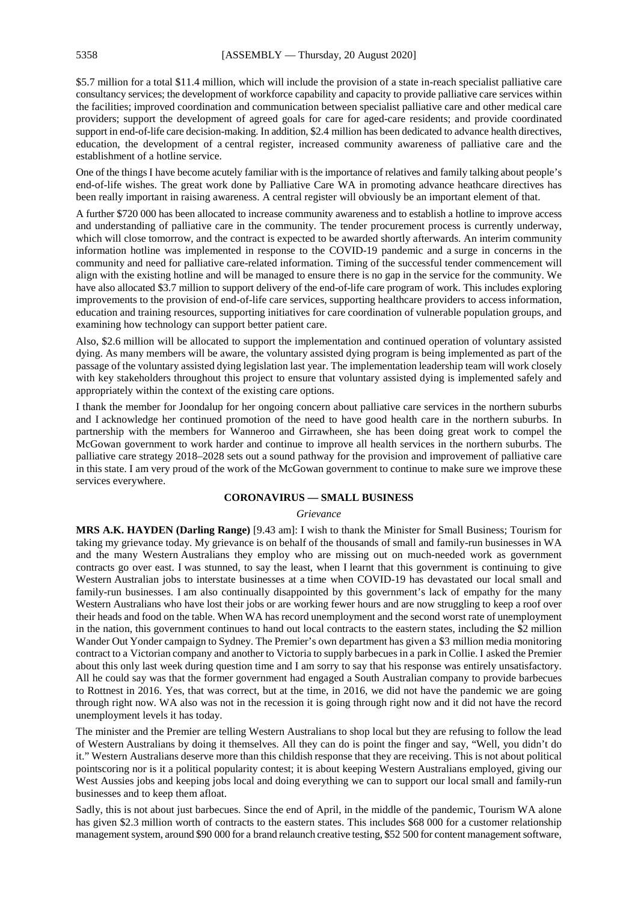$5.7 million for a total $11.4 million, which will include the provision of a state in-reach specialist palliative care consultancy services; the development of workforce capability and capacity to provide palliative care services within the facilities; improved coordination and communication between specialist palliative care and other medical care providers; support the development of agreed goals for care for aged-care residents; and provide coordinated support in end-of-life care decision-making. In addition, $2.4 million has been dedicated to advance health directives, education, the development of a central register, increased community awareness of palliative care and the establishment of a hotline service.

One of the things I have become acutely familiar with is the importance of relatives and family talking about people's end-of-life wishes. The great work done by Palliative Care WA in promoting advance heathcare directives has been really important in raising awareness. A central register will obviously be an important element of that.

A further $720 000 has been allocated to increase community awareness and to establish a hotline to improve access and understanding of palliative care in the community. The tender procurement process is currently underway, which will close tomorrow, and the contract is expected to be awarded shortly afterwards. An interim community information hotline was implemented in response to the COVID-19 pandemic and a surge in concerns in the community and need for palliative care-related information. Timing of the successful tender commencement will align with the existing hotline and will be managed to ensure there is no gap in the service for the community. We have also allocated $3.7 million to support delivery of the end-of-life care program of work. This includes exploring improvements to the provision of end-of-life care services, supporting healthcare providers to access information, education and training resources, supporting initiatives for care coordination of vulnerable population groups, and examining how technology can support better patient care.

Also, $2.6 million will be allocated to support the implementation and continued operation of voluntary assisted dying. As many members will be aware, the voluntary assisted dying program is being implemented as part of the passage of the voluntary assisted dying legislation last year. The implementation leadership team will work closely with key stakeholders throughout this project to ensure that voluntary assisted dying is implemented safely and appropriately within the context of the existing care options.

I thank the member for Joondalup for her ongoing concern about palliative care services in the northern suburbs and I acknowledge her continued promotion of the need to have good health care in the northern suburbs. In partnership with the members for Wanneroo and Girrawheen, she has been doing great work to compel the McGowan government to work harder and continue to improve all health services in the northern suburbs. The palliative care strategy 2018–2028 sets out a sound pathway for the provision and improvement of palliative care in this state. I am very proud of the work of the McGowan government to continue to make sure we improve these services everywhere.

## CORONAVIRUS — SMALL BUSINESS

*Grievance*

**MRS A.K. HAYDEN (Darling Range)** [9.43 am]: I wish to thank the Minister for Small Business; Tourism for taking my grievance today. My grievance is on behalf of the thousands of small and family-run businesses in WA and the many Western Australians they employ who are missing out on much-needed work as government contracts go over east. I was stunned, to say the least, when I learnt that this government is continuing to give Western Australian jobs to interstate businesses at a time when COVID-19 has devastated our local small and family-run businesses. I am also continually disappointed by this government's lack of empathy for the many Western Australians who have lost their jobs or are working fewer hours and are now struggling to keep a roof over their heads and food on the table. When WA has record unemployment and the second worst rate of unemployment in the nation, this government continues to hand out local contracts to the eastern states, including the $2 million Wander Out Yonder campaign to Sydney. The Premier's own department has given a $3 million media monitoring contract to a Victorian company and another to Victoria to supply barbecues in a park in Collie. I asked the Premier about this only last week during question time and I am sorry to say that his response was entirely unsatisfactory. All he could say was that the former government had engaged a South Australian company to provide barbecues to Rottnest in 2016. Yes, that was correct, but at the time, in 2016, we did not have the pandemic we are going through right now. WA also was not in the recession it is going through right now and it did not have the record unemployment levels it has today.

The minister and the Premier are telling Western Australians to shop local but they are refusing to follow the lead of Western Australians by doing it themselves. All they can do is point the finger and say, "Well, you didn't do it." Western Australians deserve more than this childish response that they are receiving. This is not about political pointscoring nor is it a political popularity contest; it is about keeping Western Australians employed, giving our West Aussies jobs and keeping jobs local and doing everything we can to support our local small and family-run businesses and to keep them afloat.

Sadly, this is not about just barbecues. Since the end of April, in the middle of the pandemic, Tourism WA alone has given $2.3 million worth of contracts to the eastern states. This includes $68 000 for a customer relationship management system, around $90 000 for a brand relaunch creative testing, $52 500 for content management software,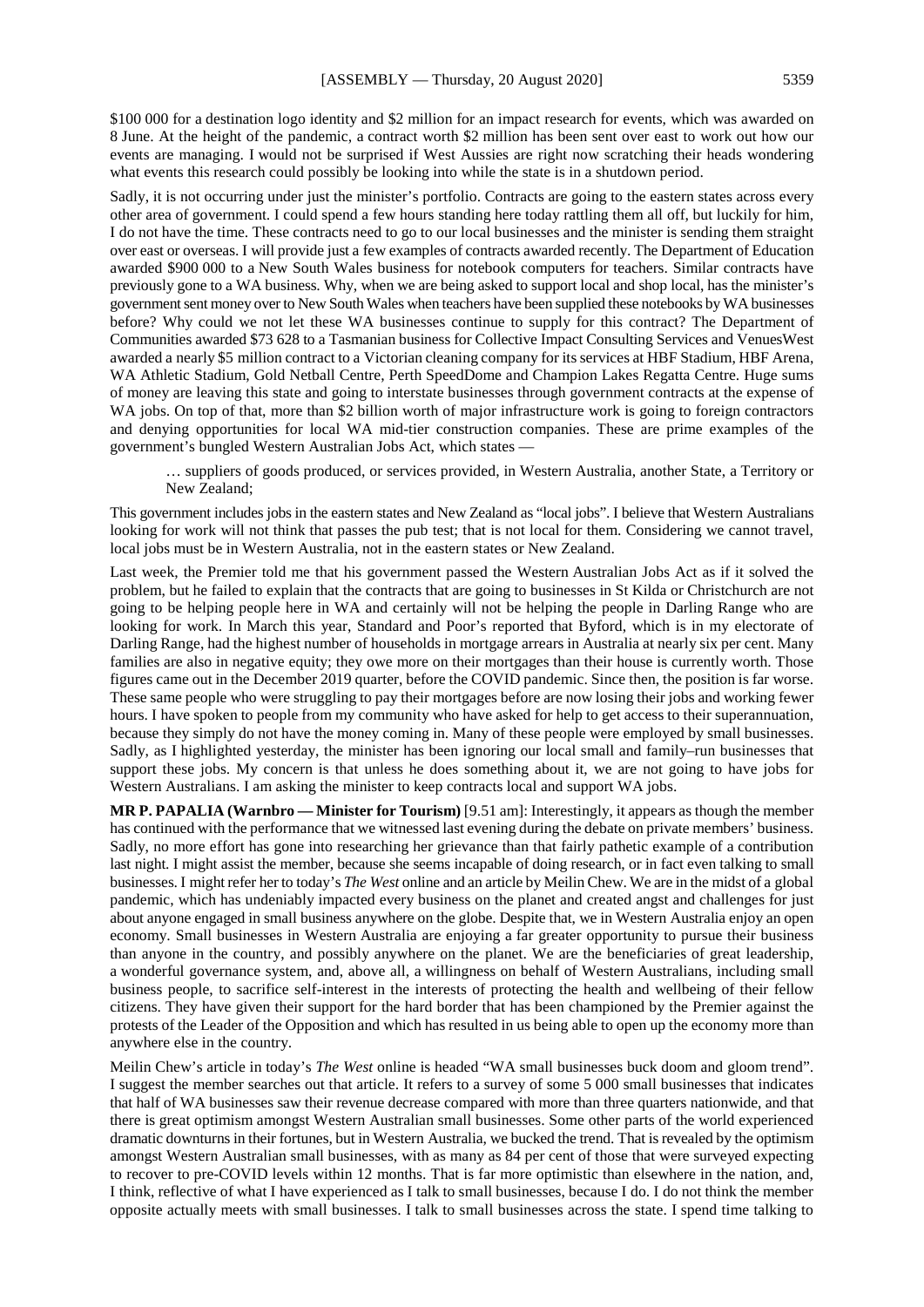$100 000 for a destination logo identity and $2 million for an impact research for events, which was awarded on 8 June. At the height of the pandemic, a contract worth $2 million has been sent over east to work out how our events are managing. I would not be surprised if West Aussies are right now scratching their heads wondering what events this research could possibly be looking into while the state is in a shutdown period.

Sadly, it is not occurring under just the minister's portfolio. Contracts are going to the eastern states across every other area of government. I could spend a few hours standing here today rattling them all off, but luckily for him, I do not have the time. These contracts need to go to our local businesses and the minister is sending them straight over east or overseas. I will provide just a few examples of contracts awarded recently. The Department of Education awarded $900 000 to a New South Wales business for notebook computers for teachers. Similar contracts have previously gone to a WA business. Why, when we are being asked to support local and shop local, has the minister's government sent money over to New South Wales when teachers have been supplied these notebooks by WA businesses before? Why could we not let these WA businesses continue to supply for this contract? The Department of Communities awarded $73 628 to a Tasmanian business for Collective Impact Consulting Services and VenuesWest awarded a nearly $5 million contract to a Victorian cleaning company for its services at HBF Stadium, HBF Arena, WA Athletic Stadium, Gold Netball Centre, Perth SpeedDome and Champion Lakes Regatta Centre. Huge sums of money are leaving this state and going to interstate businesses through government contracts at the expense of WA jobs. On top of that, more than $2 billion worth of major infrastructure work is going to foreign contractors and denying opportunities for local WA mid-tier construction companies. These are prime examples of the government's bungled Western Australian Jobs Act, which states —

> … suppliers of goods produced, or services provided, in Western Australia, another State, a Territory or New Zealand;

This government includes jobs in the eastern states and New Zealand as "local jobs". I believe that Western Australians looking for work will not think that passes the pub test; that is not local for them. Considering we cannot travel, local jobs must be in Western Australia, not in the eastern states or New Zealand.

Last week, the Premier told me that his government passed the Western Australian Jobs Act as if it solved the problem, but he failed to explain that the contracts that are going to businesses in St Kilda or Christchurch are not going to be helping people here in WA and certainly will not be helping the people in Darling Range who are looking for work. In March this year, Standard and Poor's reported that Byford, which is in my electorate of Darling Range, had the highest number of households in mortgage arrears in Australia at nearly six per cent. Many families are also in negative equity; they owe more on their mortgages than their house is currently worth. Those figures came out in the December 2019 quarter, before the COVID pandemic. Since then, the position is far worse. These same people who were struggling to pay their mortgages before are now losing their jobs and working fewer hours. I have spoken to people from my community who have asked for help to get access to their superannuation, because they simply do not have the money coming in. Many of these people were employed by small businesses. Sadly, as I highlighted yesterday, the minister has been ignoring our local small and family–run businesses that support these jobs. My concern is that unless he does something about it, we are not going to have jobs for Western Australians. I am asking the minister to keep contracts local and support WA jobs.

**MR P. PAPALIA (Warnbro — Minister for Tourism)** [9.51 am]: Interestingly, it appears as though the member has continued with the performance that we witnessed last evening during the debate on private members' business. Sadly, no more effort has gone into researching her grievance than that fairly pathetic example of a contribution last night. I might assist the member, because she seems incapable of doing research, or in fact even talking to small businesses. I might refer her to today's *The West* online and an article by Meilin Chew. We are in the midst of a global pandemic, which has undeniably impacted every business on the planet and created angst and challenges for just about anyone engaged in small business anywhere on the globe. Despite that, we in Western Australia enjoy an open economy. Small businesses in Western Australia are enjoying a far greater opportunity to pursue their business than anyone in the country, and possibly anywhere on the planet. We are the beneficiaries of great leadership, a wonderful governance system, and, above all, a willingness on behalf of Western Australians, including small business people, to sacrifice self-interest in the interests of protecting the health and wellbeing of their fellow citizens. They have given their support for the hard border that has been championed by the Premier against the protests of the Leader of the Opposition and which has resulted in us being able to open up the economy more than anywhere else in the country.

Meilin Chew's article in today's *The West* online is headed "WA small businesses buck doom and gloom trend". I suggest the member searches out that article. It refers to a survey of some 5 000 small businesses that indicates that half of WA businesses saw their revenue decrease compared with more than three quarters nationwide, and that there is great optimism amongst Western Australian small businesses. Some other parts of the world experienced dramatic downturns in their fortunes, but in Western Australia, we bucked the trend. That is revealed by the optimism amongst Western Australian small businesses, with as many as 84 per cent of those that were surveyed expecting to recover to pre-COVID levels within 12 months. That is far more optimistic than elsewhere in the nation, and, I think, reflective of what I have experienced as I talk to small businesses, because I do. I do not think the member opposite actually meets with small businesses. I talk to small businesses across the state. I spend time talking to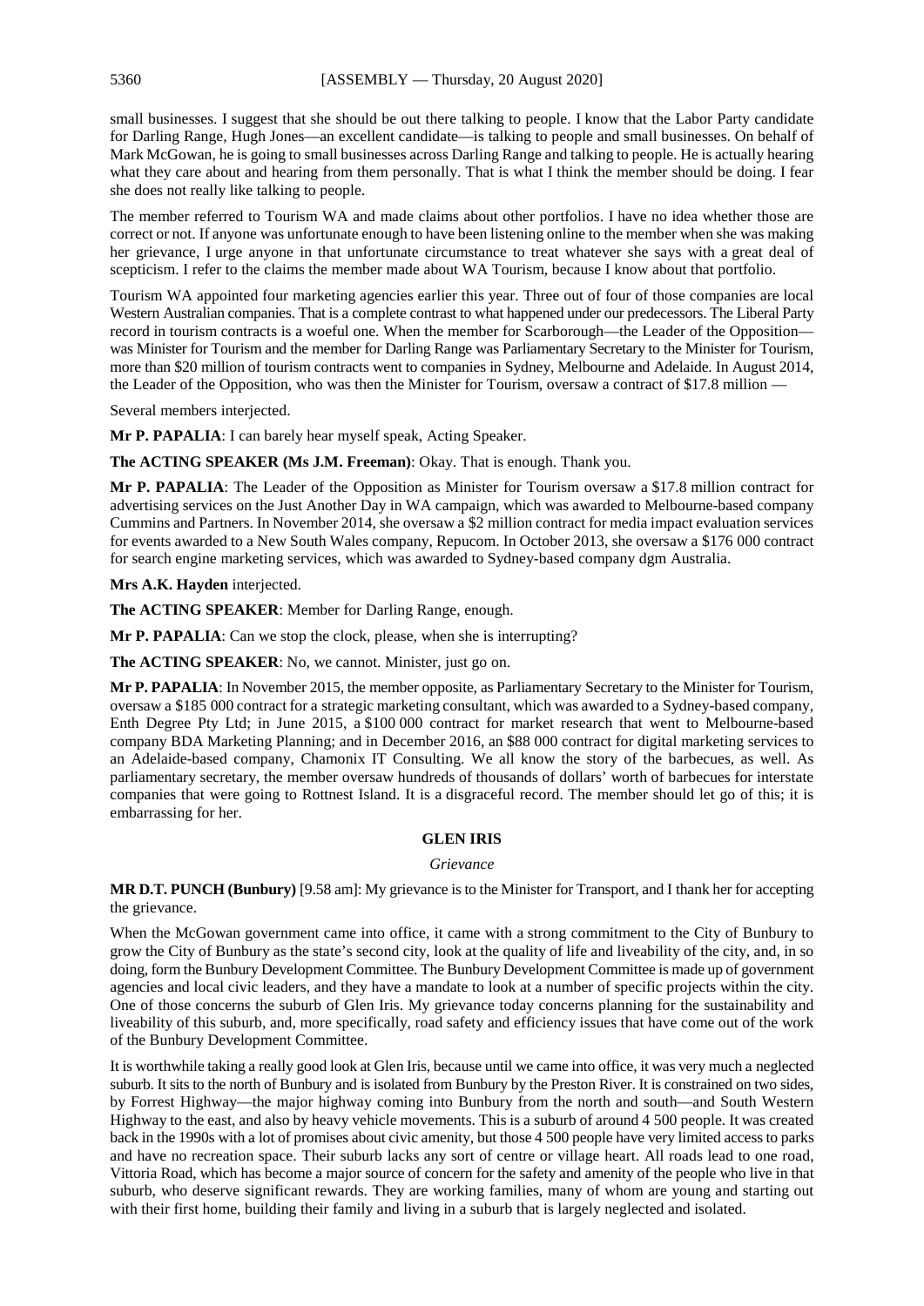small businesses. I suggest that she should be out there talking to people. I know that the Labor Party candidate for Darling Range, Hugh Jones—an excellent candidate—is talking to people and small businesses. On behalf of Mark McGowan, he is going to small businesses across Darling Range and talking to people. He is actually hearing what they care about and hearing from them personally. That is what I think the member should be doing. I fear she does not really like talking to people.

The member referred to Tourism WA and made claims about other portfolios. I have no idea whether those are correct or not. If anyone was unfortunate enough to have been listening online to the member when she was making her grievance, I urge anyone in that unfortunate circumstance to treat whatever she says with a great deal of scepticism. I refer to the claims the member made about WA Tourism, because I know about that portfolio.

Tourism WA appointed four marketing agencies earlier this year. Three out of four of those companies are local Western Australian companies. That is a complete contrast to what happened under our predecessors. The Liberal Party record in tourism contracts is a woeful one. When the member for Scarborough—the Leader of the Opposition—was Minister for Tourism and the member for Darling Range was Parliamentary Secretary to the Minister for Tourism, more than $20 million of tourism contracts went to companies in Sydney, Melbourne and Adelaide. In August 2014, the Leader of the Opposition, who was then the Minister for Tourism, oversaw a contract of $17.8 million —

Several members interjected.

**Mr P. PAPALIA**: I can barely hear myself speak, Acting Speaker.

**The ACTING SPEAKER (Ms J.M. Freeman)**: Okay. That is enough. Thank you.

**Mr P. PAPALIA**: The Leader of the Opposition as Minister for Tourism oversaw a $17.8 million contract for advertising services on the Just Another Day in WA campaign, which was awarded to Melbourne-based company Cummins and Partners. In November 2014, she oversaw a $2 million contract for media impact evaluation services for events awarded to a New South Wales company, Repucom. In October 2013, she oversaw a $176 000 contract for search engine marketing services, which was awarded to Sydney-based company dgm Australia.

**Mrs A.K. Hayden** interjected.

**The ACTING SPEAKER**: Member for Darling Range, enough.

**Mr P. PAPALIA**: Can we stop the clock, please, when she is interrupting?

**The ACTING SPEAKER**: No, we cannot. Minister, just go on.

**Mr P. PAPALIA**: In November 2015, the member opposite, as Parliamentary Secretary to the Minister for Tourism, oversaw a $185 000 contract for a strategic marketing consultant, which was awarded to a Sydney-based company, Enth Degree Pty Ltd; in June 2015, a $100 000 contract for market research that went to Melbourne-based company BDA Marketing Planning; and in December 2016, an $88 000 contract for digital marketing services to an Adelaide-based company, Chamonix IT Consulting. We all know the story of the barbecues, as well. As parliamentary secretary, the member oversaw hundreds of thousands of dollars' worth of barbecues for interstate companies that were going to Rottnest Island. It is a disgraceful record. The member should let go of this; it is embarrassing for her.

## GLEN IRIS

*Grievance*

**MR D.T. PUNCH (Bunbury)** [9.58 am]: My grievance is to the Minister for Transport, and I thank her for accepting the grievance.

When the McGowan government came into office, it came with a strong commitment to the City of Bunbury to grow the City of Bunbury as the state's second city, look at the quality of life and liveability of the city, and, in so doing, form the Bunbury Development Committee. The Bunbury Development Committee is made up of government agencies and local civic leaders, and they have a mandate to look at a number of specific projects within the city. One of those concerns the suburb of Glen Iris. My grievance today concerns planning for the sustainability and liveability of this suburb, and, more specifically, road safety and efficiency issues that have come out of the work of the Bunbury Development Committee.

It is worthwhile taking a really good look at Glen Iris, because until we came into office, it was very much a neglected suburb. It sits to the north of Bunbury and is isolated from Bunbury by the Preston River. It is constrained on two sides, by Forrest Highway—the major highway coming into Bunbury from the north and south—and South Western Highway to the east, and also by heavy vehicle movements. This is a suburb of around 4 500 people. It was created back in the 1990s with a lot of promises about civic amenity, but those 4 500 people have very limited access to parks and have no recreation space. Their suburb lacks any sort of centre or village heart. All roads lead to one road, Vittoria Road, which has become a major source of concern for the safety and amenity of the people who live in that suburb, who deserve significant rewards. They are working families, many of whom are young and starting out with their first home, building their family and living in a suburb that is largely neglected and isolated.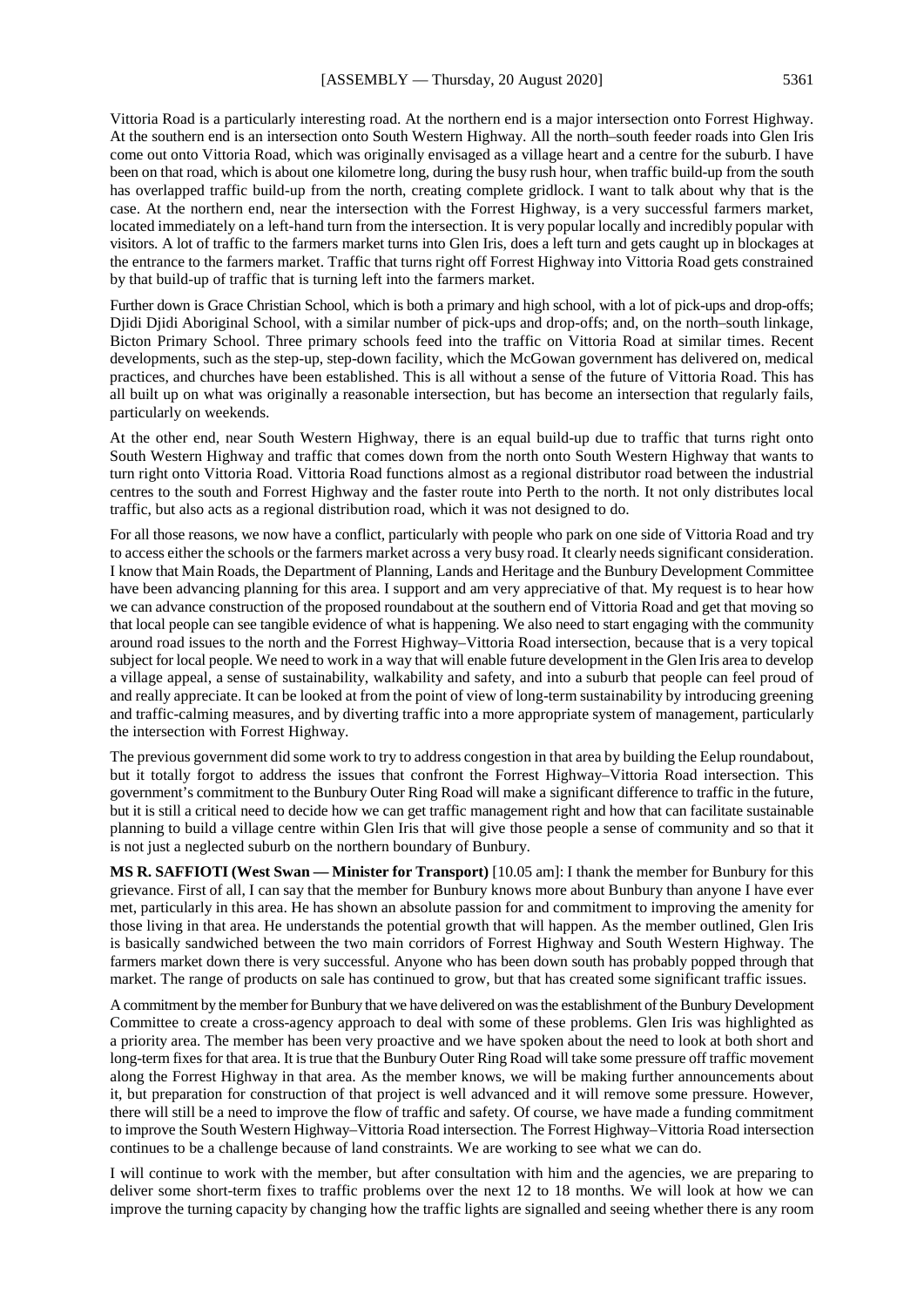Vittoria Road is a particularly interesting road. At the northern end is a major intersection onto Forrest Highway. At the southern end is an intersection onto South Western Highway. All the north–south feeder roads into Glen Iris come out onto Vittoria Road, which was originally envisaged as a village heart and a centre for the suburb. I have been on that road, which is about one kilometre long, during the busy rush hour, when traffic build-up from the south has overlapped traffic build-up from the north, creating complete gridlock. I want to talk about why that is the case. At the northern end, near the intersection with the Forrest Highway, is a very successful farmers market, located immediately on a left-hand turn from the intersection. It is very popular locally and incredibly popular with visitors. A lot of traffic to the farmers market turns into Glen Iris, does a left turn and gets caught up in blockages at the entrance to the farmers market. Traffic that turns right off Forrest Highway into Vittoria Road gets constrained by that build-up of traffic that is turning left into the farmers market.

Further down is Grace Christian School, which is both a primary and high school, with a lot of pick-ups and drop-offs; Djidi Djidi Aboriginal School, with a similar number of pick-ups and drop-offs; and, on the north–south linkage, Bicton Primary School. Three primary schools feed into the traffic on Vittoria Road at similar times. Recent developments, such as the step-up, step-down facility, which the McGowan government has delivered on, medical practices, and churches have been established. This is all without a sense of the future of Vittoria Road. This has all built up on what was originally a reasonable intersection, but has become an intersection that regularly fails, particularly on weekends.

At the other end, near South Western Highway, there is an equal build-up due to traffic that turns right onto South Western Highway and traffic that comes down from the north onto South Western Highway that wants to turn right onto Vittoria Road. Vittoria Road functions almost as a regional distributor road between the industrial centres to the south and Forrest Highway and the faster route into Perth to the north. It not only distributes local traffic, but also acts as a regional distribution road, which it was not designed to do.

For all those reasons, we now have a conflict, particularly with people who park on one side of Vittoria Road and try to access either the schools or the farmers market across a very busy road. It clearly needs significant consideration. I know that Main Roads, the Department of Planning, Lands and Heritage and the Bunbury Development Committee have been advancing planning for this area. I support and am very appreciative of that. My request is to hear how we can advance construction of the proposed roundabout at the southern end of Vittoria Road and get that moving so that local people can see tangible evidence of what is happening. We also need to start engaging with the community around road issues to the north and the Forrest Highway–Vittoria Road intersection, because that is a very topical subject for local people. We need to work in a way that will enable future development in the Glen Iris area to develop a village appeal, a sense of sustainability, walkability and safety, and into a suburb that people can feel proud of and really appreciate. It can be looked at from the point of view of long-term sustainability by introducing greening and traffic-calming measures, and by diverting traffic into a more appropriate system of management, particularly the intersection with Forrest Highway.

The previous government did some work to try to address congestion in that area by building the Eelup roundabout, but it totally forgot to address the issues that confront the Forrest Highway–Vittoria Road intersection. This government's commitment to the Bunbury Outer Ring Road will make a significant difference to traffic in the future, but it is still a critical need to decide how we can get traffic management right and how that can facilitate sustainable planning to build a village centre within Glen Iris that will give those people a sense of community and so that it is not just a neglected suburb on the northern boundary of Bunbury.

**MS R. SAFFIOTI (West Swan — Minister for Transport)** [10.05 am]: I thank the member for Bunbury for this grievance. First of all, I can say that the member for Bunbury knows more about Bunbury than anyone I have ever met, particularly in this area. He has shown an absolute passion for and commitment to improving the amenity for those living in that area. He understands the potential growth that will happen. As the member outlined, Glen Iris is basically sandwiched between the two main corridors of Forrest Highway and South Western Highway. The farmers market down there is very successful. Anyone who has been down south has probably popped through that market. The range of products on sale has continued to grow, but that has created some significant traffic issues.

A commitment by the member for Bunbury that we have delivered on was the establishment of the Bunbury Development Committee to create a cross-agency approach to deal with some of these problems. Glen Iris was highlighted as a priority area. The member has been very proactive and we have spoken about the need to look at both short and long-term fixes for that area. It is true that the Bunbury Outer Ring Road will take some pressure off traffic movement along the Forrest Highway in that area. As the member knows, we will be making further announcements about it, but preparation for construction of that project is well advanced and it will remove some pressure. However, there will still be a need to improve the flow of traffic and safety. Of course, we have made a funding commitment to improve the South Western Highway–Vittoria Road intersection. The Forrest Highway–Vittoria Road intersection continues to be a challenge because of land constraints. We are working to see what we can do.

I will continue to work with the member, but after consultation with him and the agencies, we are preparing to deliver some short-term fixes to traffic problems over the next 12 to 18 months. We will look at how we can improve the turning capacity by changing how the traffic lights are signalled and seeing whether there is any room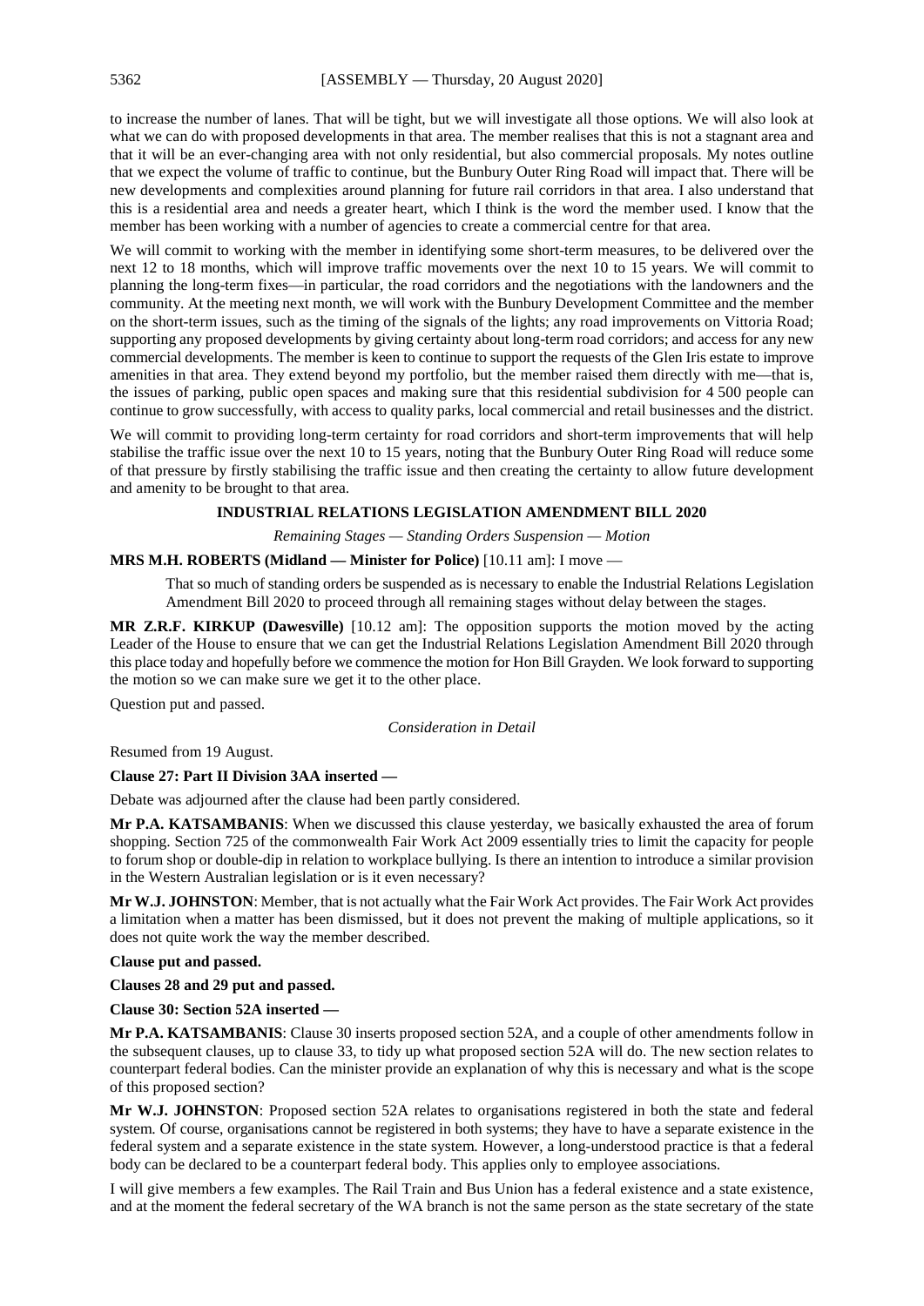to increase the number of lanes. That will be tight, but we will investigate all those options. We will also look at what we can do with proposed developments in that area. The member realises that this is not a stagnant area and that it will be an ever-changing area with not only residential, but also commercial proposals. My notes outline that we expect the volume of traffic to continue, but the Bunbury Outer Ring Road will impact that. There will be new developments and complexities around planning for future rail corridors in that area. I also understand that this is a residential area and needs a greater heart, which I think is the word the member used. I know that the member has been working with a number of agencies to create a commercial centre for that area.

We will commit to working with the member in identifying some short-term measures, to be delivered over the next 12 to 18 months, which will improve traffic movements over the next 10 to 15 years. We will commit to planning the long-term fixes—in particular, the road corridors and the negotiations with the landowners and the community. At the meeting next month, we will work with the Bunbury Development Committee and the member on the short-term issues, such as the timing of the signals of the lights; any road improvements on Vittoria Road; supporting any proposed developments by giving certainty about long-term road corridors; and access for any new commercial developments. The member is keen to continue to support the requests of the Glen Iris estate to improve amenities in that area. They extend beyond my portfolio, but the member raised them directly with me—that is, the issues of parking, public open spaces and making sure that this residential subdivision for 4 500 people can continue to grow successfully, with access to quality parks, local commercial and retail businesses and the district.

We will commit to providing long-term certainty for road corridors and short-term improvements that will help stabilise the traffic issue over the next 10 to 15 years, noting that the Bunbury Outer Ring Road will reduce some of that pressure by firstly stabilising the traffic issue and then creating the certainty to allow future development and amenity to be brought to that area.

## INDUSTRIAL RELATIONS LEGISLATION AMENDMENT BILL 2020

*Remaining Stages — Standing Orders Suspension — Motion*

**MRS M.H. ROBERTS (Midland — Minister for Police)** [10.11 am]: I move —

> That so much of standing orders be suspended as is necessary to enable the Industrial Relations Legislation Amendment Bill 2020 to proceed through all remaining stages without delay between the stages.

**MR Z.R.F. KIRKUP (Dawesville)** [10.12 am]: The opposition supports the motion moved by the acting Leader of the House to ensure that we can get the Industrial Relations Legislation Amendment Bill 2020 through this place today and hopefully before we commence the motion for Hon Bill Grayden. We look forward to supporting the motion so we can make sure we get it to the other place.

Question put and passed.

*Consideration in Detail*

Resumed from 19 August.

**Clause 27: Part II Division 3AA inserted —**

Debate was adjourned after the clause had been partly considered.

**Mr P.A. KATSAMBANIS**: When we discussed this clause yesterday, we basically exhausted the area of forum shopping. Section 725 of the commonwealth Fair Work Act 2009 essentially tries to limit the capacity for people to forum shop or double-dip in relation to workplace bullying. Is there an intention to introduce a similar provision in the Western Australian legislation or is it even necessary?

**Mr W.J. JOHNSTON**: Member, that is not actually what the Fair Work Act provides. The Fair Work Act provides a limitation when a matter has been dismissed, but it does not prevent the making of multiple applications, so it does not quite work the way the member described.

**Clause put and passed.**

**Clauses 28 and 29 put and passed.**

**Clause 30: Section 52A inserted —**

**Mr P.A. KATSAMBANIS**: Clause 30 inserts proposed section 52A, and a couple of other amendments follow in the subsequent clauses, up to clause 33, to tidy up what proposed section 52A will do. The new section relates to counterpart federal bodies. Can the minister provide an explanation of why this is necessary and what is the scope of this proposed section?

**Mr W.J. JOHNSTON**: Proposed section 52A relates to organisations registered in both the state and federal system. Of course, organisations cannot be registered in both systems; they have to have a separate existence in the federal system and a separate existence in the state system. However, a long-understood practice is that a federal body can be declared to be a counterpart federal body. This applies only to employee associations.

I will give members a few examples. The Rail Train and Bus Union has a federal existence and a state existence, and at the moment the federal secretary of the WA branch is not the same person as the state secretary of the state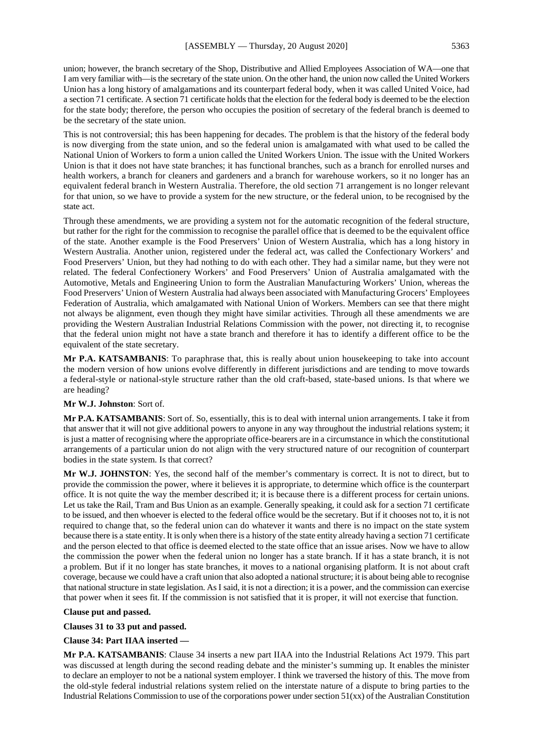union; however, the branch secretary of the Shop, Distributive and Allied Employees Association of WA—one that I am very familiar with—is the secretary of the state union. On the other hand, the union now called the United Workers Union has a long history of amalgamations and its counterpart federal body, when it was called United Voice, had a section 71 certificate. A section 71 certificate holds that the election for the federal body is deemed to be the election for the state body; therefore, the person who occupies the position of secretary of the federal branch is deemed to be the secretary of the state union.

This is not controversial; this has been happening for decades. The problem is that the history of the federal body is now diverging from the state union, and so the federal union is amalgamated with what used to be called the National Union of Workers to form a union called the United Workers Union. The issue with the United Workers Union is that it does not have state branches; it has functional branches, such as a branch for enrolled nurses and health workers, a branch for cleaners and gardeners and a branch for warehouse workers, so it no longer has an equivalent federal branch in Western Australia. Therefore, the old section 71 arrangement is no longer relevant for that union, so we have to provide a system for the new structure, or the federal union, to be recognised by the state act.

Through these amendments, we are providing a system not for the automatic recognition of the federal structure, but rather for the right for the commission to recognise the parallel office that is deemed to be the equivalent office of the state. Another example is the Food Preservers' Union of Western Australia, which has a long history in Western Australia. Another union, registered under the federal act, was called the Confectionary Workers' and Food Preservers' Union, but they had nothing to do with each other. They had a similar name, but they were not related. The federal Confectionery Workers' and Food Preservers' Union of Australia amalgamated with the Automotive, Metals and Engineering Union to form the Australian Manufacturing Workers' Union, whereas the Food Preservers' Union of Western Australia had always been associated with Manufacturing Grocers' Employees Federation of Australia, which amalgamated with National Union of Workers. Members can see that there might not always be alignment, even though they might have similar activities. Through all these amendments we are providing the Western Australian Industrial Relations Commission with the power, not directing it, to recognise that the federal union might not have a state branch and therefore it has to identify a different office to be the equivalent of the state secretary.

**Mr P.A. KATSAMBANIS**: To paraphrase that, this is really about union housekeeping to take into account the modern version of how unions evolve differently in different jurisdictions and are tending to move towards a federal-style or national-style structure rather than the old craft-based, state-based unions. Is that where we are heading?

**Mr W.J. Johnston**: Sort of.

**Mr P.A. KATSAMBANIS**: Sort of. So, essentially, this is to deal with internal union arrangements. I take it from that answer that it will not give additional powers to anyone in any way throughout the industrial relations system; it is just a matter of recognising where the appropriate office-bearers are in a circumstance in which the constitutional arrangements of a particular union do not align with the very structured nature of our recognition of counterpart bodies in the state system. Is that correct?

**Mr W.J. JOHNSTON**: Yes, the second half of the member's commentary is correct. It is not to direct, but to provide the commission the power, where it believes it is appropriate, to determine which office is the counterpart office. It is not quite the way the member described it; it is because there is a different process for certain unions. Let us take the Rail, Tram and Bus Union as an example. Generally speaking, it could ask for a section 71 certificate to be issued, and then whoever is elected to the federal office would be the secretary. But if it chooses not to, it is not required to change that, so the federal union can do whatever it wants and there is no impact on the state system because there is a state entity. It is only when there is a history of the state entity already having a section 71 certificate and the person elected to that office is deemed elected to the state office that an issue arises. Now we have to allow the commission the power when the federal union no longer has a state branch. If it has a state branch, it is not a problem. But if it no longer has state branches, it moves to a national organising platform. It is not about craft coverage, because we could have a craft union that also adopted a national structure; it is about being able to recognise that national structure in state legislation. As I said, it is not a direction; it is a power, and the commission can exercise that power when it sees fit. If the commission is not satisfied that it is proper, it will not exercise that function.

**Clause put and passed.**

**Clauses 31 to 33 put and passed.**

**Clause 34: Part IIAA inserted —**

**Mr P.A. KATSAMBANIS**: Clause 34 inserts a new part IIAA into the Industrial Relations Act 1979. This part was discussed at length during the second reading debate and the minister's summing up. It enables the minister to declare an employer to not be a national system employer. I think we traversed the history of this. The move from the old-style federal industrial relations system relied on the interstate nature of a dispute to bring parties to the Industrial Relations Commission to use of the corporations power under section 51(xx) of the Australian Constitution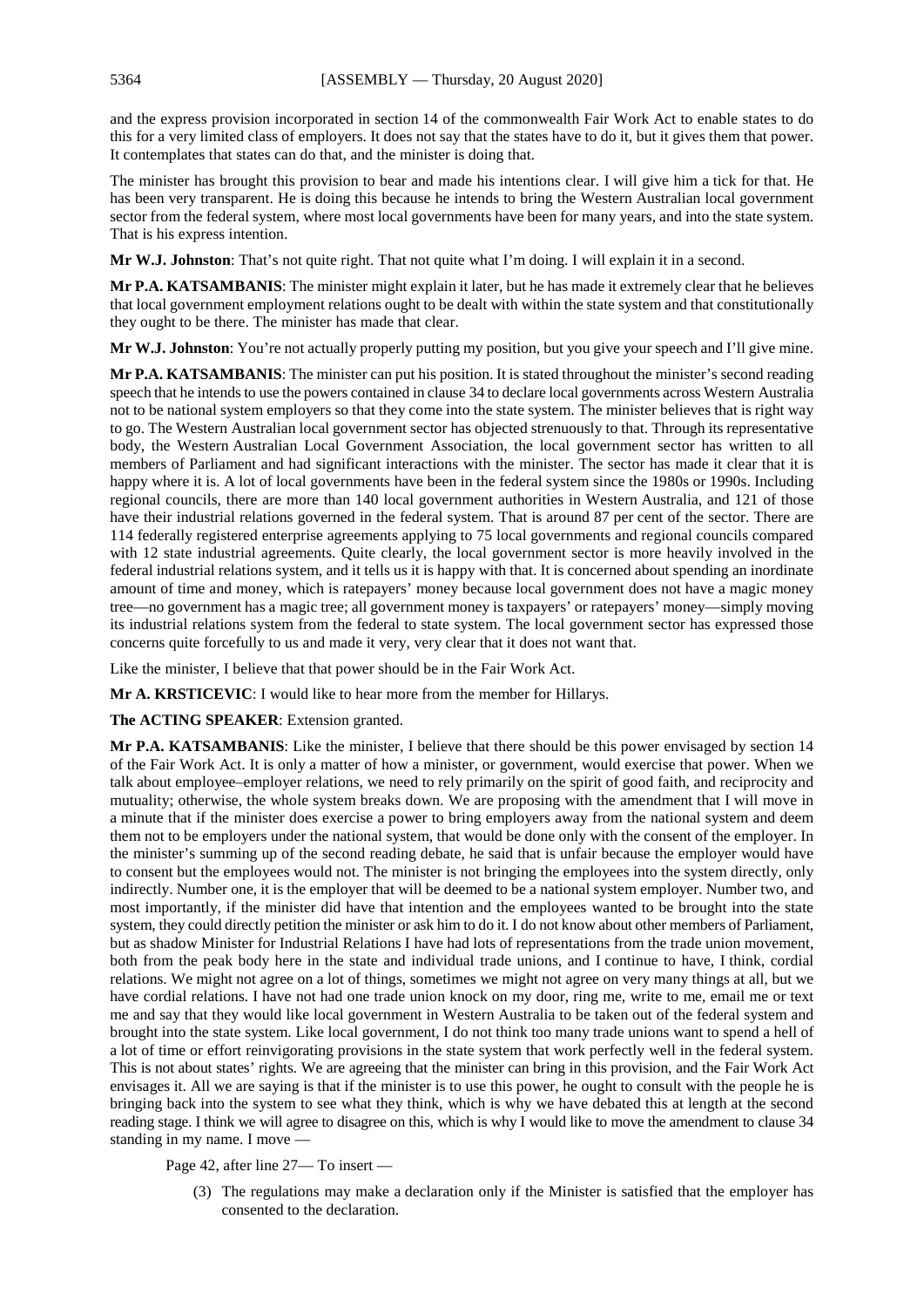and the express provision incorporated in section 14 of the commonwealth Fair Work Act to enable states to do this for a very limited class of employers. It does not say that the states have to do it, but it gives them that power. It contemplates that states can do that, and the minister is doing that.

The minister has brought this provision to bear and made his intentions clear. I will give him a tick for that. He has been very transparent. He is doing this because he intends to bring the Western Australian local government sector from the federal system, where most local governments have been for many years, and into the state system. That is his express intention.

**Mr W.J. Johnston**: That's not quite right. That not quite what I'm doing. I will explain it in a second.

**Mr P.A. KATSAMBANIS**: The minister might explain it later, but he has made it extremely clear that he believes that local government employment relations ought to be dealt with within the state system and that constitutionally they ought to be there. The minister has made that clear.

**Mr W.J. Johnston**: You're not actually properly putting my position, but you give your speech and I'll give mine.

**Mr P.A. KATSAMBANIS**: The minister can put his position. It is stated throughout the minister's second reading speech that he intends to use the powers contained in clause 34 to declare local governments across Western Australia not to be national system employers so that they come into the state system. The minister believes that is right way to go. The Western Australian local government sector has objected strenuously to that. Through its representative body, the Western Australian Local Government Association, the local government sector has written to all members of Parliament and had significant interactions with the minister. The sector has made it clear that it is happy where it is. A lot of local governments have been in the federal system since the 1980s or 1990s. Including regional councils, there are more than 140 local government authorities in Western Australia, and 121 of those have their industrial relations governed in the federal system. That is around 87 per cent of the sector. There are 114 federally registered enterprise agreements applying to 75 local governments and regional councils compared with 12 state industrial agreements. Quite clearly, the local government sector is more heavily involved in the federal industrial relations system, and it tells us it is happy with that. It is concerned about spending an inordinate amount of time and money, which is ratepayers' money because local government does not have a magic money tree—no government has a magic tree; all government money is taxpayers' or ratepayers' money—simply moving its industrial relations system from the federal to state system. The local government sector has expressed those concerns quite forcefully to us and made it very, very clear that it does not want that.

Like the minister, I believe that that power should be in the Fair Work Act.

**Mr A. KRSTICEVIC**: I would like to hear more from the member for Hillarys.

**The ACTING SPEAKER**: Extension granted.

**Mr P.A. KATSAMBANIS**: Like the minister, I believe that there should be this power envisaged by section 14 of the Fair Work Act. It is only a matter of how a minister, or government, would exercise that power. When we talk about employee–employer relations, we need to rely primarily on the spirit of good faith, and reciprocity and mutuality; otherwise, the whole system breaks down. We are proposing with the amendment that I will move in a minute that if the minister does exercise a power to bring employers away from the national system and deem them not to be employers under the national system, that would be done only with the consent of the employer. In the minister's summing up of the second reading debate, he said that is unfair because the employer would have to consent but the employees would not. The minister is not bringing the employees into the system directly, only indirectly. Number one, it is the employer that will be deemed to be a national system employer. Number two, and most importantly, if the minister did have that intention and the employees wanted to be brought into the state system, they could directly petition the minister or ask him to do it. I do not know about other members of Parliament, but as shadow Minister for Industrial Relations I have had lots of representations from the trade union movement, both from the peak body here in the state and individual trade unions, and I continue to have, I think, cordial relations. We might not agree on a lot of things, sometimes we might not agree on very many things at all, but we have cordial relations. I have not had one trade union knock on my door, ring me, write to me, email me or text me and say that they would like local government in Western Australia to be taken out of the federal system and brought into the state system. Like local government, I do not think too many trade unions want to spend a hell of a lot of time or effort reinvigorating provisions in the state system that work perfectly well in the federal system. This is not about states' rights. We are agreeing that the minister can bring in this provision, and the Fair Work Act envisages it. All we are saying is that if the minister is to use this power, he ought to consult with the people he is bringing back into the system to see what they think, which is why we have debated this at length at the second reading stage. I think we will agree to disagree on this, which is why I would like to move the amendment to clause 34 standing in my name. I move —

Page 42, after line 27— To insert —

> (3) The regulations may make a declaration only if the Minister is satisfied that the employer has consented to the declaration.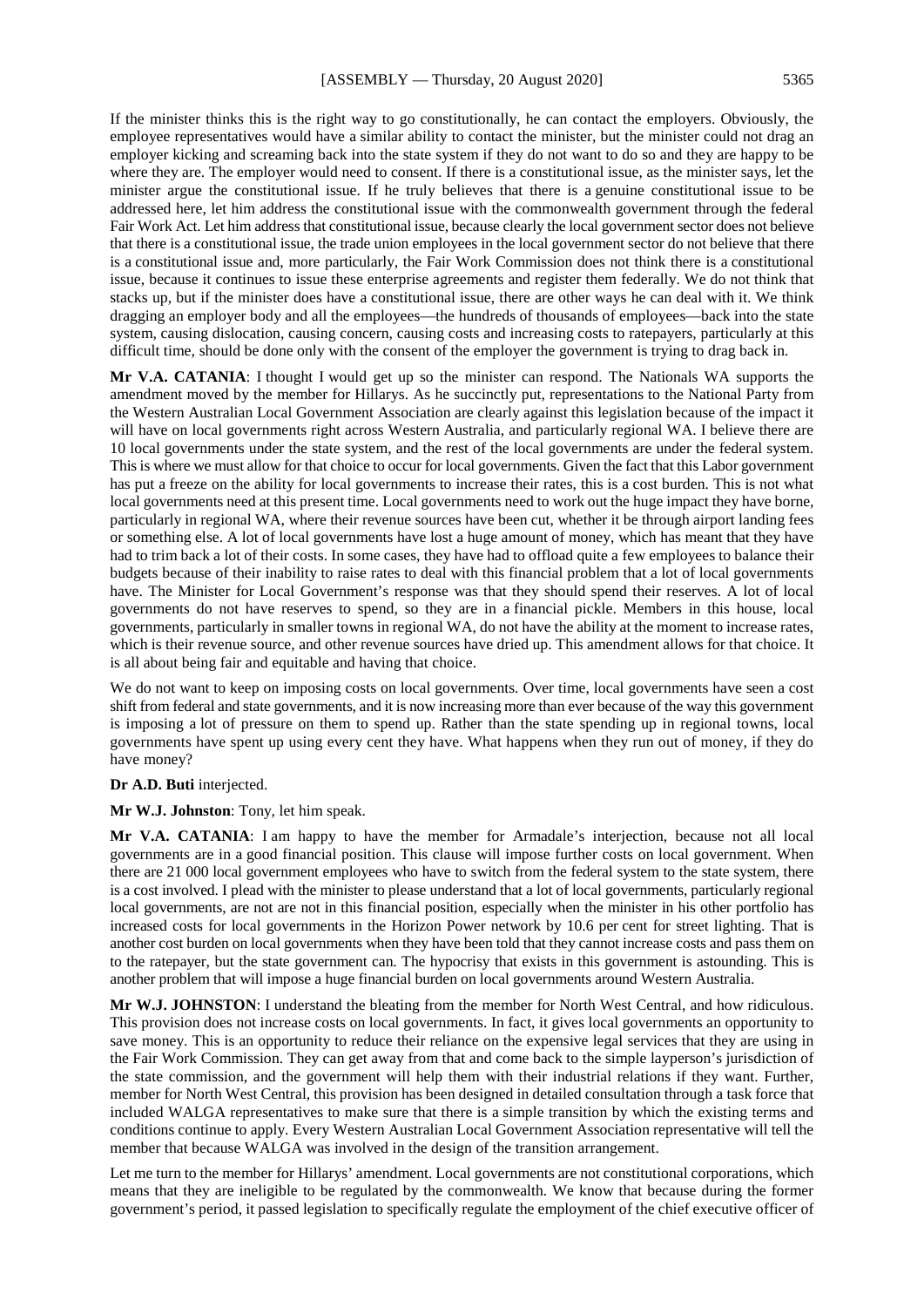If the minister thinks this is the right way to go constitutionally, he can contact the employers. Obviously, the employee representatives would have a similar ability to contact the minister, but the minister could not drag an employer kicking and screaming back into the state system if they do not want to do so and they are happy to be where they are. The employer would need to consent. If there is a constitutional issue, as the minister says, let the minister argue the constitutional issue. If he truly believes that there is a genuine constitutional issue to be addressed here, let him address the constitutional issue with the commonwealth government through the federal Fair Work Act. Let him address that constitutional issue, because clearly the local government sector does not believe that there is a constitutional issue, the trade union employees in the local government sector do not believe that there is a constitutional issue and, more particularly, the Fair Work Commission does not think there is a constitutional issue, because it continues to issue these enterprise agreements and register them federally. We do not think that stacks up, but if the minister does have a constitutional issue, there are other ways he can deal with it. We think dragging an employer body and all the employees—the hundreds of thousands of employees—back into the state system, causing dislocation, causing concern, causing costs and increasing costs to ratepayers, particularly at this difficult time, should be done only with the consent of the employer the government is trying to drag back in.

**Mr V.A. CATANIA**: I thought I would get up so the minister can respond. The Nationals WA supports the amendment moved by the member for Hillarys. As he succinctly put, representations to the National Party from the Western Australian Local Government Association are clearly against this legislation because of the impact it will have on local governments right across Western Australia, and particularly regional WA. I believe there are 10 local governments under the state system, and the rest of the local governments are under the federal system. This is where we must allow for that choice to occur for local governments. Given the fact that this Labor government has put a freeze on the ability for local governments to increase their rates, this is a cost burden. This is not what local governments need at this present time. Local governments need to work out the huge impact they have borne, particularly in regional WA, where their revenue sources have been cut, whether it be through airport landing fees or something else. A lot of local governments have lost a huge amount of money, which has meant that they have had to trim back a lot of their costs. In some cases, they have had to offload quite a few employees to balance their budgets because of their inability to raise rates to deal with this financial problem that a lot of local governments have. The Minister for Local Government's response was that they should spend their reserves. A lot of local governments do not have reserves to spend, so they are in a financial pickle. Members in this house, local governments, particularly in smaller towns in regional WA, do not have the ability at the moment to increase rates, which is their revenue source, and other revenue sources have dried up. This amendment allows for that choice. It is all about being fair and equitable and having that choice.

We do not want to keep on imposing costs on local governments. Over time, local governments have seen a cost shift from federal and state governments, and it is now increasing more than ever because of the way this government is imposing a lot of pressure on them to spend up. Rather than the state spending up in regional towns, local governments have spent up using every cent they have. What happens when they run out of money, if they do have money?

**Dr A.D. Buti** interjected.

**Mr W.J. Johnston**: Tony, let him speak.

**Mr V.A. CATANIA**: I am happy to have the member for Armadale's interjection, because not all local governments are in a good financial position. This clause will impose further costs on local government. When there are 21 000 local government employees who have to switch from the federal system to the state system, there is a cost involved. I plead with the minister to please understand that a lot of local governments, particularly regional local governments, are not are not in this financial position, especially when the minister in his other portfolio has increased costs for local governments in the Horizon Power network by 10.6 per cent for street lighting. That is another cost burden on local governments when they have been told that they cannot increase costs and pass them on to the ratepayer, but the state government can. The hypocrisy that exists in this government is astounding. This is another problem that will impose a huge financial burden on local governments around Western Australia.

**Mr W.J. JOHNSTON**: I understand the bleating from the member for North West Central, and how ridiculous. This provision does not increase costs on local governments. In fact, it gives local governments an opportunity to save money. This is an opportunity to reduce their reliance on the expensive legal services that they are using in the Fair Work Commission. They can get away from that and come back to the simple layperson's jurisdiction of the state commission, and the government will help them with their industrial relations if they want. Further, member for North West Central, this provision has been designed in detailed consultation through a task force that included WALGA representatives to make sure that there is a simple transition by which the existing terms and conditions continue to apply. Every Western Australian Local Government Association representative will tell the member that because WALGA was involved in the design of the transition arrangement.

Let me turn to the member for Hillarys' amendment. Local governments are not constitutional corporations, which means that they are ineligible to be regulated by the commonwealth. We know that because during the former government's period, it passed legislation to specifically regulate the employment of the chief executive officer of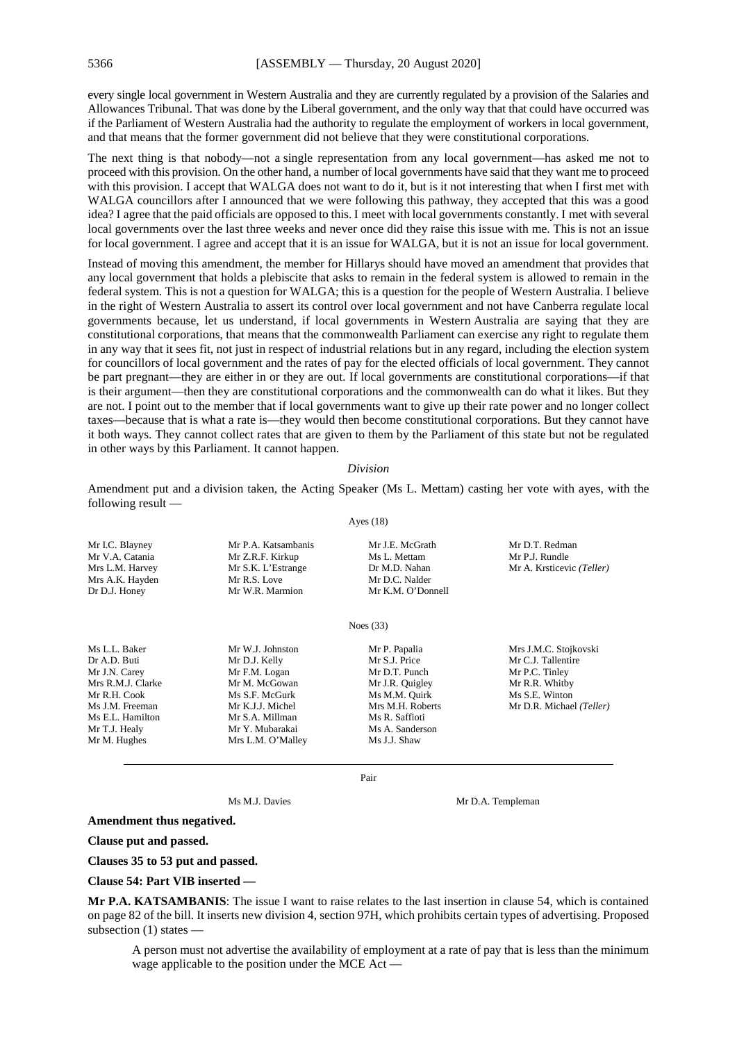every single local government in Western Australia and they are currently regulated by a provision of the Salaries and Allowances Tribunal. That was done by the Liberal government, and the only way that that could have occurred was if the Parliament of Western Australia had the authority to regulate the employment of workers in local government, and that means that the former government did not believe that they were constitutional corporations.

The next thing is that nobody—not a single representation from any local government—has asked me not to proceed with this provision. On the other hand, a number of local governments have said that they want me to proceed with this provision. I accept that WALGA does not want to do it, but is it not interesting that when I first met with WALGA councillors after I announced that we were following this pathway, they accepted that this was a good idea? I agree that the paid officials are opposed to this. I meet with local governments constantly. I met with several local governments over the last three weeks and never once did they raise this issue with me. This is not an issue for local government. I agree and accept that it is an issue for WALGA, but it is not an issue for local government.

Instead of moving this amendment, the member for Hillarys should have moved an amendment that provides that any local government that holds a plebiscite that asks to remain in the federal system is allowed to remain in the federal system. This is not a question for WALGA; this is a question for the people of Western Australia. I believe in the right of Western Australia to assert its control over local government and not have Canberra regulate local governments because, let us understand, if local governments in Western Australia are saying that they are constitutional corporations, that means that the commonwealth Parliament can exercise any right to regulate them in any way that it sees fit, not just in respect of industrial relations but in any regard, including the election system for councillors of local government and the rates of pay for the elected officials of local government. They cannot be part pregnant—they are either in or they are out. If local governments are constitutional corporations—if that is their argument—then they are constitutional corporations and the commonwealth can do what it likes. But they are not. I point out to the member that if local governments want to give up their rate power and no longer collect taxes—because that is what a rate is—they would then become constitutional corporations. But they cannot have it both ways. They cannot collect rates that are given to them by the Parliament of this state but not be regulated in other ways by this Parliament. It cannot happen.

*Division*

Amendment put and a division taken, the Acting Speaker (Ms L. Mettam) casting her vote with ayes, with the following result —

Ayes (18)

| | | | |
|---|---|---|---|
| Mr I.C. Blayney | Mr P.A. Katsambanis | Mr J.E. McGrath | Mr D.T. Redman |
| Mr V.A. Catania | Mr Z.R.F. Kirkup | Ms L. Mettam | Mr P.J. Rundle |
| Mrs L.M. Harvey | Mr S.K. L'Estrange | Dr M.D. Nahan | Mr A. Krsticevic *(Teller)* |
| Mrs A.K. Hayden | Mr R.S. Love | Mr D.C. Nalder | |
| Dr D.J. Honey | Mr W.R. Marmion | Mr K.M. O'Donnell | |

Noes (33)

| | | | |
|---|---|---|---|
| Ms L.L. Baker | Mr W.J. Johnston | Mr P. Papalia | Mrs J.M.C. Stojkovski |
| Dr A.D. Buti | Mr D.J. Kelly | Mr S.J. Price | Mr C.J. Tallentire |
| Mr J.N. Carey | Mr F.M. Logan | Mr D.T. Punch | Mr P.C. Tinley |
| Mrs R.M.J. Clarke | Mr M. McGowan | Mr J.R. Quigley | Mr R.R. Whitby |
| Mr R.H. Cook | Ms S.F. McGurk | Ms M.M. Quirk | Ms S.E. Winton |
| Ms J.M. Freeman | Mr K.J.J. Michel | Mrs M.H. Roberts | Mr D.R. Michael *(Teller)* |
| Ms E.L. Hamilton | Mr S.A. Millman | Ms R. Saffioti | |
| Mr T.J. Healy | Mr Y. Mubarakai | Ms A. Sanderson | |
| Mr M. Hughes | Mrs L.M. O'Malley | Ms J.J. Shaw | |

Pair

| | |
|---|---|
| Ms M.J. Davies | Mr D.A. Templeman |

**Amendment thus negatived.**

**Clause put and passed.**

**Clauses 35 to 53 put and passed.**

**Clause 54: Part VIB inserted —**

**Mr P.A. KATSAMBANIS**: The issue I want to raise relates to the last insertion in clause 54, which is contained on page 82 of the bill. It inserts new division 4, section 97H, which prohibits certain types of advertising. Proposed subsection (1) states —

> A person must not advertise the availability of employment at a rate of pay that is less than the minimum wage applicable to the position under the MCE Act —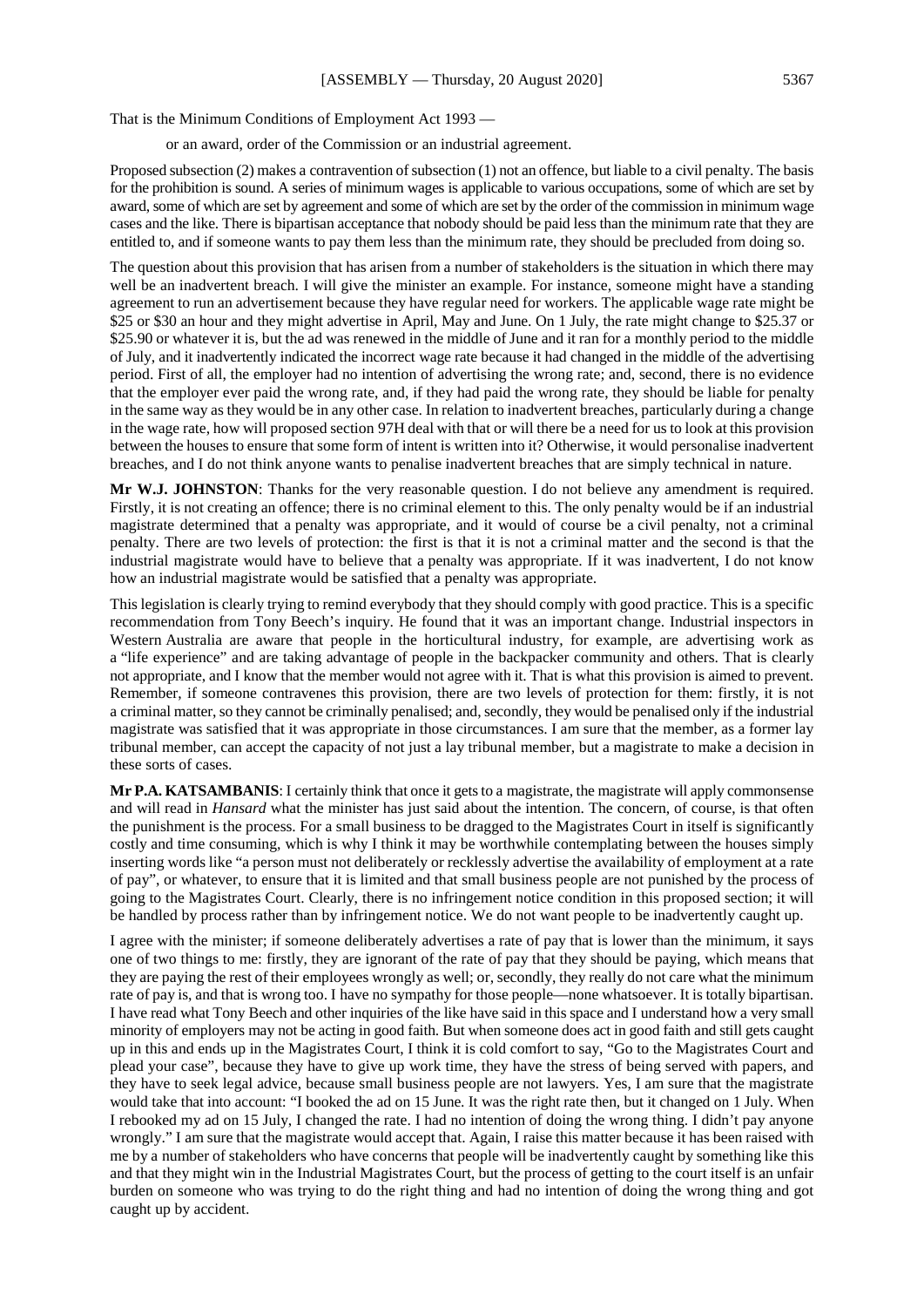That is the Minimum Conditions of Employment Act 1993 —

> or an award, order of the Commission or an industrial agreement.

Proposed subsection (2) makes a contravention of subsection (1) not an offence, but liable to a civil penalty. The basis for the prohibition is sound. A series of minimum wages is applicable to various occupations, some of which are set by award, some of which are set by agreement and some of which are set by the order of the commission in minimum wage cases and the like. There is bipartisan acceptance that nobody should be paid less than the minimum rate that they are entitled to, and if someone wants to pay them less than the minimum rate, they should be precluded from doing so.

The question about this provision that has arisen from a number of stakeholders is the situation in which there may well be an inadvertent breach. I will give the minister an example. For instance, someone might have a standing agreement to run an advertisement because they have regular need for workers. The applicable wage rate might be $25 or $30 an hour and they might advertise in April, May and June. On 1 July, the rate might change to $25.37 or $25.90 or whatever it is, but the ad was renewed in the middle of June and it ran for a monthly period to the middle of July, and it inadvertently indicated the incorrect wage rate because it had changed in the middle of the advertising period. First of all, the employer had no intention of advertising the wrong rate; and, second, there is no evidence that the employer ever paid the wrong rate, and, if they had paid the wrong rate, they should be liable for penalty in the same way as they would be in any other case. In relation to inadvertent breaches, particularly during a change in the wage rate, how will proposed section 97H deal with that or will there be a need for us to look at this provision between the houses to ensure that some form of intent is written into it? Otherwise, it would personalise inadvertent breaches, and I do not think anyone wants to penalise inadvertent breaches that are simply technical in nature.

**Mr W.J. JOHNSTON**: Thanks for the very reasonable question. I do not believe any amendment is required. Firstly, it is not creating an offence; there is no criminal element to this. The only penalty would be if an industrial magistrate determined that a penalty was appropriate, and it would of course be a civil penalty, not a criminal penalty. There are two levels of protection: the first is that it is not a criminal matter and the second is that the industrial magistrate would have to believe that a penalty was appropriate. If it was inadvertent, I do not know how an industrial magistrate would be satisfied that a penalty was appropriate.

This legislation is clearly trying to remind everybody that they should comply with good practice. This is a specific recommendation from Tony Beech's inquiry. He found that it was an important change. Industrial inspectors in Western Australia are aware that people in the horticultural industry, for example, are advertising work as a "life experience" and are taking advantage of people in the backpacker community and others. That is clearly not appropriate, and I know that the member would not agree with it. That is what this provision is aimed to prevent. Remember, if someone contravenes this provision, there are two levels of protection for them: firstly, it is not a criminal matter, so they cannot be criminally penalised; and, secondly, they would be penalised only if the industrial magistrate was satisfied that it was appropriate in those circumstances. I am sure that the member, as a former lay tribunal member, can accept the capacity of not just a lay tribunal member, but a magistrate to make a decision in these sorts of cases.

**Mr P.A. KATSAMBANIS**: I certainly think that once it gets to a magistrate, the magistrate will apply commonsense and will read in *Hansard* what the minister has just said about the intention. The concern, of course, is that often the punishment is the process. For a small business to be dragged to the Magistrates Court in itself is significantly costly and time consuming, which is why I think it may be worthwhile contemplating between the houses simply inserting words like "a person must not deliberately or recklessly advertise the availability of employment at a rate of pay", or whatever, to ensure that it is limited and that small business people are not punished by the process of going to the Magistrates Court. Clearly, there is no infringement notice condition in this proposed section; it will be handled by process rather than by infringement notice. We do not want people to be inadvertently caught up.

I agree with the minister; if someone deliberately advertises a rate of pay that is lower than the minimum, it says one of two things to me: firstly, they are ignorant of the rate of pay that they should be paying, which means that they are paying the rest of their employees wrongly as well; or, secondly, they really do not care what the minimum rate of pay is, and that is wrong too. I have no sympathy for those people—none whatsoever. It is totally bipartisan. I have read what Tony Beech and other inquiries of the like have said in this space and I understand how a very small minority of employers may not be acting in good faith. But when someone does act in good faith and still gets caught up in this and ends up in the Magistrates Court, I think it is cold comfort to say, "Go to the Magistrates Court and plead your case", because they have to give up work time, they have the stress of being served with papers, and they have to seek legal advice, because small business people are not lawyers. Yes, I am sure that the magistrate would take that into account: "I booked the ad on 15 June. It was the right rate then, but it changed on 1 July. When I rebooked my ad on 15 July, I changed the rate. I had no intention of doing the wrong thing. I didn't pay anyone wrongly." I am sure that the magistrate would accept that. Again, I raise this matter because it has been raised with me by a number of stakeholders who have concerns that people will be inadvertently caught by something like this and that they might win in the Industrial Magistrates Court, but the process of getting to the court itself is an unfair burden on someone who was trying to do the right thing and had no intention of doing the wrong thing and got caught up by accident.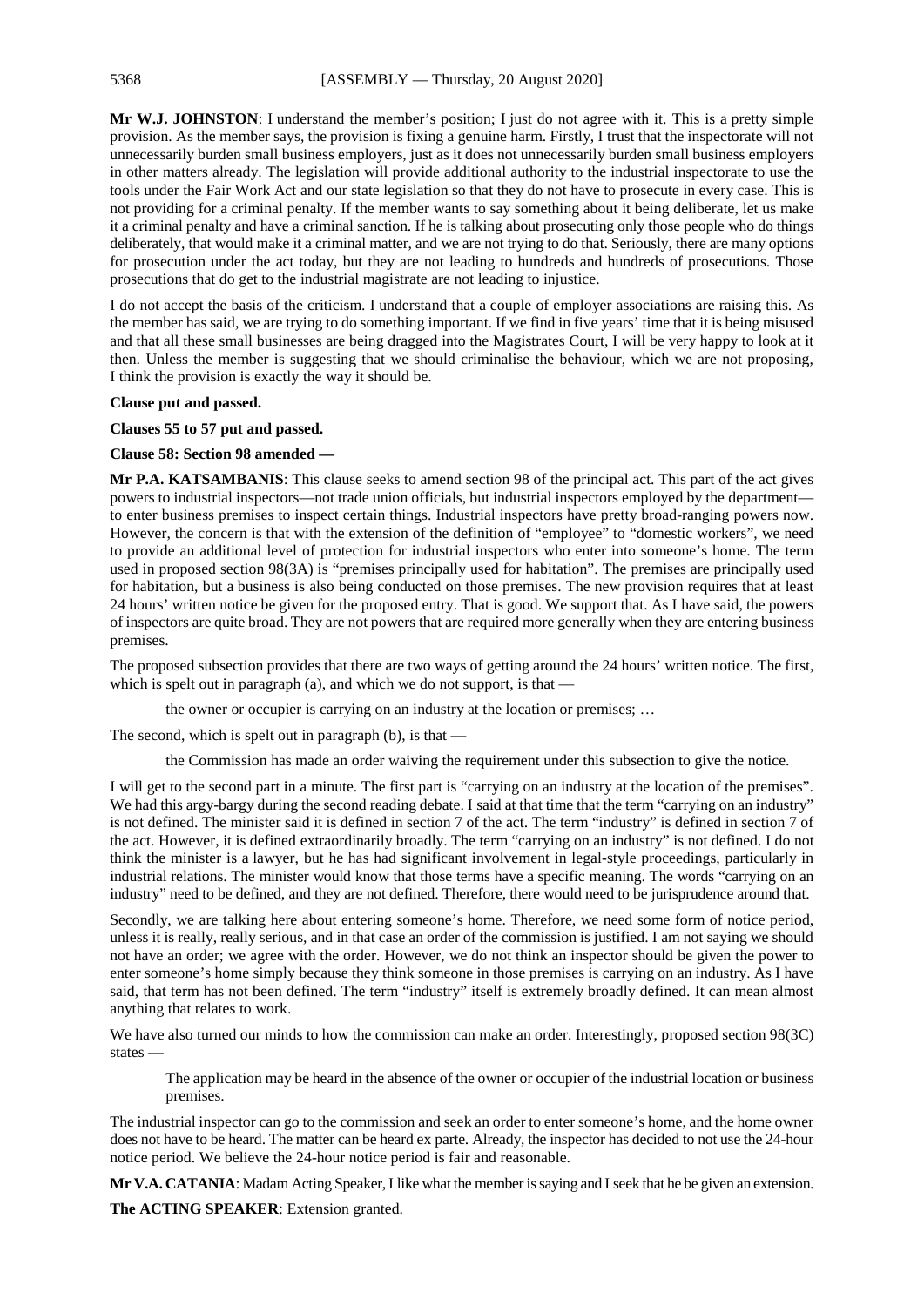**Mr W.J. JOHNSTON**: I understand the member's position; I just do not agree with it. This is a pretty simple provision. As the member says, the provision is fixing a genuine harm. Firstly, I trust that the inspectorate will not unnecessarily burden small business employers, just as it does not unnecessarily burden small business employers in other matters already. The legislation will provide additional authority to the industrial inspectorate to use the tools under the Fair Work Act and our state legislation so that they do not have to prosecute in every case. This is not providing for a criminal penalty. If the member wants to say something about it being deliberate, let us make it a criminal penalty and have a criminal sanction. If he is talking about prosecuting only those people who do things deliberately, that would make it a criminal matter, and we are not trying to do that. Seriously, there are many options for prosecution under the act today, but they are not leading to hundreds and hundreds of prosecutions. Those prosecutions that do get to the industrial magistrate are not leading to injustice.

I do not accept the basis of the criticism. I understand that a couple of employer associations are raising this. As the member has said, we are trying to do something important. If we find in five years' time that it is being misused and that all these small businesses are being dragged into the Magistrates Court, I will be very happy to look at it then. Unless the member is suggesting that we should criminalise the behaviour, which we are not proposing, I think the provision is exactly the way it should be.

**Clause put and passed.**

**Clauses 55 to 57 put and passed.**

**Clause 58: Section 98 amended —**

**Mr P.A. KATSAMBANIS**: This clause seeks to amend section 98 of the principal act. This part of the act gives powers to industrial inspectors—not trade union officials, but industrial inspectors employed by the department—to enter business premises to inspect certain things. Industrial inspectors have pretty broad-ranging powers now. However, the concern is that with the extension of the definition of "employee" to "domestic workers", we need to provide an additional level of protection for industrial inspectors who enter into someone's home. The term used in proposed section 98(3A) is "premises principally used for habitation". The premises are principally used for habitation, but a business is also being conducted on those premises. The new provision requires that at least 24 hours' written notice be given for the proposed entry. That is good. We support that. As I have said, the powers of inspectors are quite broad. They are not powers that are required more generally when they are entering business premises.

The proposed subsection provides that there are two ways of getting around the 24 hours' written notice. The first, which is spelt out in paragraph (a), and which we do not support, is that —

> the owner or occupier is carrying on an industry at the location or premises; …

The second, which is spelt out in paragraph (b), is that —

> the Commission has made an order waiving the requirement under this subsection to give the notice.

I will get to the second part in a minute. The first part is "carrying on an industry at the location of the premises". We had this argy-bargy during the second reading debate. I said at that time that the term "carrying on an industry" is not defined. The minister said it is defined in section 7 of the act. The term "industry" is defined in section 7 of the act. However, it is defined extraordinarily broadly. The term "carrying on an industry" is not defined. I do not think the minister is a lawyer, but he has had significant involvement in legal-style proceedings, particularly in industrial relations. The minister would know that those terms have a specific meaning. The words "carrying on an industry" need to be defined, and they are not defined. Therefore, there would need to be jurisprudence around that.

Secondly, we are talking here about entering someone's home. Therefore, we need some form of notice period, unless it is really, really serious, and in that case an order of the commission is justified. I am not saying we should not have an order; we agree with the order. However, we do not think an inspector should be given the power to enter someone's home simply because they think someone in those premises is carrying on an industry. As I have said, that term has not been defined. The term "industry" itself is extremely broadly defined. It can mean almost anything that relates to work.

We have also turned our minds to how the commission can make an order. Interestingly, proposed section 98(3C) states —

> The application may be heard in the absence of the owner or occupier of the industrial location or business premises.

The industrial inspector can go to the commission and seek an order to enter someone's home, and the home owner does not have to be heard. The matter can be heard ex parte. Already, the inspector has decided to not use the 24-hour notice period. We believe the 24-hour notice period is fair and reasonable.

**Mr V.A. CATANIA**: Madam Acting Speaker, I like what the member is saying and I seek that he be given an extension.

**The ACTING SPEAKER**: Extension granted.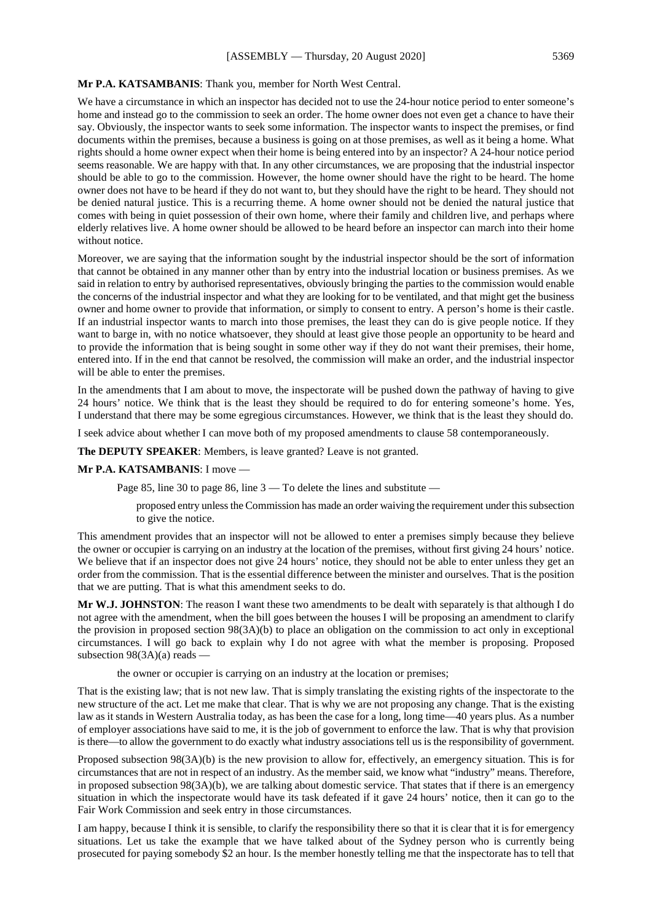**Mr P.A. KATSAMBANIS**: Thank you, member for North West Central.

We have a circumstance in which an inspector has decided not to use the 24-hour notice period to enter someone's home and instead go to the commission to seek an order. The home owner does not even get a chance to have their say. Obviously, the inspector wants to seek some information. The inspector wants to inspect the premises, or find documents within the premises, because a business is going on at those premises, as well as it being a home. What rights should a home owner expect when their home is being entered into by an inspector? A 24-hour notice period seems reasonable. We are happy with that. In any other circumstances, we are proposing that the industrial inspector should be able to go to the commission. However, the home owner should have the right to be heard. The home owner does not have to be heard if they do not want to, but they should have the right to be heard. They should not be denied natural justice. This is a recurring theme. A home owner should not be denied the natural justice that comes with being in quiet possession of their own home, where their family and children live, and perhaps where elderly relatives live. A home owner should be allowed to be heard before an inspector can march into their home without notice.

Moreover, we are saying that the information sought by the industrial inspector should be the sort of information that cannot be obtained in any manner other than by entry into the industrial location or business premises. As we said in relation to entry by authorised representatives, obviously bringing the parties to the commission would enable the concerns of the industrial inspector and what they are looking for to be ventilated, and that might get the business owner and home owner to provide that information, or simply to consent to entry. A person's home is their castle. If an industrial inspector wants to march into those premises, the least they can do is give people notice. If they want to barge in, with no notice whatsoever, they should at least give those people an opportunity to be heard and to provide the information that is being sought in some other way if they do not want their premises, their home, entered into. If in the end that cannot be resolved, the commission will make an order, and the industrial inspector will be able to enter the premises.

In the amendments that I am about to move, the inspectorate will be pushed down the pathway of having to give 24 hours' notice. We think that is the least they should be required to do for entering someone's home. Yes, I understand that there may be some egregious circumstances. However, we think that is the least they should do.

I seek advice about whether I can move both of my proposed amendments to clause 58 contemporaneously.

**The DEPUTY SPEAKER**: Members, is leave granted? Leave is not granted.

**Mr P.A. KATSAMBANIS**: I move —

> Page 85, line 30 to page 86, line 3 — To delete the lines and substitute —
>
> > proposed entry unless the Commission has made an order waiving the requirement under this subsection to give the notice.

This amendment provides that an inspector will not be allowed to enter a premises simply because they believe the owner or occupier is carrying on an industry at the location of the premises, without first giving 24 hours' notice. We believe that if an inspector does not give 24 hours' notice, they should not be able to enter unless they get an order from the commission. That is the essential difference between the minister and ourselves. That is the position that we are putting. That is what this amendment seeks to do.

**Mr W.J. JOHNSTON**: The reason I want these two amendments to be dealt with separately is that although I do not agree with the amendment, when the bill goes between the houses I will be proposing an amendment to clarify the provision in proposed section 98(3A)(b) to place an obligation on the commission to act only in exceptional circumstances. I will go back to explain why I do not agree with what the member is proposing. Proposed subsection 98(3A)(a) reads —

> the owner or occupier is carrying on an industry at the location or premises;

That is the existing law; that is not new law. That is simply translating the existing rights of the inspectorate to the new structure of the act. Let me make that clear. That is why we are not proposing any change. That is the existing law as it stands in Western Australia today, as has been the case for a long, long time—40 years plus. As a number of employer associations have said to me, it is the job of government to enforce the law. That is why that provision is there—to allow the government to do exactly what industry associations tell us is the responsibility of government.

Proposed subsection 98(3A)(b) is the new provision to allow for, effectively, an emergency situation. This is for circumstances that are not in respect of an industry. As the member said, we know what "industry" means. Therefore, in proposed subsection 98(3A)(b), we are talking about domestic service. That states that if there is an emergency situation in which the inspectorate would have its task defeated if it gave 24 hours' notice, then it can go to the Fair Work Commission and seek entry in those circumstances.

I am happy, because I think it is sensible, to clarify the responsibility there so that it is clear that it is for emergency situations. Let us take the example that we have talked about of the Sydney person who is currently being prosecuted for paying somebody $2 an hour. Is the member honestly telling me that the inspectorate has to tell that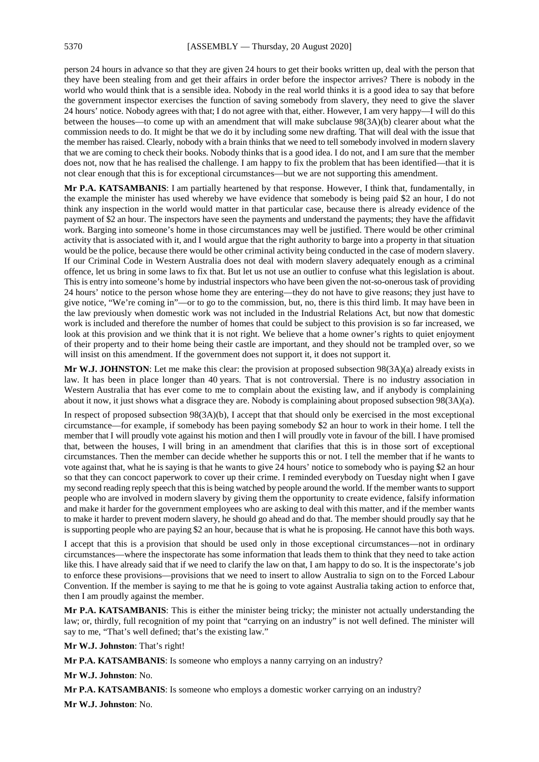person 24 hours in advance so that they are given 24 hours to get their books written up, deal with the person that they have been stealing from and get their affairs in order before the inspector arrives? There is nobody in the world who would think that is a sensible idea. Nobody in the real world thinks it is a good idea to say that before the government inspector exercises the function of saving somebody from slavery, they need to give the slaver 24 hours' notice. Nobody agrees with that; I do not agree with that, either. However, I am very happy—I will do this between the houses—to come up with an amendment that will make subclause 98(3A)(b) clearer about what the commission needs to do. It might be that we do it by including some new drafting. That will deal with the issue that the member has raised. Clearly, nobody with a brain thinks that we need to tell somebody involved in modern slavery that we are coming to check their books. Nobody thinks that is a good idea. I do not, and I am sure that the member does not, now that he has realised the challenge. I am happy to fix the problem that has been identified—that it is not clear enough that this is for exceptional circumstances—but we are not supporting this amendment.

**Mr P.A. KATSAMBANIS**: I am partially heartened by that response. However, I think that, fundamentally, in the example the minister has used whereby we have evidence that somebody is being paid $2 an hour, I do not think any inspection in the world would matter in that particular case, because there is already evidence of the payment of $2 an hour. The inspectors have seen the payments and understand the payments; they have the affidavit work. Barging into someone's home in those circumstances may well be justified. There would be other criminal activity that is associated with it, and I would argue that the right authority to barge into a property in that situation would be the police, because there would be other criminal activity being conducted in the case of modern slavery. If our Criminal Code in Western Australia does not deal with modern slavery adequately enough as a criminal offence, let us bring in some laws to fix that. But let us not use an outlier to confuse what this legislation is about. This is entry into someone's home by industrial inspectors who have been given the not-so-onerous task of providing 24 hours' notice to the person whose home they are entering—they do not have to give reasons; they just have to give notice, "We're coming in"—or to go to the commission, but, no, there is this third limb. It may have been in the law previously when domestic work was not included in the Industrial Relations Act, but now that domestic work is included and therefore the number of homes that could be subject to this provision is so far increased, we look at this provision and we think that it is not right. We believe that a home owner's rights to quiet enjoyment of their property and to their home being their castle are important, and they should not be trampled over, so we will insist on this amendment. If the government does not support it, it does not support it.

**Mr W.J. JOHNSTON**: Let me make this clear: the provision at proposed subsection 98(3A)(a) already exists in law. It has been in place longer than 40 years. That is not controversial. There is no industry association in Western Australia that has ever come to me to complain about the existing law, and if anybody is complaining about it now, it just shows what a disgrace they are. Nobody is complaining about proposed subsection 98(3A)(a).

In respect of proposed subsection 98(3A)(b), I accept that that should only be exercised in the most exceptional circumstance—for example, if somebody has been paying somebody $2 an hour to work in their home. I tell the member that I will proudly vote against his motion and then I will proudly vote in favour of the bill. I have promised that, between the houses, I will bring in an amendment that clarifies that this is in those sort of exceptional circumstances. Then the member can decide whether he supports this or not. I tell the member that if he wants to vote against that, what he is saying is that he wants to give 24 hours' notice to somebody who is paying $2 an hour so that they can concoct paperwork to cover up their crime. I reminded everybody on Tuesday night when I gave my second reading reply speech that this is being watched by people around the world. If the member wants to support people who are involved in modern slavery by giving them the opportunity to create evidence, falsify information and make it harder for the government employees who are asking to deal with this matter, and if the member wants to make it harder to prevent modern slavery, he should go ahead and do that. The member should proudly say that he is supporting people who are paying $2 an hour, because that is what he is proposing. He cannot have this both ways.

I accept that this is a provision that should be used only in those exceptional circumstances—not in ordinary circumstances—where the inspectorate has some information that leads them to think that they need to take action like this. I have already said that if we need to clarify the law on that, I am happy to do so. It is the inspectorate's job to enforce these provisions—provisions that we need to insert to allow Australia to sign on to the Forced Labour Convention. If the member is saying to me that he is going to vote against Australia taking action to enforce that, then I am proudly against the member.

**Mr P.A. KATSAMBANIS**: This is either the minister being tricky; the minister not actually understanding the law; or, thirdly, full recognition of my point that "carrying on an industry" is not well defined. The minister will say to me, "That's well defined; that's the existing law."

**Mr W.J. Johnston**: That's right!

**Mr P.A. KATSAMBANIS**: Is someone who employs a nanny carrying on an industry?

**Mr W.J. Johnston**: No.

**Mr P.A. KATSAMBANIS**: Is someone who employs a domestic worker carrying on an industry?

**Mr W.J. Johnston**: No.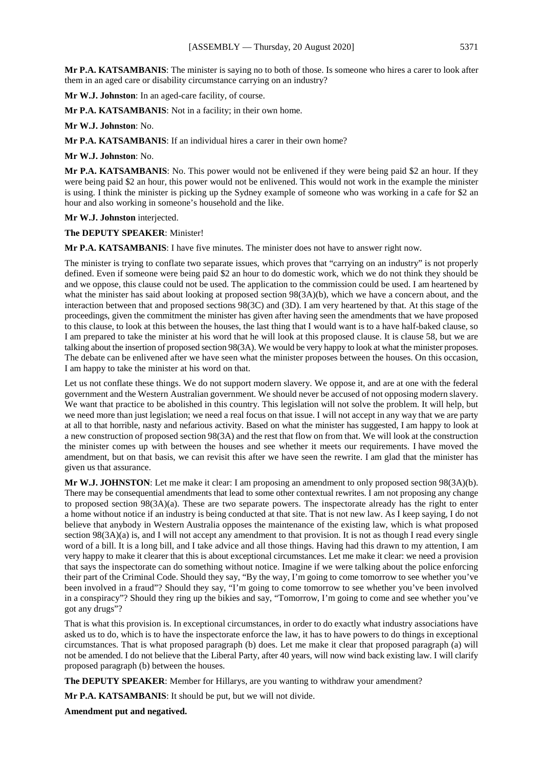**Mr P.A. KATSAMBANIS**: The minister is saying no to both of those. Is someone who hires a carer to look after them in an aged care or disability circumstance carrying on an industry?

**Mr W.J. Johnston**: In an aged-care facility, of course.

**Mr P.A. KATSAMBANIS**: Not in a facility; in their own home.

**Mr W.J. Johnston**: No.

**Mr P.A. KATSAMBANIS**: If an individual hires a carer in their own home?

**Mr W.J. Johnston**: No.

**Mr P.A. KATSAMBANIS**: No. This power would not be enlivened if they were being paid $2 an hour. If they were being paid $2 an hour, this power would not be enlivened. This would not work in the example the minister is using. I think the minister is picking up the Sydney example of someone who was working in a cafe for $2 an hour and also working in someone's household and the like.

**Mr W.J. Johnston** interjected.

**The DEPUTY SPEAKER**: Minister!

**Mr P.A. KATSAMBANIS**: I have five minutes. The minister does not have to answer right now.

The minister is trying to conflate two separate issues, which proves that "carrying on an industry" is not properly defined. Even if someone were being paid $2 an hour to do domestic work, which we do not think they should be and we oppose, this clause could not be used. The application to the commission could be used. I am heartened by what the minister has said about looking at proposed section 98(3A)(b), which we have a concern about, and the interaction between that and proposed sections 98(3C) and (3D). I am very heartened by that. At this stage of the proceedings, given the commitment the minister has given after having seen the amendments that we have proposed to this clause, to look at this between the houses, the last thing that I would want is to a have half-baked clause, so I am prepared to take the minister at his word that he will look at this proposed clause. It is clause 58, but we are talking about the insertion of proposed section 98(3A). We would be very happy to look at what the minister proposes. The debate can be enlivened after we have seen what the minister proposes between the houses. On this occasion, I am happy to take the minister at his word on that.

Let us not conflate these things. We do not support modern slavery. We oppose it, and are at one with the federal government and the Western Australian government. We should never be accused of not opposing modern slavery. We want that practice to be abolished in this country. This legislation will not solve the problem. It will help, but we need more than just legislation; we need a real focus on that issue. I will not accept in any way that we are party at all to that horrible, nasty and nefarious activity. Based on what the minister has suggested, I am happy to look at a new construction of proposed section 98(3A) and the rest that flow on from that. We will look at the construction the minister comes up with between the houses and see whether it meets our requirements. I have moved the amendment, but on that basis, we can revisit this after we have seen the rewrite. I am glad that the minister has given us that assurance.

**Mr W.J. JOHNSTON**: Let me make it clear: I am proposing an amendment to only proposed section 98(3A)(b). There may be consequential amendments that lead to some other contextual rewrites. I am not proposing any change to proposed section 98(3A)(a). These are two separate powers. The inspectorate already has the right to enter a home without notice if an industry is being conducted at that site. That is not new law. As I keep saying, I do not believe that anybody in Western Australia opposes the maintenance of the existing law, which is what proposed section 98(3A)(a) is, and I will not accept any amendment to that provision. It is not as though I read every single word of a bill. It is a long bill, and I take advice and all those things. Having had this drawn to my attention, I am very happy to make it clearer that this is about exceptional circumstances. Let me make it clear: we need a provision that says the inspectorate can do something without notice. Imagine if we were talking about the police enforcing their part of the Criminal Code. Should they say, "By the way, I'm going to come tomorrow to see whether you've been involved in a fraud"? Should they say, "I'm going to come tomorrow to see whether you've been involved in a conspiracy"? Should they ring up the bikies and say, "Tomorrow, I'm going to come and see whether you've got any drugs"?

That is what this provision is. In exceptional circumstances, in order to do exactly what industry associations have asked us to do, which is to have the inspectorate enforce the law, it has to have powers to do things in exceptional circumstances. That is what proposed paragraph (b) does. Let me make it clear that proposed paragraph (a) will not be amended. I do not believe that the Liberal Party, after 40 years, will now wind back existing law. I will clarify proposed paragraph (b) between the houses.

**The DEPUTY SPEAKER**: Member for Hillarys, are you wanting to withdraw your amendment?

**Mr P.A. KATSAMBANIS**: It should be put, but we will not divide.

**Amendment put and negatived.**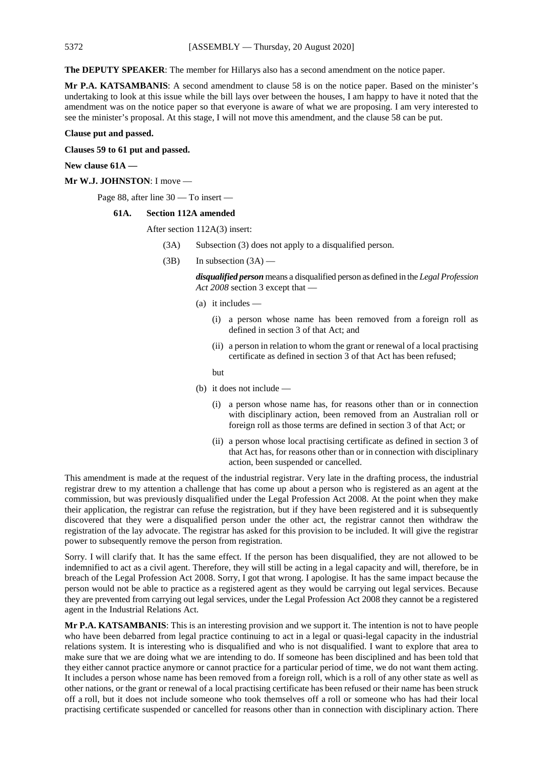**The DEPUTY SPEAKER**: The member for Hillarys also has a second amendment on the notice paper.

**Mr P.A. KATSAMBANIS**: A second amendment to clause 58 is on the notice paper. Based on the minister's undertaking to look at this issue while the bill lays over between the houses, I am happy to have it noted that the amendment was on the notice paper so that everyone is aware of what we are proposing. I am very interested to see the minister's proposal. At this stage, I will not move this amendment, and the clause 58 can be put.

**Clause put and passed.**

**Clauses 59 to 61 put and passed.**

**New clause 61A —**

**Mr W.J. JOHNSTON**: I move —

Page 88, after line 30 — To insert —

**61A. Section 112A amended**

After section 112A(3) insert:

(3A) Subsection (3) does not apply to a disqualified person.

(3B) In subsection (3A) —

***disqualified person*** means a disqualified person as defined in the *Legal Profession Act 2008* section 3 except that —

(a) it includes —

(i) a person whose name has been removed from a foreign roll as defined in section 3 of that Act; and

(ii) a person in relation to whom the grant or renewal of a local practising certificate as defined in section 3 of that Act has been refused;

but

(b) it does not include —

(i) a person whose name has, for reasons other than or in connection with disciplinary action, been removed from an Australian roll or foreign roll as those terms are defined in section 3 of that Act; or

(ii) a person whose local practising certificate as defined in section 3 of that Act has, for reasons other than or in connection with disciplinary action, been suspended or cancelled.

This amendment is made at the request of the industrial registrar. Very late in the drafting process, the industrial registrar drew to my attention a challenge that has come up about a person who is registered as an agent at the commission, but was previously disqualified under the Legal Profession Act 2008. At the point when they make their application, the registrar can refuse the registration, but if they have been registered and it is subsequently discovered that they were a disqualified person under the other act, the registrar cannot then withdraw the registration of the lay advocate. The registrar has asked for this provision to be included. It will give the registrar power to subsequently remove the person from registration.

Sorry. I will clarify that. It has the same effect. If the person has been disqualified, they are not allowed to be indemnified to act as a civil agent. Therefore, they will still be acting in a legal capacity and will, therefore, be in breach of the Legal Profession Act 2008. Sorry, I got that wrong. I apologise. It has the same impact because the person would not be able to practice as a registered agent as they would be carrying out legal services. Because they are prevented from carrying out legal services, under the Legal Profession Act 2008 they cannot be a registered agent in the Industrial Relations Act.

**Mr P.A. KATSAMBANIS**: This is an interesting provision and we support it. The intention is not to have people who have been debarred from legal practice continuing to act in a legal or quasi-legal capacity in the industrial relations system. It is interesting who is disqualified and who is not disqualified. I want to explore that area to make sure that we are doing what we are intending to do. If someone has been disciplined and has been told that they either cannot practice anymore or cannot practice for a particular period of time, we do not want them acting. It includes a person whose name has been removed from a foreign roll, which is a roll of any other state as well as other nations, or the grant or renewal of a local practising certificate has been refused or their name has been struck off a roll, but it does not include someone who took themselves off a roll or someone who has had their local practising certificate suspended or cancelled for reasons other than in connection with disciplinary action. There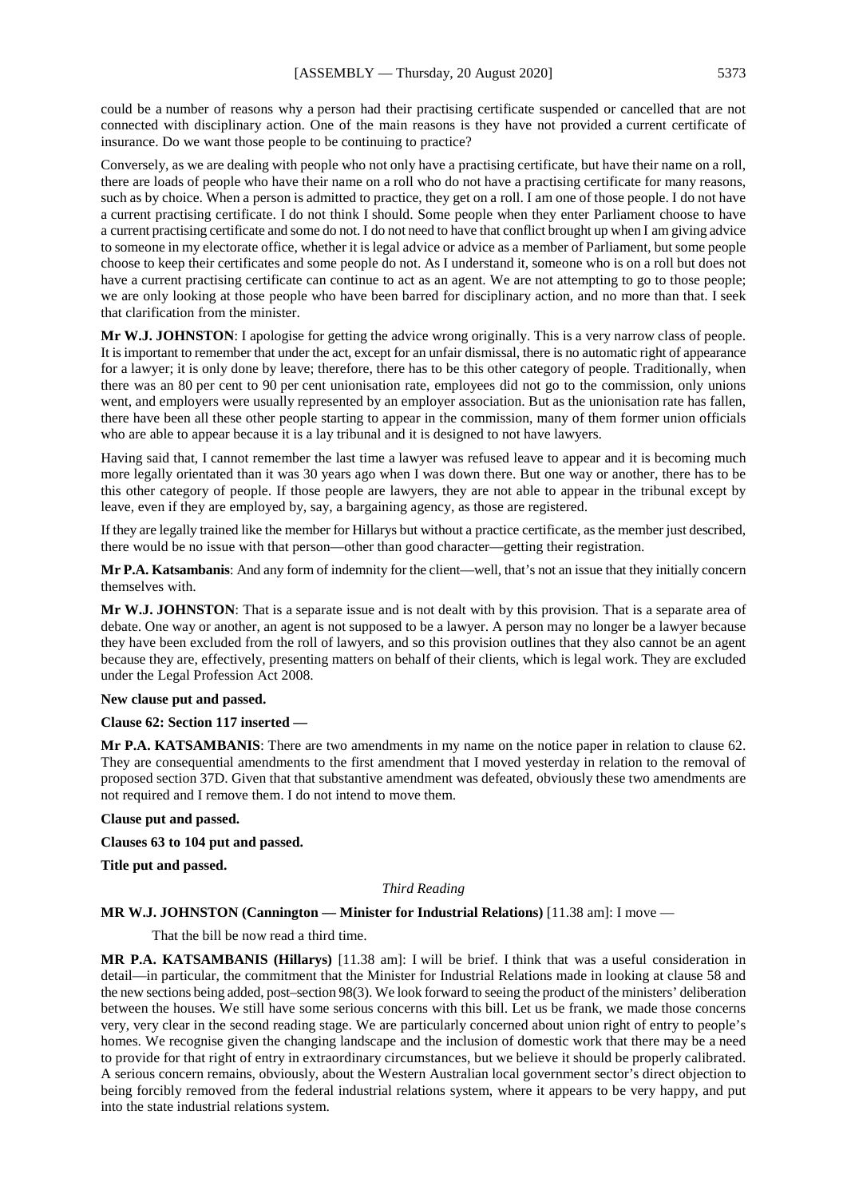could be a number of reasons why a person had their practising certificate suspended or cancelled that are not connected with disciplinary action. One of the main reasons is they have not provided a current certificate of insurance. Do we want those people to be continuing to practice?

Conversely, as we are dealing with people who not only have a practising certificate, but have their name on a roll, there are loads of people who have their name on a roll who do not have a practising certificate for many reasons, such as by choice. When a person is admitted to practice, they get on a roll. I am one of those people. I do not have a current practising certificate. I do not think I should. Some people when they enter Parliament choose to have a current practising certificate and some do not. I do not need to have that conflict brought up when I am giving advice to someone in my electorate office, whether it is legal advice or advice as a member of Parliament, but some people choose to keep their certificates and some people do not. As I understand it, someone who is on a roll but does not have a current practising certificate can continue to act as an agent. We are not attempting to go to those people; we are only looking at those people who have been barred for disciplinary action, and no more than that. I seek that clarification from the minister.

**Mr W.J. JOHNSTON**: I apologise for getting the advice wrong originally. This is a very narrow class of people. It is important to remember that under the act, except for an unfair dismissal, there is no automatic right of appearance for a lawyer; it is only done by leave; therefore, there has to be this other category of people. Traditionally, when there was an 80 per cent to 90 per cent unionisation rate, employees did not go to the commission, only unions went, and employers were usually represented by an employer association. But as the unionisation rate has fallen, there have been all these other people starting to appear in the commission, many of them former union officials who are able to appear because it is a lay tribunal and it is designed to not have lawyers.

Having said that, I cannot remember the last time a lawyer was refused leave to appear and it is becoming much more legally orientated than it was 30 years ago when I was down there. But one way or another, there has to be this other category of people. If those people are lawyers, they are not able to appear in the tribunal except by leave, even if they are employed by, say, a bargaining agency, as those are registered.

If they are legally trained like the member for Hillarys but without a practice certificate, as the member just described, there would be no issue with that person—other than good character—getting their registration.

**Mr P.A. Katsambanis**: And any form of indemnity for the client—well, that's not an issue that they initially concern themselves with.

**Mr W.J. JOHNSTON**: That is a separate issue and is not dealt with by this provision. That is a separate area of debate. One way or another, an agent is not supposed to be a lawyer. A person may no longer be a lawyer because they have been excluded from the roll of lawyers, and so this provision outlines that they also cannot be an agent because they are, effectively, presenting matters on behalf of their clients, which is legal work. They are excluded under the Legal Profession Act 2008.

**New clause put and passed.**

**Clause 62: Section 117 inserted —**

**Mr P.A. KATSAMBANIS**: There are two amendments in my name on the notice paper in relation to clause 62. They are consequential amendments to the first amendment that I moved yesterday in relation to the removal of proposed section 37D. Given that that substantive amendment was defeated, obviously these two amendments are not required and I remove them. I do not intend to move them.

**Clause put and passed.**

**Clauses 63 to 104 put and passed.**

**Title put and passed.**

*Third Reading*

**MR W.J. JOHNSTON (Cannington — Minister for Industrial Relations)** [11.38 am]: I move —

That the bill be now read a third time.

**MR P.A. KATSAMBANIS (Hillarys)** [11.38 am]: I will be brief. I think that was a useful consideration in detail—in particular, the commitment that the Minister for Industrial Relations made in looking at clause 58 and the new sections being added, post–section 98(3). We look forward to seeing the product of the ministers' deliberation between the houses. We still have some serious concerns with this bill. Let us be frank, we made those concerns very, very clear in the second reading stage. We are particularly concerned about union right of entry to people's homes. We recognise given the changing landscape and the inclusion of domestic work that there may be a need to provide for that right of entry in extraordinary circumstances, but we believe it should be properly calibrated. A serious concern remains, obviously, about the Western Australian local government sector's direct objection to being forcibly removed from the federal industrial relations system, where it appears to be very happy, and put into the state industrial relations system.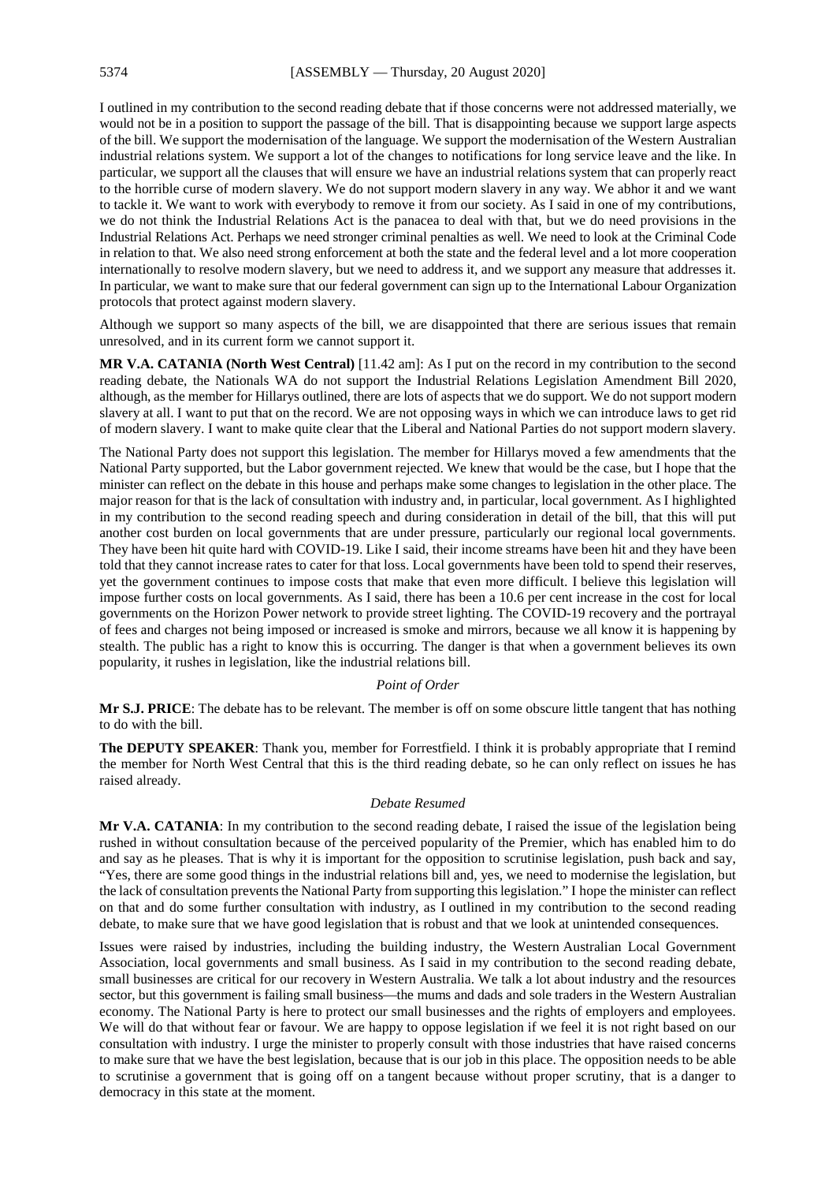I outlined in my contribution to the second reading debate that if those concerns were not addressed materially, we would not be in a position to support the passage of the bill. That is disappointing because we support large aspects of the bill. We support the modernisation of the language. We support the modernisation of the Western Australian industrial relations system. We support a lot of the changes to notifications for long service leave and the like. In particular, we support all the clauses that will ensure we have an industrial relations system that can properly react to the horrible curse of modern slavery. We do not support modern slavery in any way. We abhor it and we want to tackle it. We want to work with everybody to remove it from our society. As I said in one of my contributions, we do not think the Industrial Relations Act is the panacea to deal with that, but we do need provisions in the Industrial Relations Act. Perhaps we need stronger criminal penalties as well. We need to look at the Criminal Code in relation to that. We also need strong enforcement at both the state and the federal level and a lot more cooperation internationally to resolve modern slavery, but we need to address it, and we support any measure that addresses it. In particular, we want to make sure that our federal government can sign up to the International Labour Organization protocols that protect against modern slavery.

Although we support so many aspects of the bill, we are disappointed that there are serious issues that remain unresolved, and in its current form we cannot support it.

**MR V.A. CATANIA (North West Central)** [11.42 am]: As I put on the record in my contribution to the second reading debate, the Nationals WA do not support the Industrial Relations Legislation Amendment Bill 2020, although, as the member for Hillarys outlined, there are lots of aspects that we do support. We do not support modern slavery at all. I want to put that on the record. We are not opposing ways in which we can introduce laws to get rid of modern slavery. I want to make quite clear that the Liberal and National Parties do not support modern slavery.

The National Party does not support this legislation. The member for Hillarys moved a few amendments that the National Party supported, but the Labor government rejected. We knew that would be the case, but I hope that the minister can reflect on the debate in this house and perhaps make some changes to legislation in the other place. The major reason for that is the lack of consultation with industry and, in particular, local government. As I highlighted in my contribution to the second reading speech and during consideration in detail of the bill, that this will put another cost burden on local governments that are under pressure, particularly our regional local governments. They have been hit quite hard with COVID-19. Like I said, their income streams have been hit and they have been told that they cannot increase rates to cater for that loss. Local governments have been told to spend their reserves, yet the government continues to impose costs that make that even more difficult. I believe this legislation will impose further costs on local governments. As I said, there has been a 10.6 per cent increase in the cost for local governments on the Horizon Power network to provide street lighting. The COVID-19 recovery and the portrayal of fees and charges not being imposed or increased is smoke and mirrors, because we all know it is happening by stealth. The public has a right to know this is occurring. The danger is that when a government believes its own popularity, it rushes in legislation, like the industrial relations bill.

*Point of Order*

**Mr S.J. PRICE**: The debate has to be relevant. The member is off on some obscure little tangent that has nothing to do with the bill.

**The DEPUTY SPEAKER**: Thank you, member for Forrestfield. I think it is probably appropriate that I remind the member for North West Central that this is the third reading debate, so he can only reflect on issues he has raised already.

*Debate Resumed*

**Mr V.A. CATANIA**: In my contribution to the second reading debate, I raised the issue of the legislation being rushed in without consultation because of the perceived popularity of the Premier, which has enabled him to do and say as he pleases. That is why it is important for the opposition to scrutinise legislation, push back and say, "Yes, there are some good things in the industrial relations bill and, yes, we need to modernise the legislation, but the lack of consultation prevents the National Party from supporting this legislation." I hope the minister can reflect on that and do some further consultation with industry, as I outlined in my contribution to the second reading debate, to make sure that we have good legislation that is robust and that we look at unintended consequences.

Issues were raised by industries, including the building industry, the Western Australian Local Government Association, local governments and small business. As I said in my contribution to the second reading debate, small businesses are critical for our recovery in Western Australia. We talk a lot about industry and the resources sector, but this government is failing small business—the mums and dads and sole traders in the Western Australian economy. The National Party is here to protect our small businesses and the rights of employers and employees. We will do that without fear or favour. We are happy to oppose legislation if we feel it is not right based on our consultation with industry. I urge the minister to properly consult with those industries that have raised concerns to make sure that we have the best legislation, because that is our job in this place. The opposition needs to be able to scrutinise a government that is going off on a tangent because without proper scrutiny, that is a danger to democracy in this state at the moment.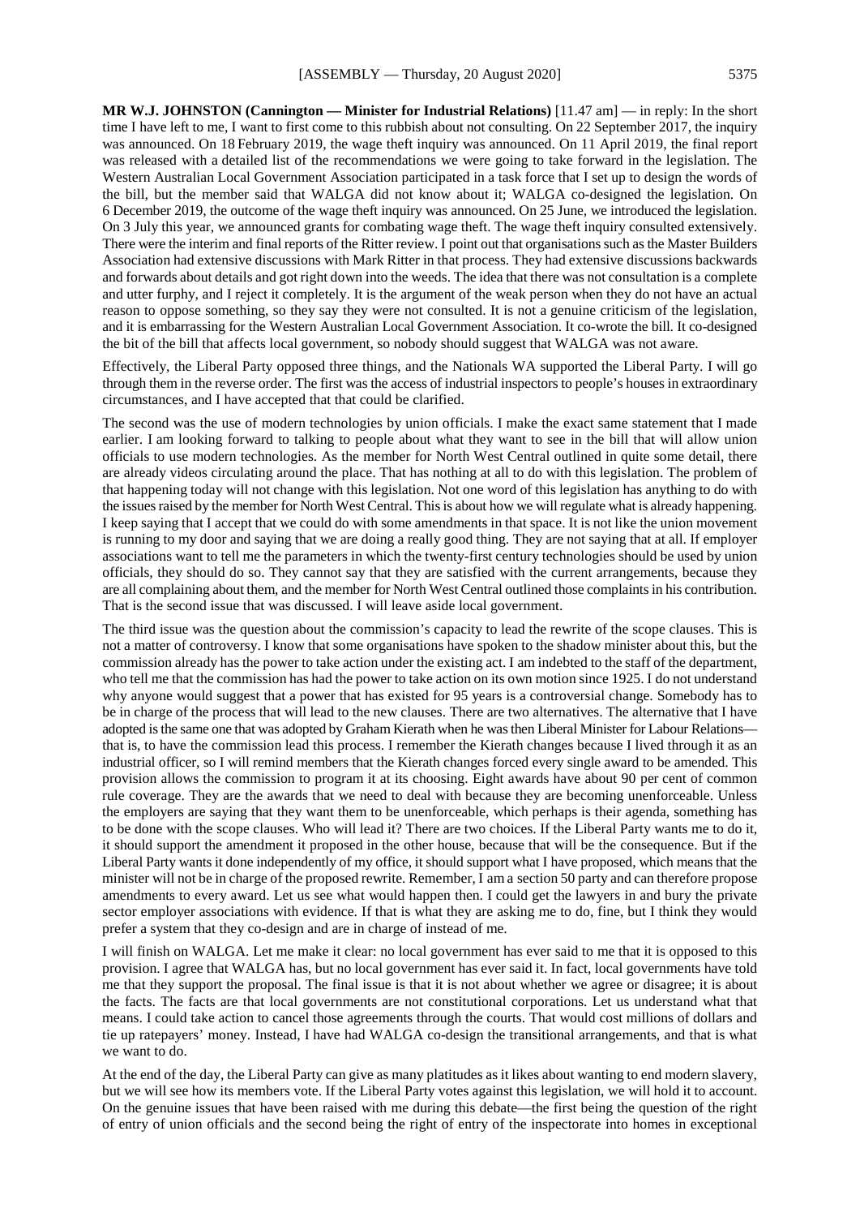**MR W.J. JOHNSTON (Cannington — Minister for Industrial Relations)** [11.47 am] — in reply: In the short time I have left to me, I want to first come to this rubbish about not consulting. On 22 September 2017, the inquiry was announced. On 18 February 2019, the wage theft inquiry was announced. On 11 April 2019, the final report was released with a detailed list of the recommendations we were going to take forward in the legislation. The Western Australian Local Government Association participated in a task force that I set up to design the words of the bill, but the member said that WALGA did not know about it; WALGA co-designed the legislation. On 6 December 2019, the outcome of the wage theft inquiry was announced. On 25 June, we introduced the legislation. On 3 July this year, we announced grants for combating wage theft. The wage theft inquiry consulted extensively. There were the interim and final reports of the Ritter review. I point out that organisations such as the Master Builders Association had extensive discussions with Mark Ritter in that process. They had extensive discussions backwards and forwards about details and got right down into the weeds. The idea that there was not consultation is a complete and utter furphy, and I reject it completely. It is the argument of the weak person when they do not have an actual reason to oppose something, so they say they were not consulted. It is not a genuine criticism of the legislation, and it is embarrassing for the Western Australian Local Government Association. It co-wrote the bill. It co-designed the bit of the bill that affects local government, so nobody should suggest that WALGA was not aware.

Effectively, the Liberal Party opposed three things, and the Nationals WA supported the Liberal Party. I will go through them in the reverse order. The first was the access of industrial inspectors to people's houses in extraordinary circumstances, and I have accepted that that could be clarified.

The second was the use of modern technologies by union officials. I make the exact same statement that I made earlier. I am looking forward to talking to people about what they want to see in the bill that will allow union officials to use modern technologies. As the member for North West Central outlined in quite some detail, there are already videos circulating around the place. That has nothing at all to do with this legislation. The problem of that happening today will not change with this legislation. Not one word of this legislation has anything to do with the issues raised by the member for North West Central. This is about how we will regulate what is already happening. I keep saying that I accept that we could do with some amendments in that space. It is not like the union movement is running to my door and saying that we are doing a really good thing. They are not saying that at all. If employer associations want to tell me the parameters in which the twenty-first century technologies should be used by union officials, they should do so. They cannot say that they are satisfied with the current arrangements, because they are all complaining about them, and the member for North West Central outlined those complaints in his contribution. That is the second issue that was discussed. I will leave aside local government.

The third issue was the question about the commission's capacity to lead the rewrite of the scope clauses. This is not a matter of controversy. I know that some organisations have spoken to the shadow minister about this, but the commission already has the power to take action under the existing act. I am indebted to the staff of the department, who tell me that the commission has had the power to take action on its own motion since 1925. I do not understand why anyone would suggest that a power that has existed for 95 years is a controversial change. Somebody has to be in charge of the process that will lead to the new clauses. There are two alternatives. The alternative that I have adopted is the same one that was adopted by Graham Kierath when he was then Liberal Minister for Labour Relations—that is, to have the commission lead this process. I remember the Kierath changes because I lived through it as an industrial officer, so I will remind members that the Kierath changes forced every single award to be amended. This provision allows the commission to program it at its choosing. Eight awards have about 90 per cent of common rule coverage. They are the awards that we need to deal with because they are becoming unenforceable. Unless the employers are saying that they want them to be unenforceable, which perhaps is their agenda, something has to be done with the scope clauses. Who will lead it? There are two choices. If the Liberal Party wants me to do it, it should support the amendment it proposed in the other house, because that will be the consequence. But if the Liberal Party wants it done independently of my office, it should support what I have proposed, which means that the minister will not be in charge of the proposed rewrite. Remember, I am a section 50 party and can therefore propose amendments to every award. Let us see what would happen then. I could get the lawyers in and bury the private sector employer associations with evidence. If that is what they are asking me to do, fine, but I think they would prefer a system that they co-design and are in charge of instead of me.

I will finish on WALGA. Let me make it clear: no local government has ever said to me that it is opposed to this provision. I agree that WALGA has, but no local government has ever said it. In fact, local governments have told me that they support the proposal. The final issue is that it is not about whether we agree or disagree; it is about the facts. The facts are that local governments are not constitutional corporations. Let us understand what that means. I could take action to cancel those agreements through the courts. That would cost millions of dollars and tie up ratepayers' money. Instead, I have had WALGA co-design the transitional arrangements, and that is what we want to do.

At the end of the day, the Liberal Party can give as many platitudes as it likes about wanting to end modern slavery, but we will see how its members vote. If the Liberal Party votes against this legislation, we will hold it to account. On the genuine issues that have been raised with me during this debate—the first being the question of the right of entry of union officials and the second being the right of entry of the inspectorate into homes in exceptional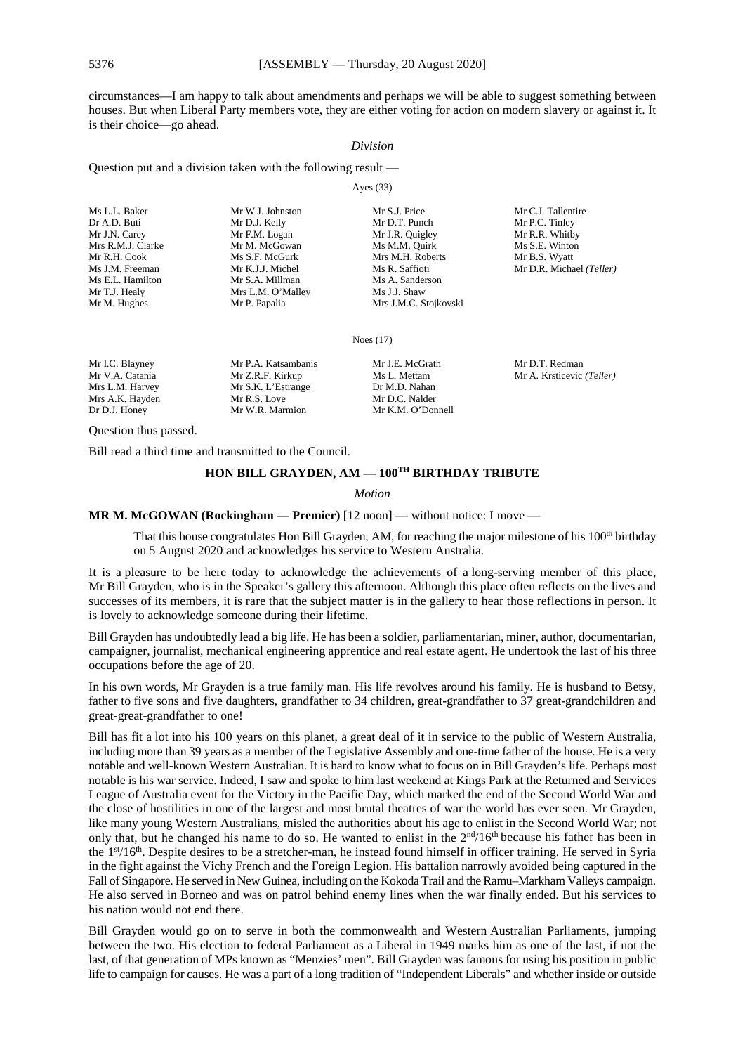circumstances—I am happy to talk about amendments and perhaps we will be able to suggest something between houses. But when Liberal Party members vote, they are either voting for action on modern slavery or against it. It is their choice—go ahead.

*Division*

Question put and a division taken with the following result —

Ayes (33)

| | | | |
|---|---|---|---|
| Ms L.L. Baker | Mr W.J. Johnston | Mr S.J. Price | Mr C.J. Tallentire |
| Dr A.D. Buti | Mr D.J. Kelly | Mr D.T. Punch | Mr P.C. Tinley |
| Mr J.N. Carey | Mr F.M. Logan | Mr J.R. Quigley | Mr R.R. Whitby |
| Mrs R.M.J. Clarke | Mr M. McGowan | Ms M.M. Quirk | Ms S.E. Winton |
| Mr R.H. Cook | Ms S.F. McGurk | Mrs M.H. Roberts | Mr B.S. Wyatt |
| Ms J.M. Freeman | Mr K.J.J. Michel | Ms R. Saffioti | Mr D.R. Michael *(Teller)* |
| Ms E.L. Hamilton | Mr S.A. Millman | Ms A. Sanderson | |
| Mr T.J. Healy | Mrs L.M. O'Malley | Ms J.J. Shaw | |
| Mr M. Hughes | Mr P. Papalia | Mrs J.M.C. Stojkovski | |

Noes (17)

| | | | |
|---|---|---|---|
| Mr I.C. Blayney | Mr P.A. Katsambanis | Mr J.E. McGrath | Mr D.T. Redman |
| Mr V.A. Catania | Mr Z.R.F. Kirkup | Ms L. Mettam | Mr A. Krsticevic *(Teller)* |
| Mrs L.M. Harvey | Mr S.K. L'Estrange | Dr M.D. Nahan | |
| Mrs A.K. Hayden | Mr R.S. Love | Mr D.C. Nalder | |
| Dr D.J. Honey | Mr W.R. Marmion | Mr K.M. O'Donnell | |

Question thus passed.

Bill read a third time and transmitted to the Council.

## HON BILL GRAYDEN, AM — 100TH BIRTHDAY TRIBUTE

*Motion*

**MR M. McGOWAN (Rockingham — Premier)** [12 noon] — without notice: I move —

> That this house congratulates Hon Bill Grayden, AM, for reaching the major milestone of his 100th birthday on 5 August 2020 and acknowledges his service to Western Australia.

It is a pleasure to be here today to acknowledge the achievements of a long-serving member of this place, Mr Bill Grayden, who is in the Speaker's gallery this afternoon. Although this place often reflects on the lives and successes of its members, it is rare that the subject matter is in the gallery to hear those reflections in person. It is lovely to acknowledge someone during their lifetime.

Bill Grayden has undoubtedly lead a big life. He has been a soldier, parliamentarian, miner, author, documentarian, campaigner, journalist, mechanical engineering apprentice and real estate agent. He undertook the last of his three occupations before the age of 20.

In his own words, Mr Grayden is a true family man. His life revolves around his family. He is husband to Betsy, father to five sons and five daughters, grandfather to 34 children, great-grandfather to 37 great-grandchildren and great-great-grandfather to one!

Bill has fit a lot into his 100 years on this planet, a great deal of it in service to the public of Western Australia, including more than 39 years as a member of the Legislative Assembly and one-time father of the house. He is a very notable and well-known Western Australian. It is hard to know what to focus on in Bill Grayden's life. Perhaps most notable is his war service. Indeed, I saw and spoke to him last weekend at Kings Park at the Returned and Services League of Australia event for the Victory in the Pacific Day, which marked the end of the Second World War and the close of hostilities in one of the largest and most brutal theatres of war the world has ever seen. Mr Grayden, like many young Western Australians, misled the authorities about his age to enlist in the Second World War; not only that, but he changed his name to do so. He wanted to enlist in the 2nd/16th because his father has been in the 1st/16th. Despite desires to be a stretcher-man, he instead found himself in officer training. He served in Syria in the fight against the Vichy French and the Foreign Legion. His battalion narrowly avoided being captured in the Fall of Singapore. He served in New Guinea, including on the Kokoda Trail and the Ramu–Markham Valleys campaign. He also served in Borneo and was on patrol behind enemy lines when the war finally ended. But his services to his nation would not end there.

Bill Grayden would go on to serve in both the commonwealth and Western Australian Parliaments, jumping between the two. His election to federal Parliament as a Liberal in 1949 marks him as one of the last, if not the last, of that generation of MPs known as "Menzies' men". Bill Grayden was famous for using his position in public life to campaign for causes. He was a part of a long tradition of "Independent Liberals" and whether inside or outside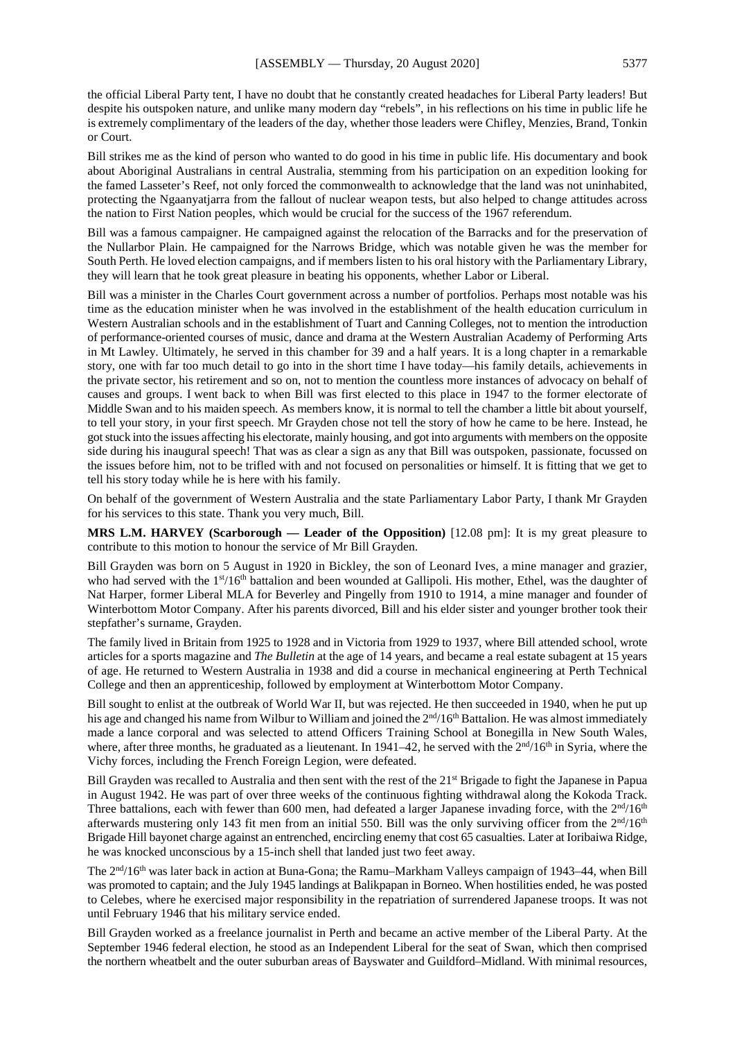the official Liberal Party tent, I have no doubt that he constantly created headaches for Liberal Party leaders! But despite his outspoken nature, and unlike many modern day "rebels", in his reflections on his time in public life he is extremely complimentary of the leaders of the day, whether those leaders were Chifley, Menzies, Brand, Tonkin or Court.

Bill strikes me as the kind of person who wanted to do good in his time in public life. His documentary and book about Aboriginal Australians in central Australia, stemming from his participation on an expedition looking for the famed Lasseter's Reef, not only forced the commonwealth to acknowledge that the land was not uninhabited, protecting the Ngaanyatjarra from the fallout of nuclear weapon tests, but also helped to change attitudes across the nation to First Nation peoples, which would be crucial for the success of the 1967 referendum.

Bill was a famous campaigner. He campaigned against the relocation of the Barracks and for the preservation of the Nullarbor Plain. He campaigned for the Narrows Bridge, which was notable given he was the member for South Perth. He loved election campaigns, and if members listen to his oral history with the Parliamentary Library, they will learn that he took great pleasure in beating his opponents, whether Labor or Liberal.

Bill was a minister in the Charles Court government across a number of portfolios. Perhaps most notable was his time as the education minister when he was involved in the establishment of the health education curriculum in Western Australian schools and in the establishment of Tuart and Canning Colleges, not to mention the introduction of performance-oriented courses of music, dance and drama at the Western Australian Academy of Performing Arts in Mt Lawley. Ultimately, he served in this chamber for 39 and a half years. It is a long chapter in a remarkable story, one with far too much detail to go into in the short time I have today—his family details, achievements in the private sector, his retirement and so on, not to mention the countless more instances of advocacy on behalf of causes and groups. I went back to when Bill was first elected to this place in 1947 to the former electorate of Middle Swan and to his maiden speech. As members know, it is normal to tell the chamber a little bit about yourself, to tell your story, in your first speech. Mr Grayden chose not tell the story of how he came to be here. Instead, he got stuck into the issues affecting his electorate, mainly housing, and got into arguments with members on the opposite side during his inaugural speech! That was as clear a sign as any that Bill was outspoken, passionate, focussed on the issues before him, not to be trifled with and not focused on personalities or himself. It is fitting that we get to tell his story today while he is here with his family.

On behalf of the government of Western Australia and the state Parliamentary Labor Party, I thank Mr Grayden for his services to this state. Thank you very much, Bill.

**MRS L.M. HARVEY (Scarborough — Leader of the Opposition)** [12.08 pm]: It is my great pleasure to contribute to this motion to honour the service of Mr Bill Grayden.

Bill Grayden was born on 5 August in 1920 in Bickley, the son of Leonard Ives, a mine manager and grazier, who had served with the 1st/16th battalion and been wounded at Gallipoli. His mother, Ethel, was the daughter of Nat Harper, former Liberal MLA for Beverley and Pingelly from 1910 to 1914, a mine manager and founder of Winterbottom Motor Company. After his parents divorced, Bill and his elder sister and younger brother took their stepfather's surname, Grayden.

The family lived in Britain from 1925 to 1928 and in Victoria from 1929 to 1937, where Bill attended school, wrote articles for a sports magazine and *The Bulletin* at the age of 14 years, and became a real estate subagent at 15 years of age. He returned to Western Australia in 1938 and did a course in mechanical engineering at Perth Technical College and then an apprenticeship, followed by employment at Winterbottom Motor Company.

Bill sought to enlist at the outbreak of World War II, but was rejected. He then succeeded in 1940, when he put up his age and changed his name from Wilbur to William and joined the 2nd/16th Battalion. He was almost immediately made a lance corporal and was selected to attend Officers Training School at Bonegilla in New South Wales, where, after three months, he graduated as a lieutenant. In 1941–42, he served with the 2nd/16th in Syria, where the Vichy forces, including the French Foreign Legion, were defeated.

Bill Grayden was recalled to Australia and then sent with the rest of the 21st Brigade to fight the Japanese in Papua in August 1942. He was part of over three weeks of the continuous fighting withdrawal along the Kokoda Track. Three battalions, each with fewer than 600 men, had defeated a larger Japanese invading force, with the 2nd/16th afterwards mustering only 143 fit men from an initial 550. Bill was the only surviving officer from the 2nd/16th Brigade Hill bayonet charge against an entrenched, encircling enemy that cost 65 casualties. Later at Ioribaiwa Ridge, he was knocked unconscious by a 15-inch shell that landed just two feet away.

The 2nd/16th was later back in action at Buna-Gona; the Ramu–Markham Valleys campaign of 1943–44, when Bill was promoted to captain; and the July 1945 landings at Balikpapan in Borneo. When hostilities ended, he was posted to Celebes, where he exercised major responsibility in the repatriation of surrendered Japanese troops. It was not until February 1946 that his military service ended.

Bill Grayden worked as a freelance journalist in Perth and became an active member of the Liberal Party. At the September 1946 federal election, he stood as an Independent Liberal for the seat of Swan, which then comprised the northern wheatbelt and the outer suburban areas of Bayswater and Guildford–Midland. With minimal resources,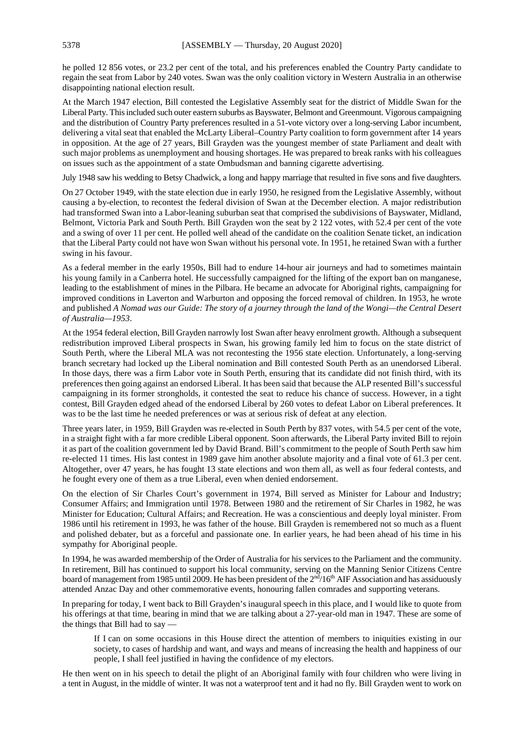he polled 12 856 votes, or 23.2 per cent of the total, and his preferences enabled the Country Party candidate to regain the seat from Labor by 240 votes. Swan was the only coalition victory in Western Australia in an otherwise disappointing national election result.

At the March 1947 election, Bill contested the Legislative Assembly seat for the district of Middle Swan for the Liberal Party. This included such outer eastern suburbs as Bayswater, Belmont and Greenmount. Vigorous campaigning and the distribution of Country Party preferences resulted in a 51-vote victory over a long-serving Labor incumbent, delivering a vital seat that enabled the McLarty Liberal–Country Party coalition to form government after 14 years in opposition. At the age of 27 years, Bill Grayden was the youngest member of state Parliament and dealt with such major problems as unemployment and housing shortages. He was prepared to break ranks with his colleagues on issues such as the appointment of a state Ombudsman and banning cigarette advertising.

July 1948 saw his wedding to Betsy Chadwick, a long and happy marriage that resulted in five sons and five daughters.

On 27 October 1949, with the state election due in early 1950, he resigned from the Legislative Assembly, without causing a by-election, to recontest the federal division of Swan at the December election. A major redistribution had transformed Swan into a Labor-leaning suburban seat that comprised the subdivisions of Bayswater, Midland, Belmont, Victoria Park and South Perth. Bill Grayden won the seat by 2 122 votes, with 52.4 per cent of the vote and a swing of over 11 per cent. He polled well ahead of the candidate on the coalition Senate ticket, an indication that the Liberal Party could not have won Swan without his personal vote. In 1951, he retained Swan with a further swing in his favour.

As a federal member in the early 1950s, Bill had to endure 14-hour air journeys and had to sometimes maintain his young family in a Canberra hotel. He successfully campaigned for the lifting of the export ban on manganese, leading to the establishment of mines in the Pilbara. He became an advocate for Aboriginal rights, campaigning for improved conditions in Laverton and Warburton and opposing the forced removal of children. In 1953, he wrote and published *A Nomad was our Guide: The story of a journey through the land of the Wongi—the Central Desert of Australia—1953*.

At the 1954 federal election, Bill Grayden narrowly lost Swan after heavy enrolment growth. Although a subsequent redistribution improved Liberal prospects in Swan, his growing family led him to focus on the state district of South Perth, where the Liberal MLA was not recontesting the 1956 state election. Unfortunately, a long-serving branch secretary had locked up the Liberal nomination and Bill contested South Perth as an unendorsed Liberal. In those days, there was a firm Labor vote in South Perth, ensuring that its candidate did not finish third, with its preferences then going against an endorsed Liberal. It has been said that because the ALP resented Bill's successful campaigning in its former strongholds, it contested the seat to reduce his chance of success. However, in a tight contest, Bill Grayden edged ahead of the endorsed Liberal by 260 votes to defeat Labor on Liberal preferences. It was to be the last time he needed preferences or was at serious risk of defeat at any election.

Three years later, in 1959, Bill Grayden was re-elected in South Perth by 837 votes, with 54.5 per cent of the vote, in a straight fight with a far more credible Liberal opponent. Soon afterwards, the Liberal Party invited Bill to rejoin it as part of the coalition government led by David Brand. Bill's commitment to the people of South Perth saw him re-elected 11 times. His last contest in 1989 gave him another absolute majority and a final vote of 61.3 per cent. Altogether, over 47 years, he has fought 13 state elections and won them all, as well as four federal contests, and he fought every one of them as a true Liberal, even when denied endorsement.

On the election of Sir Charles Court's government in 1974, Bill served as Minister for Labour and Industry; Consumer Affairs; and Immigration until 1978. Between 1980 and the retirement of Sir Charles in 1982, he was Minister for Education; Cultural Affairs; and Recreation. He was a conscientious and deeply loyal minister. From 1986 until his retirement in 1993, he was father of the house. Bill Grayden is remembered not so much as a fluent and polished debater, but as a forceful and passionate one. In earlier years, he had been ahead of his time in his sympathy for Aboriginal people.

In 1994, he was awarded membership of the Order of Australia for his services to the Parliament and the community. In retirement, Bill has continued to support his local community, serving on the Manning Senior Citizens Centre board of management from 1985 until 2009. He has been president of the 2nd/16th AIF Association and has assiduously attended Anzac Day and other commemorative events, honouring fallen comrades and supporting veterans.

In preparing for today, I went back to Bill Grayden's inaugural speech in this place, and I would like to quote from his offerings at that time, bearing in mind that we are talking about a 27-year-old man in 1947. These are some of the things that Bill had to say —

> If I can on some occasions in this House direct the attention of members to iniquities existing in our society, to cases of hardship and want, and ways and means of increasing the health and happiness of our people, I shall feel justified in having the confidence of my electors.

He then went on in his speech to detail the plight of an Aboriginal family with four children who were living in a tent in August, in the middle of winter. It was not a waterproof tent and it had no fly. Bill Grayden went to work on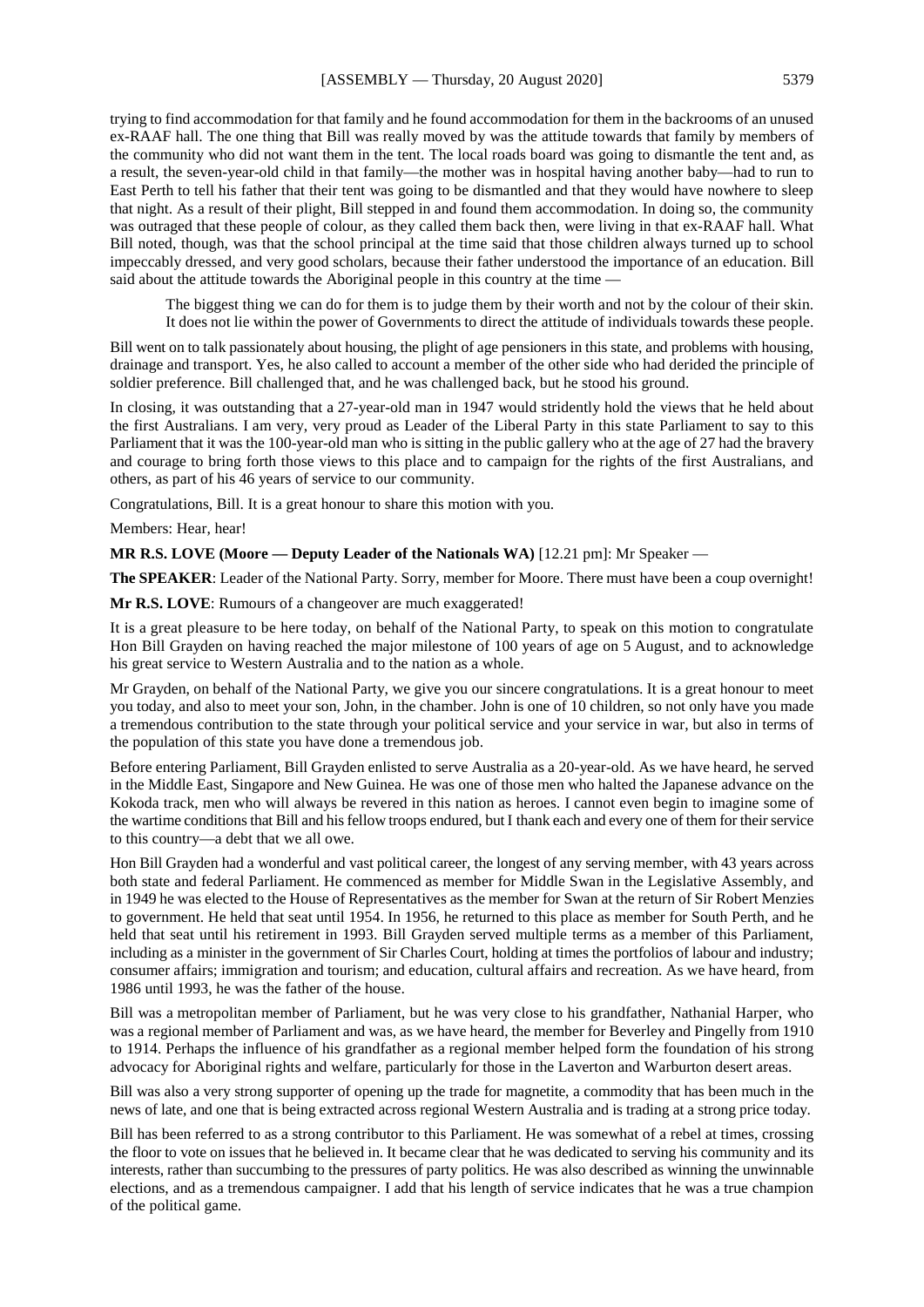trying to find accommodation for that family and he found accommodation for them in the backrooms of an unused ex-RAAF hall. The one thing that Bill was really moved by was the attitude towards that family by members of the community who did not want them in the tent. The local roads board was going to dismantle the tent and, as a result, the seven-year-old child in that family—the mother was in hospital having another baby—had to run to East Perth to tell his father that their tent was going to be dismantled and that they would have nowhere to sleep that night. As a result of their plight, Bill stepped in and found them accommodation. In doing so, the community was outraged that these people of colour, as they called them back then, were living in that ex-RAAF hall. What Bill noted, though, was that the school principal at the time said that those children always turned up to school impeccably dressed, and very good scholars, because their father understood the importance of an education. Bill said about the attitude towards the Aboriginal people in this country at the time —

> The biggest thing we can do for them is to judge them by their worth and not by the colour of their skin. It does not lie within the power of Governments to direct the attitude of individuals towards these people.

Bill went on to talk passionately about housing, the plight of age pensioners in this state, and problems with housing, drainage and transport. Yes, he also called to account a member of the other side who had derided the principle of soldier preference. Bill challenged that, and he was challenged back, but he stood his ground.

In closing, it was outstanding that a 27-year-old man in 1947 would stridently hold the views that he held about the first Australians. I am very, very proud as Leader of the Liberal Party in this state Parliament to say to this Parliament that it was the 100-year-old man who is sitting in the public gallery who at the age of 27 had the bravery and courage to bring forth those views to this place and to campaign for the rights of the first Australians, and others, as part of his 46 years of service to our community.

Congratulations, Bill. It is a great honour to share this motion with you.

Members: Hear, hear!

**MR R.S. LOVE (Moore — Deputy Leader of the Nationals WA)** [12.21 pm]: Mr Speaker —

**The SPEAKER**: Leader of the National Party. Sorry, member for Moore. There must have been a coup overnight!

**Mr R.S. LOVE**: Rumours of a changeover are much exaggerated!

It is a great pleasure to be here today, on behalf of the National Party, to speak on this motion to congratulate Hon Bill Grayden on having reached the major milestone of 100 years of age on 5 August, and to acknowledge his great service to Western Australia and to the nation as a whole.

Mr Grayden, on behalf of the National Party, we give you our sincere congratulations. It is a great honour to meet you today, and also to meet your son, John, in the chamber. John is one of 10 children, so not only have you made a tremendous contribution to the state through your political service and your service in war, but also in terms of the population of this state you have done a tremendous job.

Before entering Parliament, Bill Grayden enlisted to serve Australia as a 20-year-old. As we have heard, he served in the Middle East, Singapore and New Guinea. He was one of those men who halted the Japanese advance on the Kokoda track, men who will always be revered in this nation as heroes. I cannot even begin to imagine some of the wartime conditions that Bill and his fellow troops endured, but I thank each and every one of them for their service to this country—a debt that we all owe.

Hon Bill Grayden had a wonderful and vast political career, the longest of any serving member, with 43 years across both state and federal Parliament. He commenced as member for Middle Swan in the Legislative Assembly, and in 1949 he was elected to the House of Representatives as the member for Swan at the return of Sir Robert Menzies to government. He held that seat until 1954. In 1956, he returned to this place as member for South Perth, and he held that seat until his retirement in 1993. Bill Grayden served multiple terms as a member of this Parliament, including as a minister in the government of Sir Charles Court, holding at times the portfolios of labour and industry; consumer affairs; immigration and tourism; and education, cultural affairs and recreation. As we have heard, from 1986 until 1993, he was the father of the house.

Bill was a metropolitan member of Parliament, but he was very close to his grandfather, Nathanial Harper, who was a regional member of Parliament and was, as we have heard, the member for Beverley and Pingelly from 1910 to 1914. Perhaps the influence of his grandfather as a regional member helped form the foundation of his strong advocacy for Aboriginal rights and welfare, particularly for those in the Laverton and Warburton desert areas.

Bill was also a very strong supporter of opening up the trade for magnetite, a commodity that has been much in the news of late, and one that is being extracted across regional Western Australia and is trading at a strong price today.

Bill has been referred to as a strong contributor to this Parliament. He was somewhat of a rebel at times, crossing the floor to vote on issues that he believed in. It became clear that he was dedicated to serving his community and its interests, rather than succumbing to the pressures of party politics. He was also described as winning the unwinnable elections, and as a tremendous campaigner. I add that his length of service indicates that he was a true champion of the political game.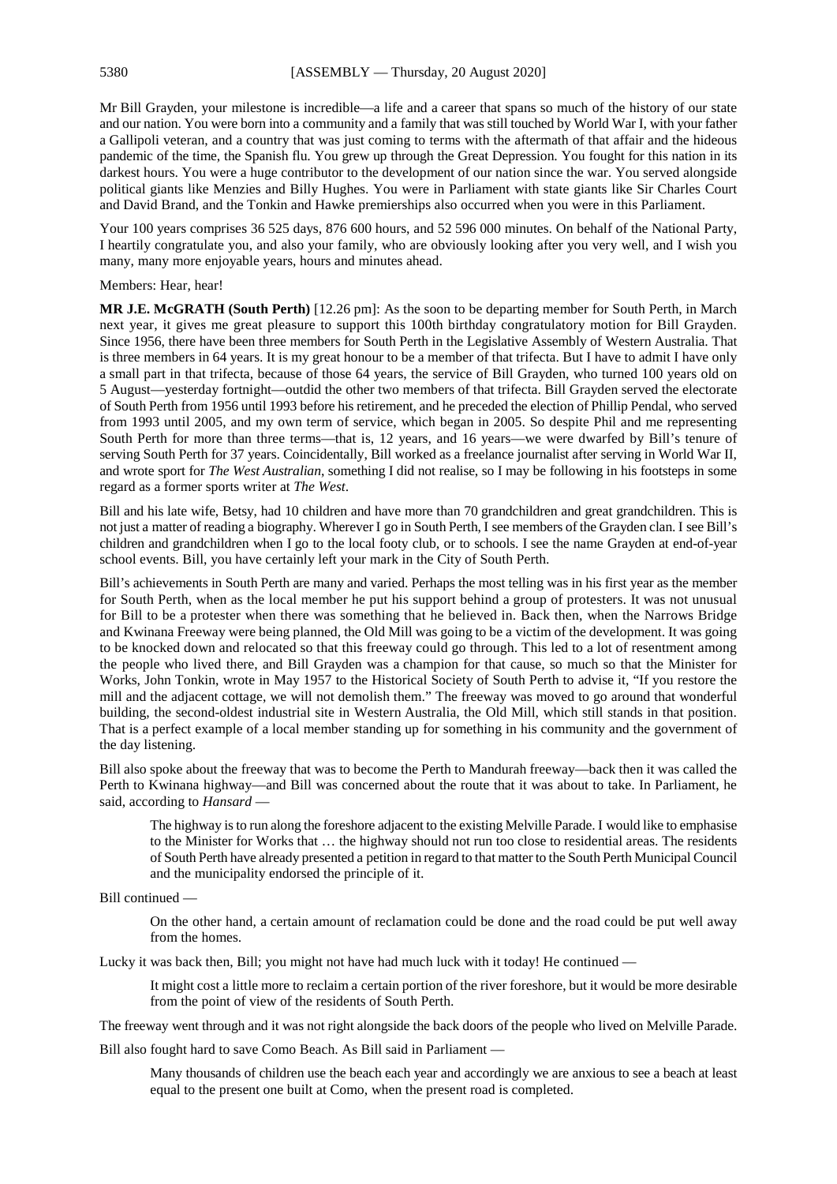Mr Bill Grayden, your milestone is incredible—a life and a career that spans so much of the history of our state and our nation. You were born into a community and a family that was still touched by World War I, with your father a Gallipoli veteran, and a country that was just coming to terms with the aftermath of that affair and the hideous pandemic of the time, the Spanish flu. You grew up through the Great Depression. You fought for this nation in its darkest hours. You were a huge contributor to the development of our nation since the war. You served alongside political giants like Menzies and Billy Hughes. You were in Parliament with state giants like Sir Charles Court and David Brand, and the Tonkin and Hawke premierships also occurred when you were in this Parliament.

Your 100 years comprises 36 525 days, 876 600 hours, and 52 596 000 minutes. On behalf of the National Party, I heartily congratulate you, and also your family, who are obviously looking after you very well, and I wish you many, many more enjoyable years, hours and minutes ahead.

Members: Hear, hear!

**MR J.E. McGRATH (South Perth)** [12.26 pm]: As the soon to be departing member for South Perth, in March next year, it gives me great pleasure to support this 100th birthday congratulatory motion for Bill Grayden. Since 1956, there have been three members for South Perth in the Legislative Assembly of Western Australia. That is three members in 64 years. It is my great honour to be a member of that trifecta. But I have to admit I have only a small part in that trifecta, because of those 64 years, the service of Bill Grayden, who turned 100 years old on 5 August—yesterday fortnight—outdid the other two members of that trifecta. Bill Grayden served the electorate of South Perth from 1956 until 1993 before his retirement, and he preceded the election of Phillip Pendal, who served from 1993 until 2005, and my own term of service, which began in 2005. So despite Phil and me representing South Perth for more than three terms—that is, 12 years, and 16 years—we were dwarfed by Bill's tenure of serving South Perth for 37 years. Coincidentally, Bill worked as a freelance journalist after serving in World War II, and wrote sport for *The West Australian*, something I did not realise, so I may be following in his footsteps in some regard as a former sports writer at *The West*.

Bill and his late wife, Betsy, had 10 children and have more than 70 grandchildren and great grandchildren. This is not just a matter of reading a biography. Wherever I go in South Perth, I see members of the Grayden clan. I see Bill's children and grandchildren when I go to the local footy club, or to schools. I see the name Grayden at end-of-year school events. Bill, you have certainly left your mark in the City of South Perth.

Bill's achievements in South Perth are many and varied. Perhaps the most telling was in his first year as the member for South Perth, when as the local member he put his support behind a group of protesters. It was not unusual for Bill to be a protester when there was something that he believed in. Back then, when the Narrows Bridge and Kwinana Freeway were being planned, the Old Mill was going to be a victim of the development. It was going to be knocked down and relocated so that this freeway could go through. This led to a lot of resentment among the people who lived there, and Bill Grayden was a champion for that cause, so much so that the Minister for Works, John Tonkin, wrote in May 1957 to the Historical Society of South Perth to advise it, "If you restore the mill and the adjacent cottage, we will not demolish them." The freeway was moved to go around that wonderful building, the second-oldest industrial site in Western Australia, the Old Mill, which still stands in that position. That is a perfect example of a local member standing up for something in his community and the government of the day listening.

Bill also spoke about the freeway that was to become the Perth to Mandurah freeway—back then it was called the Perth to Kwinana highway—and Bill was concerned about the route that it was about to take. In Parliament, he said, according to *Hansard* —

> The highway is to run along the foreshore adjacent to the existing Melville Parade. I would like to emphasise to the Minister for Works that … the highway should not run too close to residential areas. The residents of South Perth have already presented a petition in regard to that matter to the South Perth Municipal Council and the municipality endorsed the principle of it.

Bill continued —

> On the other hand, a certain amount of reclamation could be done and the road could be put well away from the homes.

Lucky it was back then, Bill; you might not have had much luck with it today! He continued —

> It might cost a little more to reclaim a certain portion of the river foreshore, but it would be more desirable from the point of view of the residents of South Perth.

The freeway went through and it was not right alongside the back doors of the people who lived on Melville Parade.

Bill also fought hard to save Como Beach. As Bill said in Parliament —

> Many thousands of children use the beach each year and accordingly we are anxious to see a beach at least equal to the present one built at Como, when the present road is completed.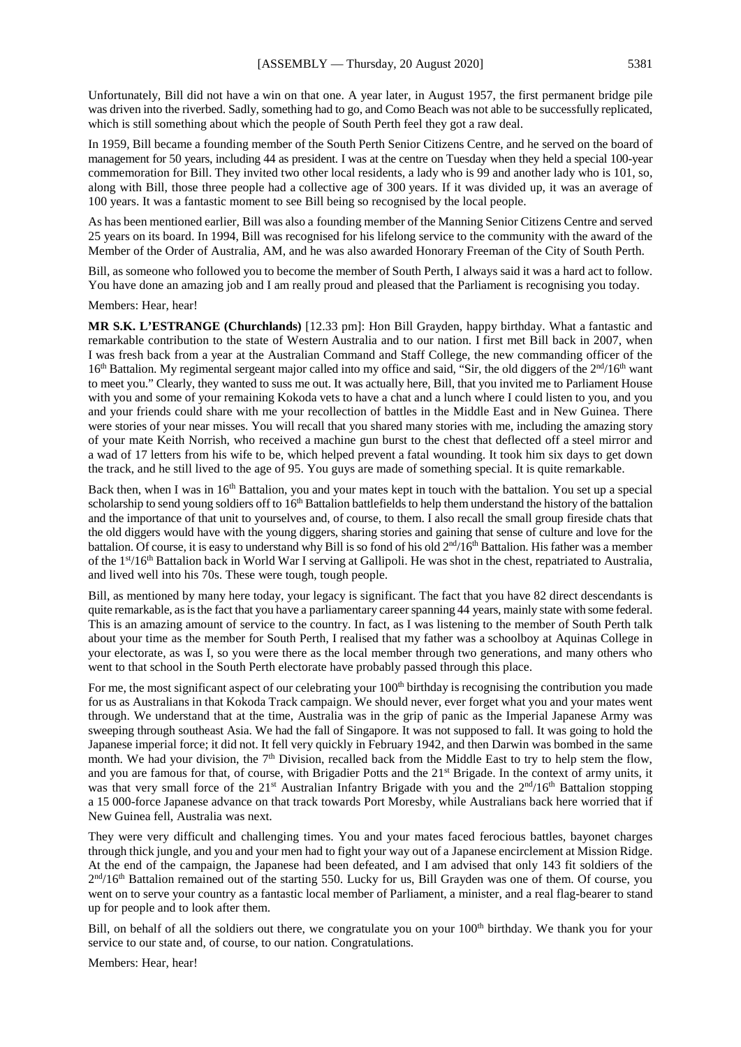Unfortunately, Bill did not have a win on that one. A year later, in August 1957, the first permanent bridge pile was driven into the riverbed. Sadly, something had to go, and Como Beach was not able to be successfully replicated, which is still something about which the people of South Perth feel they got a raw deal.

In 1959, Bill became a founding member of the South Perth Senior Citizens Centre, and he served on the board of management for 50 years, including 44 as president. I was at the centre on Tuesday when they held a special 100-year commemoration for Bill. They invited two other local residents, a lady who is 99 and another lady who is 101, so, along with Bill, those three people had a collective age of 300 years. If it was divided up, it was an average of 100 years. It was a fantastic moment to see Bill being so recognised by the local people.

As has been mentioned earlier, Bill was also a founding member of the Manning Senior Citizens Centre and served 25 years on its board. In 1994, Bill was recognised for his lifelong service to the community with the award of the Member of the Order of Australia, AM, and he was also awarded Honorary Freeman of the City of South Perth.

Bill, as someone who followed you to become the member of South Perth, I always said it was a hard act to follow. You have done an amazing job and I am really proud and pleased that the Parliament is recognising you today.

Members: Hear, hear!

**MR S.K. L'ESTRANGE (Churchlands)** [12.33 pm]: Hon Bill Grayden, happy birthday. What a fantastic and remarkable contribution to the state of Western Australia and to our nation. I first met Bill back in 2007, when I was fresh back from a year at the Australian Command and Staff College, the new commanding officer of the 16th Battalion. My regimental sergeant major called into my office and said, "Sir, the old diggers of the 2nd/16th want to meet you." Clearly, they wanted to suss me out. It was actually here, Bill, that you invited me to Parliament House with you and some of your remaining Kokoda vets to have a chat and a lunch where I could listen to you, and you and your friends could share with me your recollection of battles in the Middle East and in New Guinea. There were stories of your near misses. You will recall that you shared many stories with me, including the amazing story of your mate Keith Norrish, who received a machine gun burst to the chest that deflected off a steel mirror and a wad of 17 letters from his wife to be, which helped prevent a fatal wounding. It took him six days to get down the track, and he still lived to the age of 95. You guys are made of something special. It is quite remarkable.

Back then, when I was in 16th Battalion, you and your mates kept in touch with the battalion. You set up a special scholarship to send young soldiers off to 16th Battalion battlefields to help them understand the history of the battalion and the importance of that unit to yourselves and, of course, to them. I also recall the small group fireside chats that the old diggers would have with the young diggers, sharing stories and gaining that sense of culture and love for the battalion. Of course, it is easy to understand why Bill is so fond of his old 2nd/16th Battalion. His father was a member of the 1st/16th Battalion back in World War I serving at Gallipoli. He was shot in the chest, repatriated to Australia, and lived well into his 70s. These were tough, tough people.

Bill, as mentioned by many here today, your legacy is significant. The fact that you have 82 direct descendants is quite remarkable, as is the fact that you have a parliamentary career spanning 44 years, mainly state with some federal. This is an amazing amount of service to the country. In fact, as I was listening to the member of South Perth talk about your time as the member for South Perth, I realised that my father was a schoolboy at Aquinas College in your electorate, as was I, so you were there as the local member through two generations, and many others who went to that school in the South Perth electorate have probably passed through this place.

For me, the most significant aspect of our celebrating your 100th birthday is recognising the contribution you made for us as Australians in that Kokoda Track campaign. We should never, ever forget what you and your mates went through. We understand that at the time, Australia was in the grip of panic as the Imperial Japanese Army was sweeping through southeast Asia. We had the fall of Singapore. It was not supposed to fall. It was going to hold the Japanese imperial force; it did not. It fell very quickly in February 1942, and then Darwin was bombed in the same month. We had your division, the 7th Division, recalled back from the Middle East to try to help stem the flow, and you are famous for that, of course, with Brigadier Potts and the 21st Brigade. In the context of army units, it was that very small force of the 21st Australian Infantry Brigade with you and the 2nd/16th Battalion stopping a 15 000-force Japanese advance on that track towards Port Moresby, while Australians back here worried that if New Guinea fell, Australia was next.

They were very difficult and challenging times. You and your mates faced ferocious battles, bayonet charges through thick jungle, and you and your men had to fight your way out of a Japanese encirclement at Mission Ridge. At the end of the campaign, the Japanese had been defeated, and I am advised that only 143 fit soldiers of the 2nd/16th Battalion remained out of the starting 550. Lucky for us, Bill Grayden was one of them. Of course, you went on to serve your country as a fantastic local member of Parliament, a minister, and a real flag-bearer to stand up for people and to look after them.

Bill, on behalf of all the soldiers out there, we congratulate you on your 100th birthday. We thank you for your service to our state and, of course, to our nation. Congratulations.

Members: Hear, hear!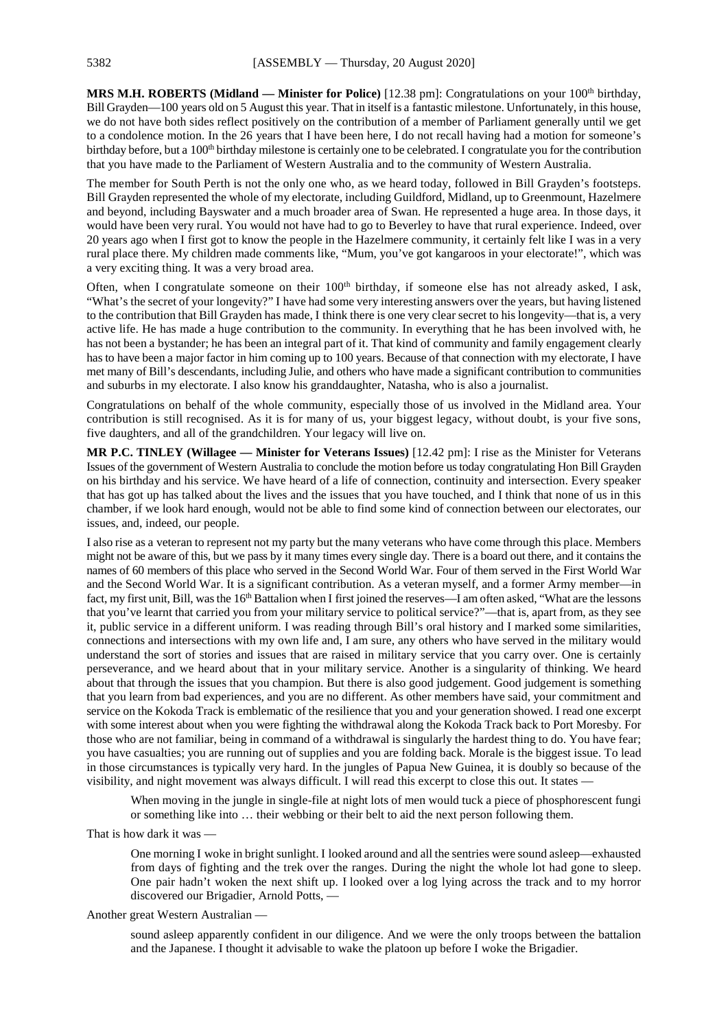**MRS M.H. ROBERTS (Midland — Minister for Police)** [12.38 pm]: Congratulations on your 100th birthday, Bill Grayden—100 years old on 5 August this year. That in itself is a fantastic milestone. Unfortunately, in this house, we do not have both sides reflect positively on the contribution of a member of Parliament generally until we get to a condolence motion. In the 26 years that I have been here, I do not recall having had a motion for someone's birthday before, but a 100th birthday milestone is certainly one to be celebrated. I congratulate you for the contribution that you have made to the Parliament of Western Australia and to the community of Western Australia.

The member for South Perth is not the only one who, as we heard today, followed in Bill Grayden's footsteps. Bill Grayden represented the whole of my electorate, including Guildford, Midland, up to Greenmount, Hazelmere and beyond, including Bayswater and a much broader area of Swan. He represented a huge area. In those days, it would have been very rural. You would not have had to go to Beverley to have that rural experience. Indeed, over 20 years ago when I first got to know the people in the Hazelmere community, it certainly felt like I was in a very rural place there. My children made comments like, "Mum, you've got kangaroos in your electorate!", which was a very exciting thing. It was a very broad area.

Often, when I congratulate someone on their 100th birthday, if someone else has not already asked, I ask, "What's the secret of your longevity?" I have had some very interesting answers over the years, but having listened to the contribution that Bill Grayden has made, I think there is one very clear secret to his longevity—that is, a very active life. He has made a huge contribution to the community. In everything that he has been involved with, he has not been a bystander; he has been an integral part of it. That kind of community and family engagement clearly has to have been a major factor in him coming up to 100 years. Because of that connection with my electorate, I have met many of Bill's descendants, including Julie, and others who have made a significant contribution to communities and suburbs in my electorate. I also know his granddaughter, Natasha, who is also a journalist.

Congratulations on behalf of the whole community, especially those of us involved in the Midland area. Your contribution is still recognised. As it is for many of us, your biggest legacy, without doubt, is your five sons, five daughters, and all of the grandchildren. Your legacy will live on.

**MR P.C. TINLEY (Willagee — Minister for Veterans Issues)** [12.42 pm]: I rise as the Minister for Veterans Issues of the government of Western Australia to conclude the motion before us today congratulating Hon Bill Grayden on his birthday and his service. We have heard of a life of connection, continuity and intersection. Every speaker that has got up has talked about the lives and the issues that you have touched, and I think that none of us in this chamber, if we look hard enough, would not be able to find some kind of connection between our electorates, our issues, and, indeed, our people.

I also rise as a veteran to represent not my party but the many veterans who have come through this place. Members might not be aware of this, but we pass by it many times every single day. There is a board out there, and it contains the names of 60 members of this place who served in the Second World War. Four of them served in the First World War and the Second World War. It is a significant contribution. As a veteran myself, and a former Army member—in fact, my first unit, Bill, was the 16th Battalion when I first joined the reserves—I am often asked, "What are the lessons that you've learnt that carried you from your military service to political service?"—that is, apart from, as they see it, public service in a different uniform. I was reading through Bill's oral history and I marked some similarities, connections and intersections with my own life and, I am sure, any others who have served in the military would understand the sort of stories and issues that are raised in military service that you carry over. One is certainly perseverance, and we heard about that in your military service. Another is a singularity of thinking. We heard about that through the issues that you champion. But there is also good judgement. Good judgement is something that you learn from bad experiences, and you are no different. As other members have said, your commitment and service on the Kokoda Track is emblematic of the resilience that you and your generation showed. I read one excerpt with some interest about when you were fighting the withdrawal along the Kokoda Track back to Port Moresby. For those who are not familiar, being in command of a withdrawal is singularly the hardest thing to do. You have fear; you have casualties; you are running out of supplies and you are folding back. Morale is the biggest issue. To lead in those circumstances is typically very hard. In the jungles of Papua New Guinea, it is doubly so because of the visibility, and night movement was always difficult. I will read this excerpt to close this out. It states —

> When moving in the jungle in single-file at night lots of men would tuck a piece of phosphorescent fungi or something like into … their webbing or their belt to aid the next person following them.

That is how dark it was —

> One morning I woke in bright sunlight. I looked around and all the sentries were sound asleep—exhausted from days of fighting and the trek over the ranges. During the night the whole lot had gone to sleep. One pair hadn't woken the next shift up. I looked over a log lying across the track and to my horror discovered our Brigadier, Arnold Potts, —

Another great Western Australian —

> sound asleep apparently confident in our diligence. And we were the only troops between the battalion and the Japanese. I thought it advisable to wake the platoon up before I woke the Brigadier.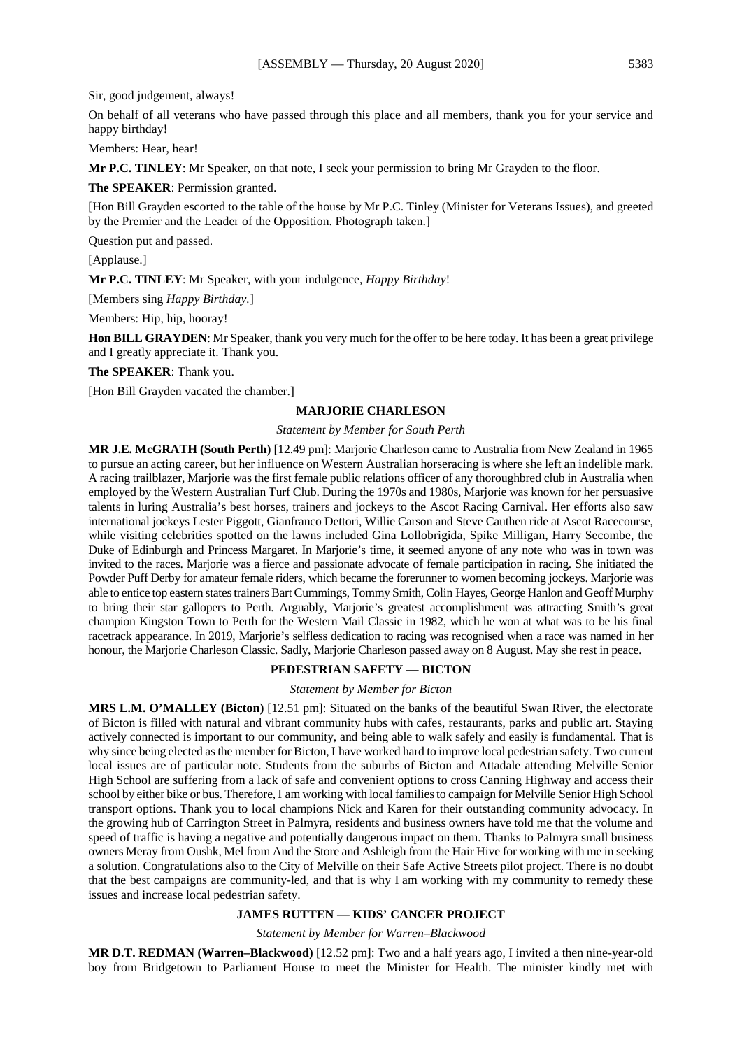Sir, good judgement, always!

On behalf of all veterans who have passed through this place and all members, thank you for your service and happy birthday!

Members: Hear, hear!

**Mr P.C. TINLEY**: Mr Speaker, on that note, I seek your permission to bring Mr Grayden to the floor.

**The SPEAKER**: Permission granted.

[Hon Bill Grayden escorted to the table of the house by Mr P.C. Tinley (Minister for Veterans Issues), and greeted by the Premier and the Leader of the Opposition. Photograph taken.]

Question put and passed.

[Applause.]

**Mr P.C. TINLEY**: Mr Speaker, with your indulgence, *Happy Birthday*!

[Members sing *Happy Birthday.*]

Members: Hip, hip, hooray!

**Hon BILL GRAYDEN**: Mr Speaker, thank you very much for the offer to be here today. It has been a great privilege and I greatly appreciate it. Thank you.

**The SPEAKER**: Thank you.

[Hon Bill Grayden vacated the chamber.]

## MARJORIE CHARLESON

*Statement by Member for South Perth*

**MR J.E. McGRATH (South Perth)** [12.49 pm]: Marjorie Charleson came to Australia from New Zealand in 1965 to pursue an acting career, but her influence on Western Australian horseracing is where she left an indelible mark. A racing trailblazer, Marjorie was the first female public relations officer of any thoroughbred club in Australia when employed by the Western Australian Turf Club. During the 1970s and 1980s, Marjorie was known for her persuasive talents in luring Australia's best horses, trainers and jockeys to the Ascot Racing Carnival. Her efforts also saw international jockeys Lester Piggott, Gianfranco Dettori, Willie Carson and Steve Cauthen ride at Ascot Racecourse, while visiting celebrities spotted on the lawns included Gina Lollobrigida, Spike Milligan, Harry Secombe, the Duke of Edinburgh and Princess Margaret. In Marjorie's time, it seemed anyone of any note who was in town was invited to the races. Marjorie was a fierce and passionate advocate of female participation in racing. She initiated the Powder Puff Derby for amateur female riders, which became the forerunner to women becoming jockeys. Marjorie was able to entice top eastern states trainers Bart Cummings, Tommy Smith, Colin Hayes, George Hanlon and Geoff Murphy to bring their star gallopers to Perth. Arguably, Marjorie's greatest accomplishment was attracting Smith's great champion Kingston Town to Perth for the Western Mail Classic in 1982, which he won at what was to be his final racetrack appearance. In 2019, Marjorie's selfless dedication to racing was recognised when a race was named in her honour, the Marjorie Charleson Classic. Sadly, Marjorie Charleson passed away on 8 August. May she rest in peace.

## PEDESTRIAN SAFETY — BICTON

*Statement by Member for Bicton*

**MRS L.M. O'MALLEY (Bicton)** [12.51 pm]: Situated on the banks of the beautiful Swan River, the electorate of Bicton is filled with natural and vibrant community hubs with cafes, restaurants, parks and public art. Staying actively connected is important to our community, and being able to walk safely and easily is fundamental. That is why since being elected as the member for Bicton, I have worked hard to improve local pedestrian safety. Two current local issues are of particular note. Students from the suburbs of Bicton and Attadale attending Melville Senior High School are suffering from a lack of safe and convenient options to cross Canning Highway and access their school by either bike or bus. Therefore, I am working with local families to campaign for Melville Senior High School transport options. Thank you to local champions Nick and Karen for their outstanding community advocacy. In the growing hub of Carrington Street in Palmyra, residents and business owners have told me that the volume and speed of traffic is having a negative and potentially dangerous impact on them. Thanks to Palmyra small business owners Meray from Oushk, Mel from And the Store and Ashleigh from the Hair Hive for working with me in seeking a solution. Congratulations also to the City of Melville on their Safe Active Streets pilot project. There is no doubt that the best campaigns are community-led, and that is why I am working with my community to remedy these issues and increase local pedestrian safety.

## JAMES RUTTEN — KIDS' CANCER PROJECT

*Statement by Member for Warren–Blackwood*

**MR D.T. REDMAN (Warren–Blackwood)** [12.52 pm]: Two and a half years ago, I invited a then nine-year-old boy from Bridgetown to Parliament House to meet the Minister for Health. The minister kindly met with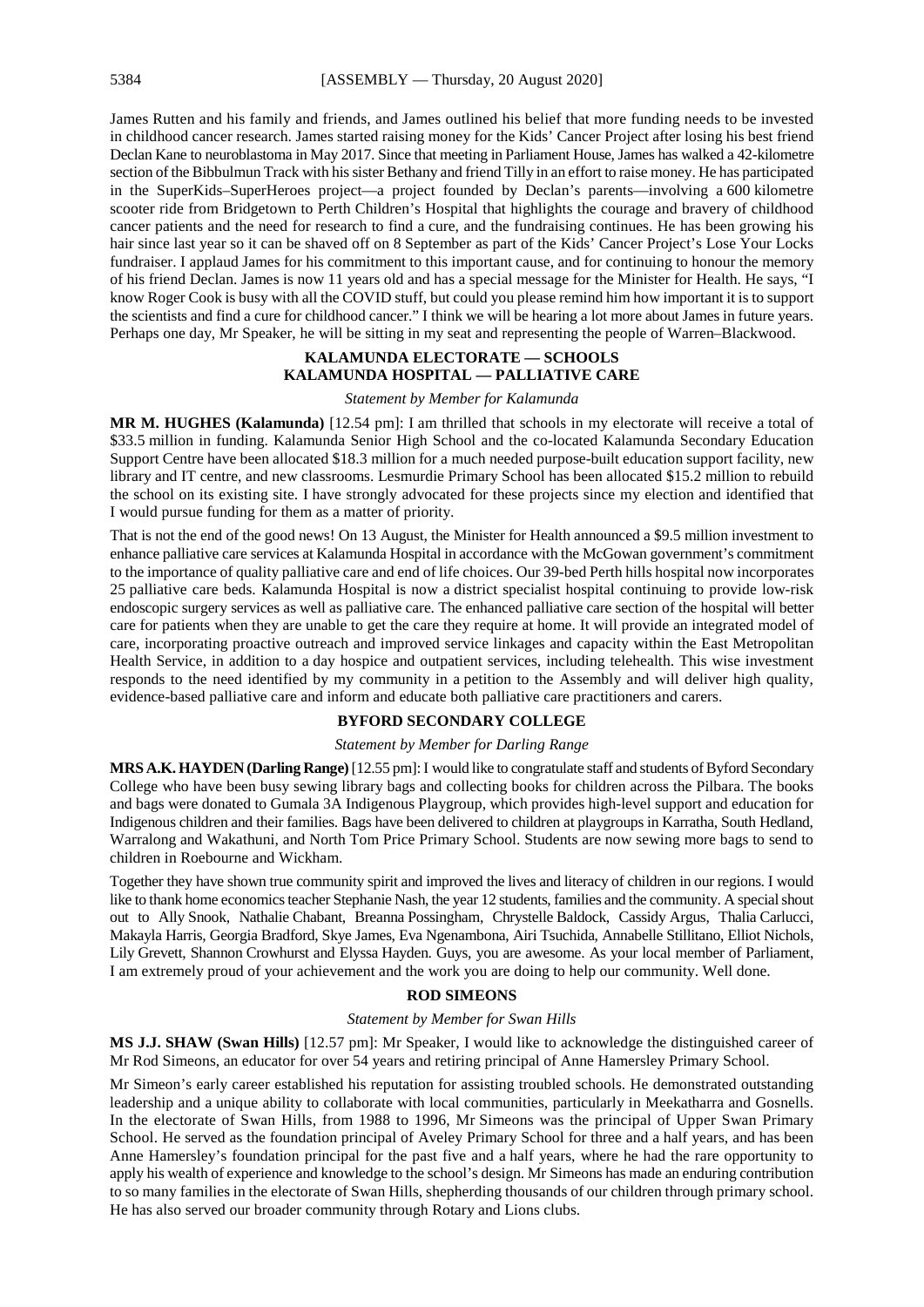James Rutten and his family and friends, and James outlined his belief that more funding needs to be invested in childhood cancer research. James started raising money for the Kids' Cancer Project after losing his best friend Declan Kane to neuroblastoma in May 2017. Since that meeting in Parliament House, James has walked a 42-kilometre section of the Bibbulmun Track with his sister Bethany and friend Tilly in an effort to raise money. He has participated in the SuperKids–SuperHeroes project—a project founded by Declan's parents—involving a 600 kilometre scooter ride from Bridgetown to Perth Children's Hospital that highlights the courage and bravery of childhood cancer patients and the need for research to find a cure, and the fundraising continues. He has been growing his hair since last year so it can be shaved off on 8 September as part of the Kids' Cancer Project's Lose Your Locks fundraiser. I applaud James for his commitment to this important cause, and for continuing to honour the memory of his friend Declan. James is now 11 years old and has a special message for the Minister for Health. He says, "I know Roger Cook is busy with all the COVID stuff, but could you please remind him how important it is to support the scientists and find a cure for childhood cancer." I think we will be hearing a lot more about James in future years. Perhaps one day, Mr Speaker, he will be sitting in my seat and representing the people of Warren–Blackwood.

## KALAMUNDA ELECTORATE — SCHOOLS
## KALAMUNDA HOSPITAL — PALLIATIVE CARE

*Statement by Member for Kalamunda*

**MR M. HUGHES (Kalamunda)** [12.54 pm]: I am thrilled that schools in my electorate will receive a total of $33.5 million in funding. Kalamunda Senior High School and the co-located Kalamunda Secondary Education Support Centre have been allocated $18.3 million for a much needed purpose-built education support facility, new library and IT centre, and new classrooms. Lesmurdie Primary School has been allocated $15.2 million to rebuild the school on its existing site. I have strongly advocated for these projects since my election and identified that I would pursue funding for them as a matter of priority.

That is not the end of the good news! On 13 August, the Minister for Health announced a $9.5 million investment to enhance palliative care services at Kalamunda Hospital in accordance with the McGowan government's commitment to the importance of quality palliative care and end of life choices. Our 39-bed Perth hills hospital now incorporates 25 palliative care beds. Kalamunda Hospital is now a district specialist hospital continuing to provide low-risk endoscopic surgery services as well as palliative care. The enhanced palliative care section of the hospital will better care for patients when they are unable to get the care they require at home. It will provide an integrated model of care, incorporating proactive outreach and improved service linkages and capacity within the East Metropolitan Health Service, in addition to a day hospice and outpatient services, including telehealth. This wise investment responds to the need identified by my community in a petition to the Assembly and will deliver high quality, evidence-based palliative care and inform and educate both palliative care practitioners and carers.

## BYFORD SECONDARY COLLEGE

*Statement by Member for Darling Range*

**MRS A.K. HAYDEN (Darling Range)** [12.55 pm]: I would like to congratulate staff and students of Byford Secondary College who have been busy sewing library bags and collecting books for children across the Pilbara. The books and bags were donated to Gumala 3A Indigenous Playgroup, which provides high-level support and education for Indigenous children and their families. Bags have been delivered to children at playgroups in Karratha, South Hedland, Warralong and Wakathuni, and North Tom Price Primary School. Students are now sewing more bags to send to children in Roebourne and Wickham.

Together they have shown true community spirit and improved the lives and literacy of children in our regions. I would like to thank home economics teacher Stephanie Nash, the year 12 students, families and the community. A special shout out to Ally Snook, Nathalie Chabant, Breanna Possingham, Chrystelle Baldock, Cassidy Argus, Thalia Carlucci, Makayla Harris, Georgia Bradford, Skye James, Eva Ngenambona, Airi Tsuchida, Annabelle Stillitano, Elliot Nichols, Lily Grevett, Shannon Crowhurst and Elyssa Hayden. Guys, you are awesome. As your local member of Parliament, I am extremely proud of your achievement and the work you are doing to help our community. Well done.

## ROD SIMEONS

*Statement by Member for Swan Hills*

**MS J.J. SHAW (Swan Hills)** [12.57 pm]: Mr Speaker, I would like to acknowledge the distinguished career of Mr Rod Simeons, an educator for over 54 years and retiring principal of Anne Hamersley Primary School.

Mr Simeon's early career established his reputation for assisting troubled schools. He demonstrated outstanding leadership and a unique ability to collaborate with local communities, particularly in Meekatharra and Gosnells. In the electorate of Swan Hills, from 1988 to 1996, Mr Simeons was the principal of Upper Swan Primary School. He served as the foundation principal of Aveley Primary School for three and a half years, and has been Anne Hamersley's foundation principal for the past five and a half years, where he had the rare opportunity to apply his wealth of experience and knowledge to the school's design. Mr Simeons has made an enduring contribution to so many families in the electorate of Swan Hills, shepherding thousands of our children through primary school. He has also served our broader community through Rotary and Lions clubs.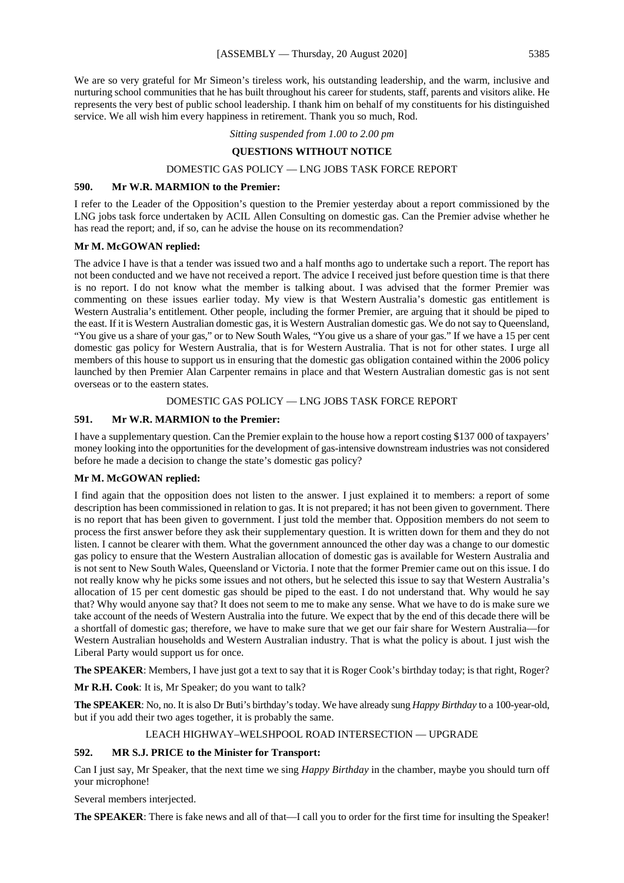We are so very grateful for Mr Simeon's tireless work, his outstanding leadership, and the warm, inclusive and nurturing school communities that he has built throughout his career for students, staff, parents and visitors alike. He represents the very best of public school leadership. I thank him on behalf of my constituents for his distinguished service. We all wish him every happiness in retirement. Thank you so much, Rod.

*Sitting suspended from 1.00 to 2.00 pm*

## QUESTIONS WITHOUT NOTICE

### DOMESTIC GAS POLICY — LNG JOBS TASK FORCE REPORT

**590. Mr W.R. MARMION to the Premier:**

I refer to the Leader of the Opposition's question to the Premier yesterday about a report commissioned by the LNG jobs task force undertaken by ACIL Allen Consulting on domestic gas. Can the Premier advise whether he has read the report; and, if so, can he advise the house on its recommendation?

**Mr M. McGOWAN replied:**

The advice I have is that a tender was issued two and a half months ago to undertake such a report. The report has not been conducted and we have not received a report. The advice I received just before question time is that there is no report. I do not know what the member is talking about. I was advised that the former Premier was commenting on these issues earlier today. My view is that Western Australia's domestic gas entitlement is Western Australia's entitlement. Other people, including the former Premier, are arguing that it should be piped to the east. If it is Western Australian domestic gas, it is Western Australian domestic gas. We do not say to Queensland, "You give us a share of your gas," or to New South Wales, "You give us a share of your gas." If we have a 15 per cent domestic gas policy for Western Australia, that is for Western Australia. That is not for other states. I urge all members of this house to support us in ensuring that the domestic gas obligation contained within the 2006 policy launched by then Premier Alan Carpenter remains in place and that Western Australian domestic gas is not sent overseas or to the eastern states.

### DOMESTIC GAS POLICY — LNG JOBS TASK FORCE REPORT

**591. Mr W.R. MARMION to the Premier:**

I have a supplementary question. Can the Premier explain to the house how a report costing $137 000 of taxpayers' money looking into the opportunities for the development of gas-intensive downstream industries was not considered before he made a decision to change the state's domestic gas policy?

**Mr M. McGOWAN replied:**

I find again that the opposition does not listen to the answer. I just explained it to members: a report of some description has been commissioned in relation to gas. It is not prepared; it has not been given to government. There is no report that has been given to government. I just told the member that. Opposition members do not seem to process the first answer before they ask their supplementary question. It is written down for them and they do not listen. I cannot be clearer with them. What the government announced the other day was a change to our domestic gas policy to ensure that the Western Australian allocation of domestic gas is available for Western Australia and is not sent to New South Wales, Queensland or Victoria. I note that the former Premier came out on this issue. I do not really know why he picks some issues and not others, but he selected this issue to say that Western Australia's allocation of 15 per cent domestic gas should be piped to the east. I do not understand that. Why would he say that? Why would anyone say that? It does not seem to me to make any sense. What we have to do is make sure we take account of the needs of Western Australia into the future. We expect that by the end of this decade there will be a shortfall of domestic gas; therefore, we have to make sure that we get our fair share for Western Australia—for Western Australian households and Western Australian industry. That is what the policy is about. I just wish the Liberal Party would support us for once.

**The SPEAKER**: Members, I have just got a text to say that it is Roger Cook's birthday today; is that right, Roger?

**Mr R.H. Cook**: It is, Mr Speaker; do you want to talk?

**The SPEAKER**: No, no. It is also Dr Buti's birthday's today. We have already sung *Happy Birthday* to a 100-year-old, but if you add their two ages together, it is probably the same.

### LEACH HIGHWAY–WELSHPOOL ROAD INTERSECTION — UPGRADE

**592. MR S.J. PRICE to the Minister for Transport:**

Can I just say, Mr Speaker, that the next time we sing *Happy Birthday* in the chamber, maybe you should turn off your microphone!

Several members interjected.

**The SPEAKER**: There is fake news and all of that—I call you to order for the first time for insulting the Speaker!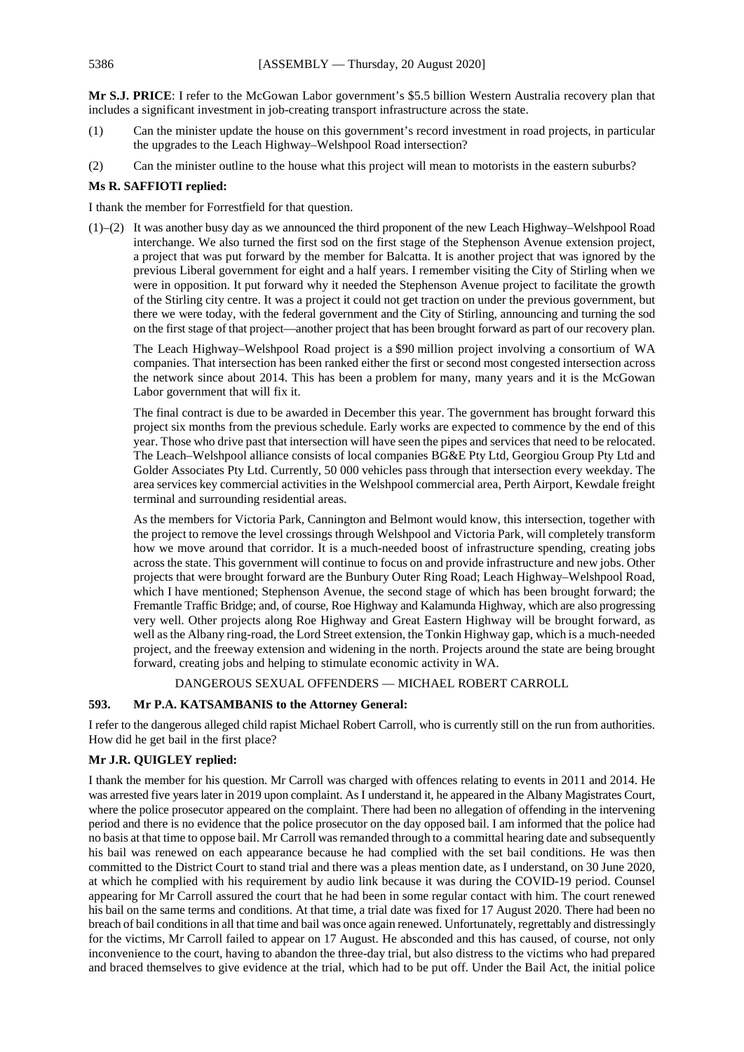**Mr S.J. PRICE**: I refer to the McGowan Labor government's $5.5 billion Western Australia recovery plan that includes a significant investment in job-creating transport infrastructure across the state.

(1) Can the minister update the house on this government's record investment in road projects, in particular the upgrades to the Leach Highway–Welshpool Road intersection?

(2) Can the minister outline to the house what this project will mean to motorists in the eastern suburbs?

**Ms R. SAFFIOTI replied:**

I thank the member for Forrestfield for that question.

(1)–(2) It was another busy day as we announced the third proponent of the new Leach Highway–Welshpool Road interchange. We also turned the first sod on the first stage of the Stephenson Avenue extension project, a project that was put forward by the member for Balcatta. It is another project that was ignored by the previous Liberal government for eight and a half years. I remember visiting the City of Stirling when we were in opposition. It put forward why it needed the Stephenson Avenue project to facilitate the growth of the Stirling city centre. It was a project it could not get traction on under the previous government, but there we were today, with the federal government and the City of Stirling, announcing and turning the sod on the first stage of that project—another project that has been brought forward as part of our recovery plan.

The Leach Highway–Welshpool Road project is a $90 million project involving a consortium of WA companies. That intersection has been ranked either the first or second most congested intersection across the network since about 2014. This has been a problem for many, many years and it is the McGowan Labor government that will fix it.

The final contract is due to be awarded in December this year. The government has brought forward this project six months from the previous schedule. Early works are expected to commence by the end of this year. Those who drive past that intersection will have seen the pipes and services that need to be relocated. The Leach–Welshpool alliance consists of local companies BG&E Pty Ltd, Georgiou Group Pty Ltd and Golder Associates Pty Ltd. Currently, 50 000 vehicles pass through that intersection every weekday. The area services key commercial activities in the Welshpool commercial area, Perth Airport, Kewdale freight terminal and surrounding residential areas.

As the members for Victoria Park, Cannington and Belmont would know, this intersection, together with the project to remove the level crossings through Welshpool and Victoria Park, will completely transform how we move around that corridor. It is a much-needed boost of infrastructure spending, creating jobs across the state. This government will continue to focus on and provide infrastructure and new jobs. Other projects that were brought forward are the Bunbury Outer Ring Road; Leach Highway–Welshpool Road, which I have mentioned; Stephenson Avenue, the second stage of which has been brought forward; the Fremantle Traffic Bridge; and, of course, Roe Highway and Kalamunda Highway, which are also progressing very well. Other projects along Roe Highway and Great Eastern Highway will be brought forward, as well as the Albany ring-road, the Lord Street extension, the Tonkin Highway gap, which is a much-needed project, and the freeway extension and widening in the north. Projects around the state are being brought forward, creating jobs and helping to stimulate economic activity in WA.

DANGEROUS SEXUAL OFFENDERS — MICHAEL ROBERT CARROLL

**593. Mr P.A. KATSAMBANIS to the Attorney General:**

I refer to the dangerous alleged child rapist Michael Robert Carroll, who is currently still on the run from authorities. How did he get bail in the first place?

**Mr J.R. QUIGLEY replied:**

I thank the member for his question. Mr Carroll was charged with offences relating to events in 2011 and 2014. He was arrested five years later in 2019 upon complaint. As I understand it, he appeared in the Albany Magistrates Court, where the police prosecutor appeared on the complaint. There had been no allegation of offending in the intervening period and there is no evidence that the police prosecutor on the day opposed bail. I am informed that the police had no basis at that time to oppose bail. Mr Carroll was remanded through to a committal hearing date and subsequently his bail was renewed on each appearance because he had complied with the set bail conditions. He was then committed to the District Court to stand trial and there was a pleas mention date, as I understand, on 30 June 2020, at which he complied with his requirement by audio link because it was during the COVID-19 period. Counsel appearing for Mr Carroll assured the court that he had been in some regular contact with him. The court renewed his bail on the same terms and conditions. At that time, a trial date was fixed for 17 August 2020. There had been no breach of bail conditions in all that time and bail was once again renewed. Unfortunately, regrettably and distressingly for the victims, Mr Carroll failed to appear on 17 August. He absconded and this has caused, of course, not only inconvenience to the court, having to abandon the three-day trial, but also distress to the victims who had prepared and braced themselves to give evidence at the trial, which had to be put off. Under the Bail Act, the initial police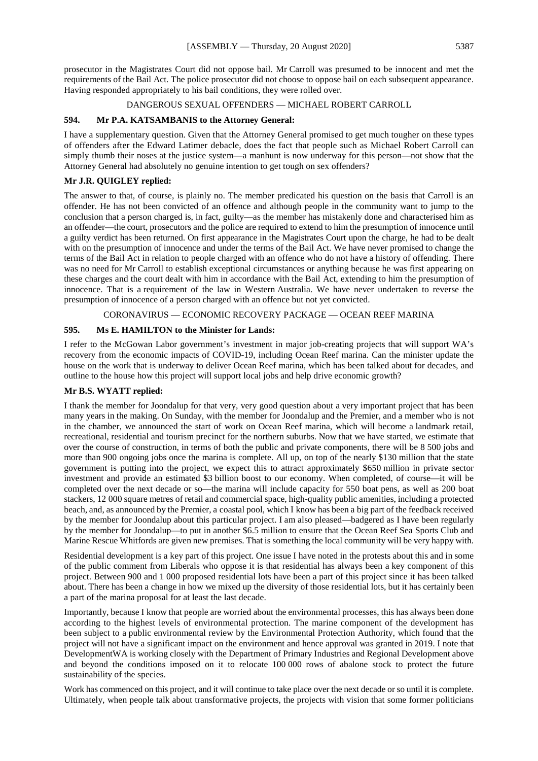prosecutor in the Magistrates Court did not oppose bail. Mr Carroll was presumed to be innocent and met the requirements of the Bail Act. The police prosecutor did not choose to oppose bail on each subsequent appearance. Having responded appropriately to his bail conditions, they were rolled over.

DANGEROUS SEXUAL OFFENDERS — MICHAEL ROBERT CARROLL

### 594. Mr P.A. KATSAMBANIS to the Attorney General:

I have a supplementary question. Given that the Attorney General promised to get much tougher on these types of offenders after the Edward Latimer debacle, does the fact that people such as Michael Robert Carroll can simply thumb their noses at the justice system—a manhunt is now underway for this person—not show that the Attorney General had absolutely no genuine intention to get tough on sex offenders?

**Mr J.R. QUIGLEY replied:**

The answer to that, of course, is plainly no. The member predicated his question on the basis that Carroll is an offender. He has not been convicted of an offence and although people in the community want to jump to the conclusion that a person charged is, in fact, guilty—as the member has mistakenly done and characterised him as an offender—the court, prosecutors and the police are required to extend to him the presumption of innocence until a guilty verdict has been returned. On first appearance in the Magistrates Court upon the charge, he had to be dealt with on the presumption of innocence and under the terms of the Bail Act. We have never promised to change the terms of the Bail Act in relation to people charged with an offence who do not have a history of offending. There was no need for Mr Carroll to establish exceptional circumstances or anything because he was first appearing on these charges and the court dealt with him in accordance with the Bail Act, extending to him the presumption of innocence. That is a requirement of the law in Western Australia. We have never undertaken to reverse the presumption of innocence of a person charged with an offence but not yet convicted.

CORONAVIRUS — ECONOMIC RECOVERY PACKAGE — OCEAN REEF MARINA

### 595. Ms E. HAMILTON to the Minister for Lands:

I refer to the McGowan Labor government's investment in major job-creating projects that will support WA's recovery from the economic impacts of COVID-19, including Ocean Reef marina. Can the minister update the house on the work that is underway to deliver Ocean Reef marina, which has been talked about for decades, and outline to the house how this project will support local jobs and help drive economic growth?

**Mr B.S. WYATT replied:**

I thank the member for Joondalup for that very, very good question about a very important project that has been many years in the making. On Sunday, with the member for Joondalup and the Premier, and a member who is not in the chamber, we announced the start of work on Ocean Reef marina, which will become a landmark retail, recreational, residential and tourism precinct for the northern suburbs. Now that we have started, we estimate that over the course of construction, in terms of both the public and private components, there will be 8 500 jobs and more than 900 ongoing jobs once the marina is complete. All up, on top of the nearly $130 million that the state government is putting into the project, we expect this to attract approximately $650 million in private sector investment and provide an estimated $3 billion boost to our economy. When completed, of course—it will be completed over the next decade or so—the marina will include capacity for 550 boat pens, as well as 200 boat stackers, 12 000 square metres of retail and commercial space, high-quality public amenities, including a protected beach, and, as announced by the Premier, a coastal pool, which I know has been a big part of the feedback received by the member for Joondalup about this particular project. I am also pleased—badgered as I have been regularly by the member for Joondalup—to put in another $6.5 million to ensure that the Ocean Reef Sea Sports Club and Marine Rescue Whitfords are given new premises. That is something the local community will be very happy with.

Residential development is a key part of this project. One issue I have noted in the protests about this and in some of the public comment from Liberals who oppose it is that residential has always been a key component of this project. Between 900 and 1 000 proposed residential lots have been a part of this project since it has been talked about. There has been a change in how we mixed up the diversity of those residential lots, but it has certainly been a part of the marina proposal for at least the last decade.

Importantly, because I know that people are worried about the environmental processes, this has always been done according to the highest levels of environmental protection. The marine component of the development has been subject to a public environmental review by the Environmental Protection Authority, which found that the project will not have a significant impact on the environment and hence approval was granted in 2019. I note that DevelopmentWA is working closely with the Department of Primary Industries and Regional Development above and beyond the conditions imposed on it to relocate 100 000 rows of abalone stock to protect the future sustainability of the species.

Work has commenced on this project, and it will continue to take place over the next decade or so until it is complete. Ultimately, when people talk about transformative projects, the projects with vision that some former politicians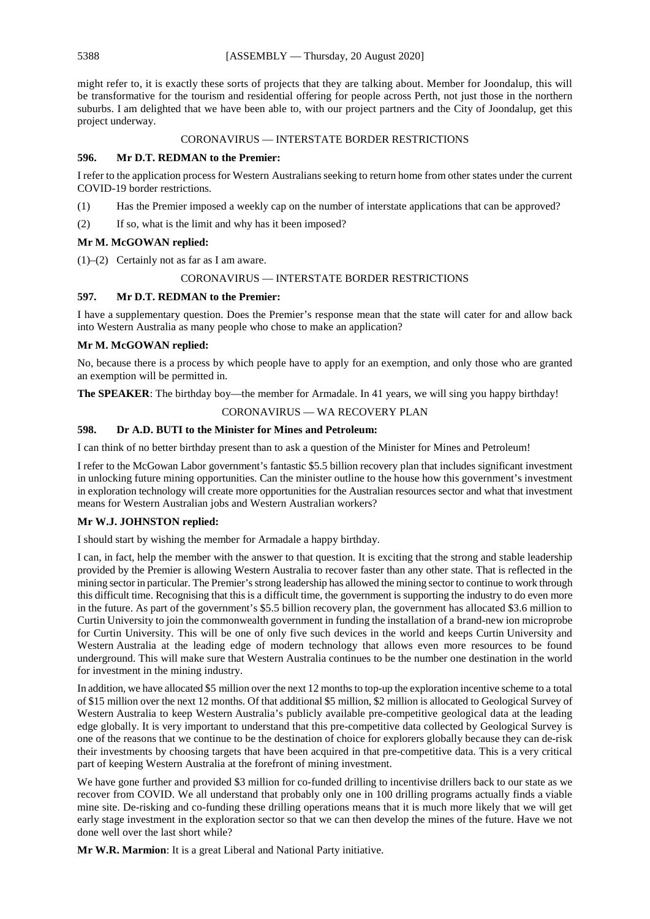might refer to, it is exactly these sorts of projects that they are talking about. Member for Joondalup, this will be transformative for the tourism and residential offering for people across Perth, not just those in the northern suburbs. I am delighted that we have been able to, with our project partners and the City of Joondalup, get this project underway.

## CORONAVIRUS — INTERSTATE BORDER RESTRICTIONS

### 596. Mr D.T. REDMAN to the Premier:

I refer to the application process for Western Australians seeking to return home from other states under the current COVID-19 border restrictions.

(1) Has the Premier imposed a weekly cap on the number of interstate applications that can be approved?

(2) If so, what is the limit and why has it been imposed?

**Mr M. McGOWAN replied:**

(1)–(2) Certainly not as far as I am aware.

## CORONAVIRUS — INTERSTATE BORDER RESTRICTIONS

### 597. Mr D.T. REDMAN to the Premier:

I have a supplementary question. Does the Premier's response mean that the state will cater for and allow back into Western Australia as many people who chose to make an application?

**Mr M. McGOWAN replied:**

No, because there is a process by which people have to apply for an exemption, and only those who are granted an exemption will be permitted in.

**The SPEAKER**: The birthday boy—the member for Armadale. In 41 years, we will sing you happy birthday!

## CORONAVIRUS — WA RECOVERY PLAN

### 598. Dr A.D. BUTI to the Minister for Mines and Petroleum:

I can think of no better birthday present than to ask a question of the Minister for Mines and Petroleum!

I refer to the McGowan Labor government's fantastic $5.5 billion recovery plan that includes significant investment in unlocking future mining opportunities. Can the minister outline to the house how this government's investment in exploration technology will create more opportunities for the Australian resources sector and what that investment means for Western Australian jobs and Western Australian workers?

**Mr W.J. JOHNSTON replied:**

I should start by wishing the member for Armadale a happy birthday.

I can, in fact, help the member with the answer to that question. It is exciting that the strong and stable leadership provided by the Premier is allowing Western Australia to recover faster than any other state. That is reflected in the mining sector in particular. The Premier's strong leadership has allowed the mining sector to continue to work through this difficult time. Recognising that this is a difficult time, the government is supporting the industry to do even more in the future. As part of the government's $5.5 billion recovery plan, the government has allocated $3.6 million to Curtin University to join the commonwealth government in funding the installation of a brand-new ion microprobe for Curtin University. This will be one of only five such devices in the world and keeps Curtin University and Western Australia at the leading edge of modern technology that allows even more resources to be found underground. This will make sure that Western Australia continues to be the number one destination in the world for investment in the mining industry.

In addition, we have allocated $5 million over the next 12 months to top-up the exploration incentive scheme to a total of $15 million over the next 12 months. Of that additional $5 million, $2 million is allocated to Geological Survey of Western Australia to keep Western Australia's publicly available pre-competitive geological data at the leading edge globally. It is very important to understand that this pre-competitive data collected by Geological Survey is one of the reasons that we continue to be the destination of choice for explorers globally because they can de-risk their investments by choosing targets that have been acquired in that pre-competitive data. This is a very critical part of keeping Western Australia at the forefront of mining investment.

We have gone further and provided $3 million for co-funded drilling to incentivise drillers back to our state as we recover from COVID. We all understand that probably only one in 100 drilling programs actually finds a viable mine site. De-risking and co-funding these drilling operations means that it is much more likely that we will get early stage investment in the exploration sector so that we can then develop the mines of the future. Have we not done well over the last short while?

**Mr W.R. Marmion**: It is a great Liberal and National Party initiative.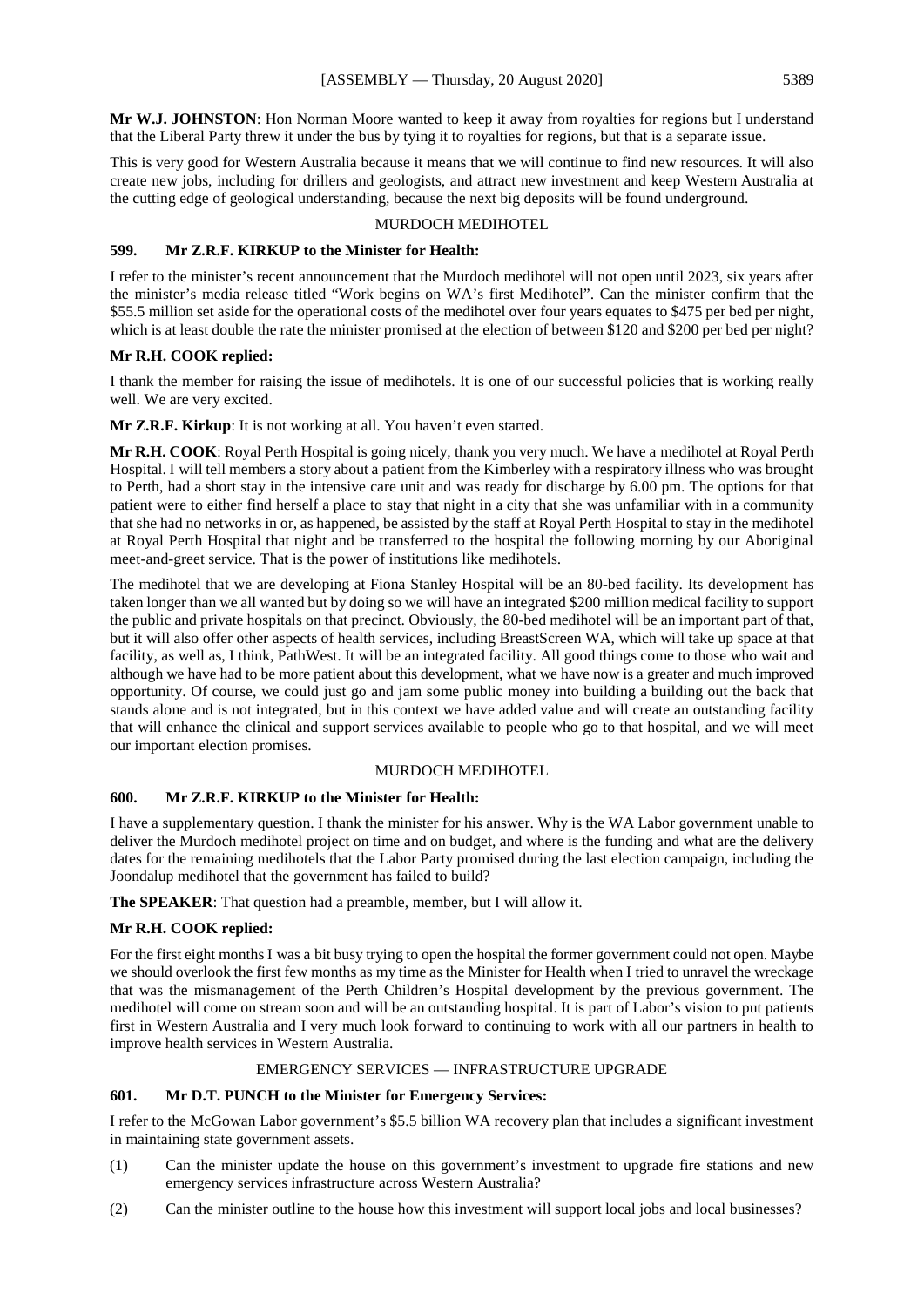**Mr W.J. JOHNSTON**: Hon Norman Moore wanted to keep it away from royalties for regions but I understand that the Liberal Party threw it under the bus by tying it to royalties for regions, but that is a separate issue.

This is very good for Western Australia because it means that we will continue to find new resources. It will also create new jobs, including for drillers and geologists, and attract new investment and keep Western Australia at the cutting edge of geological understanding, because the next big deposits will be found underground.

MURDOCH MEDIHOTEL

**599. Mr Z.R.F. KIRKUP to the Minister for Health:**

I refer to the minister's recent announcement that the Murdoch medihotel will not open until 2023, six years after the minister's media release titled "Work begins on WA's first Medihotel". Can the minister confirm that the $55.5 million set aside for the operational costs of the medihotel over four years equates to $475 per bed per night, which is at least double the rate the minister promised at the election of between $120 and $200 per bed per night?

**Mr R.H. COOK replied:**

I thank the member for raising the issue of medihotels. It is one of our successful policies that is working really well. We are very excited.

**Mr Z.R.F. Kirkup**: It is not working at all. You haven't even started.

**Mr R.H. COOK**: Royal Perth Hospital is going nicely, thank you very much. We have a medihotel at Royal Perth Hospital. I will tell members a story about a patient from the Kimberley with a respiratory illness who was brought to Perth, had a short stay in the intensive care unit and was ready for discharge by 6.00 pm. The options for that patient were to either find herself a place to stay that night in a city that she was unfamiliar with in a community that she had no networks in or, as happened, be assisted by the staff at Royal Perth Hospital to stay in the medihotel at Royal Perth Hospital that night and be transferred to the hospital the following morning by our Aboriginal meet-and-greet service. That is the power of institutions like medihotels.

The medihotel that we are developing at Fiona Stanley Hospital will be an 80-bed facility. Its development has taken longer than we all wanted but by doing so we will have an integrated $200 million medical facility to support the public and private hospitals on that precinct. Obviously, the 80-bed medihotel will be an important part of that, but it will also offer other aspects of health services, including BreastScreen WA, which will take up space at that facility, as well as, I think, PathWest. It will be an integrated facility. All good things come to those who wait and although we have had to be more patient about this development, what we have now is a greater and much improved opportunity. Of course, we could just go and jam some public money into building a building out the back that stands alone and is not integrated, but in this context we have added value and will create an outstanding facility that will enhance the clinical and support services available to people who go to that hospital, and we will meet our important election promises.

MURDOCH MEDIHOTEL

**600. Mr Z.R.F. KIRKUP to the Minister for Health:**

I have a supplementary question. I thank the minister for his answer. Why is the WA Labor government unable to deliver the Murdoch medihotel project on time and on budget, and where is the funding and what are the delivery dates for the remaining medihotels that the Labor Party promised during the last election campaign, including the Joondalup medihotel that the government has failed to build?

**The SPEAKER**: That question had a preamble, member, but I will allow it.

**Mr R.H. COOK replied:**

For the first eight months I was a bit busy trying to open the hospital the former government could not open. Maybe we should overlook the first few months as my time as the Minister for Health when I tried to unravel the wreckage that was the mismanagement of the Perth Children's Hospital development by the previous government. The medihotel will come on stream soon and will be an outstanding hospital. It is part of Labor's vision to put patients first in Western Australia and I very much look forward to continuing to work with all our partners in health to improve health services in Western Australia.

EMERGENCY SERVICES — INFRASTRUCTURE UPGRADE

**601. Mr D.T. PUNCH to the Minister for Emergency Services:**

I refer to the McGowan Labor government's $5.5 billion WA recovery plan that includes a significant investment in maintaining state government assets.

(1) Can the minister update the house on this government's investment to upgrade fire stations and new emergency services infrastructure across Western Australia?

(2) Can the minister outline to the house how this investment will support local jobs and local businesses?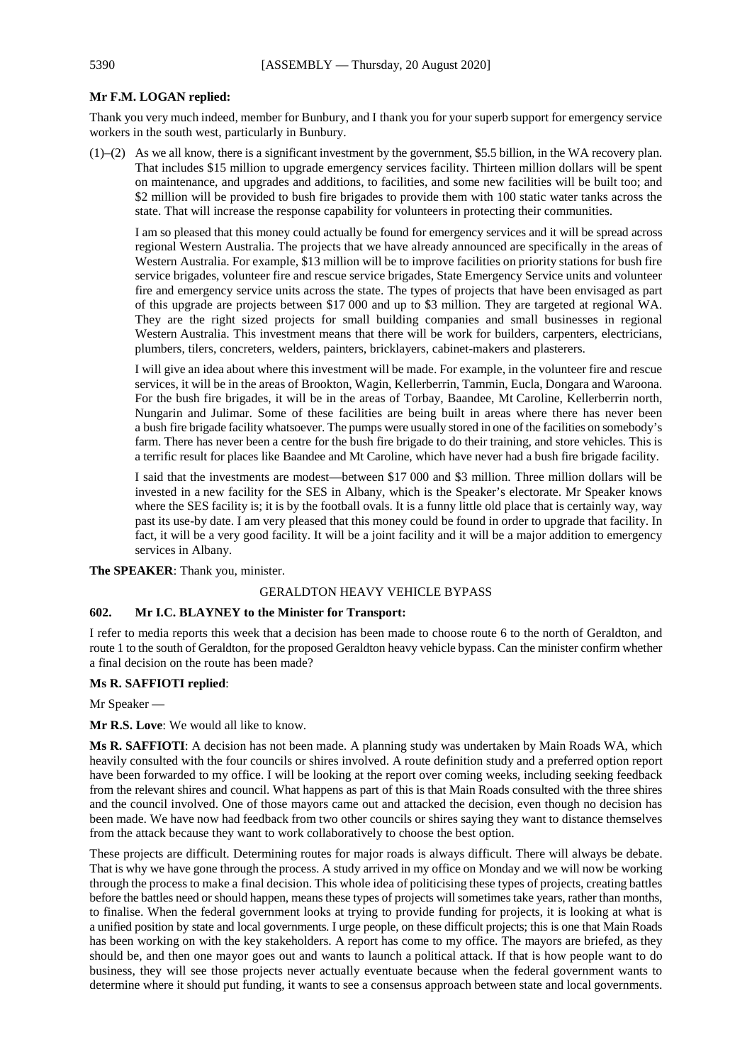**Mr F.M. LOGAN replied:**

Thank you very much indeed, member for Bunbury, and I thank you for your superb support for emergency service workers in the south west, particularly in Bunbury.

(1)–(2) As we all know, there is a significant investment by the government, $5.5 billion, in the WA recovery plan. That includes $15 million to upgrade emergency services facility. Thirteen million dollars will be spent on maintenance, and upgrades and additions, to facilities, and some new facilities will be built too; and $2 million will be provided to bush fire brigades to provide them with 100 static water tanks across the state. That will increase the response capability for volunteers in protecting their communities.

I am so pleased that this money could actually be found for emergency services and it will be spread across regional Western Australia. The projects that we have already announced are specifically in the areas of Western Australia. For example, $13 million will be to improve facilities on priority stations for bush fire service brigades, volunteer fire and rescue service brigades, State Emergency Service units and volunteer fire and emergency service units across the state. The types of projects that have been envisaged as part of this upgrade are projects between $17 000 and up to $3 million. They are targeted at regional WA. They are the right sized projects for small building companies and small businesses in regional Western Australia. This investment means that there will be work for builders, carpenters, electricians, plumbers, tilers, concreters, welders, painters, bricklayers, cabinet-makers and plasterers.

I will give an idea about where this investment will be made. For example, in the volunteer fire and rescue services, it will be in the areas of Brookton, Wagin, Kellerberrin, Tammin, Eucla, Dongara and Waroona. For the bush fire brigades, it will be in the areas of Torbay, Baandee, Mt Caroline, Kellerberrin north, Nungarin and Julimar. Some of these facilities are being built in areas where there has never been a bush fire brigade facility whatsoever. The pumps were usually stored in one of the facilities on somebody's farm. There has never been a centre for the bush fire brigade to do their training, and store vehicles. This is a terrific result for places like Baandee and Mt Caroline, which have never had a bush fire brigade facility.

I said that the investments are modest—between $17 000 and $3 million. Three million dollars will be invested in a new facility for the SES in Albany, which is the Speaker's electorate. Mr Speaker knows where the SES facility is; it is by the football ovals. It is a funny little old place that is certainly way, way past its use-by date. I am very pleased that this money could be found in order to upgrade that facility. In fact, it will be a very good facility. It will be a joint facility and it will be a major addition to emergency services in Albany.

**The SPEAKER**: Thank you, minister.

## GERALDTON HEAVY VEHICLE BYPASS

**602. Mr I.C. BLAYNEY to the Minister for Transport:**

I refer to media reports this week that a decision has been made to choose route 6 to the north of Geraldton, and route 1 to the south of Geraldton, for the proposed Geraldton heavy vehicle bypass. Can the minister confirm whether a final decision on the route has been made?

**Ms R. SAFFIOTI replied**:

Mr Speaker —

**Mr R.S. Love**: We would all like to know.

**Ms R. SAFFIOTI**: A decision has not been made. A planning study was undertaken by Main Roads WA, which heavily consulted with the four councils or shires involved. A route definition study and a preferred option report have been forwarded to my office. I will be looking at the report over coming weeks, including seeking feedback from the relevant shires and council. What happens as part of this is that Main Roads consulted with the three shires and the council involved. One of those mayors came out and attacked the decision, even though no decision has been made. We have now had feedback from two other councils or shires saying they want to distance themselves from the attack because they want to work collaboratively to choose the best option.

These projects are difficult. Determining routes for major roads is always difficult. There will always be debate. That is why we have gone through the process. A study arrived in my office on Monday and we will now be working through the process to make a final decision. This whole idea of politicising these types of projects, creating battles before the battles need or should happen, means these types of projects will sometimes take years, rather than months, to finalise. When the federal government looks at trying to provide funding for projects, it is looking at what is a unified position by state and local governments. I urge people, on these difficult projects; this is one that Main Roads has been working on with the key stakeholders. A report has come to my office. The mayors are briefed, as they should be, and then one mayor goes out and wants to launch a political attack. If that is how people want to do business, they will see those projects never actually eventuate because when the federal government wants to determine where it should put funding, it wants to see a consensus approach between state and local governments.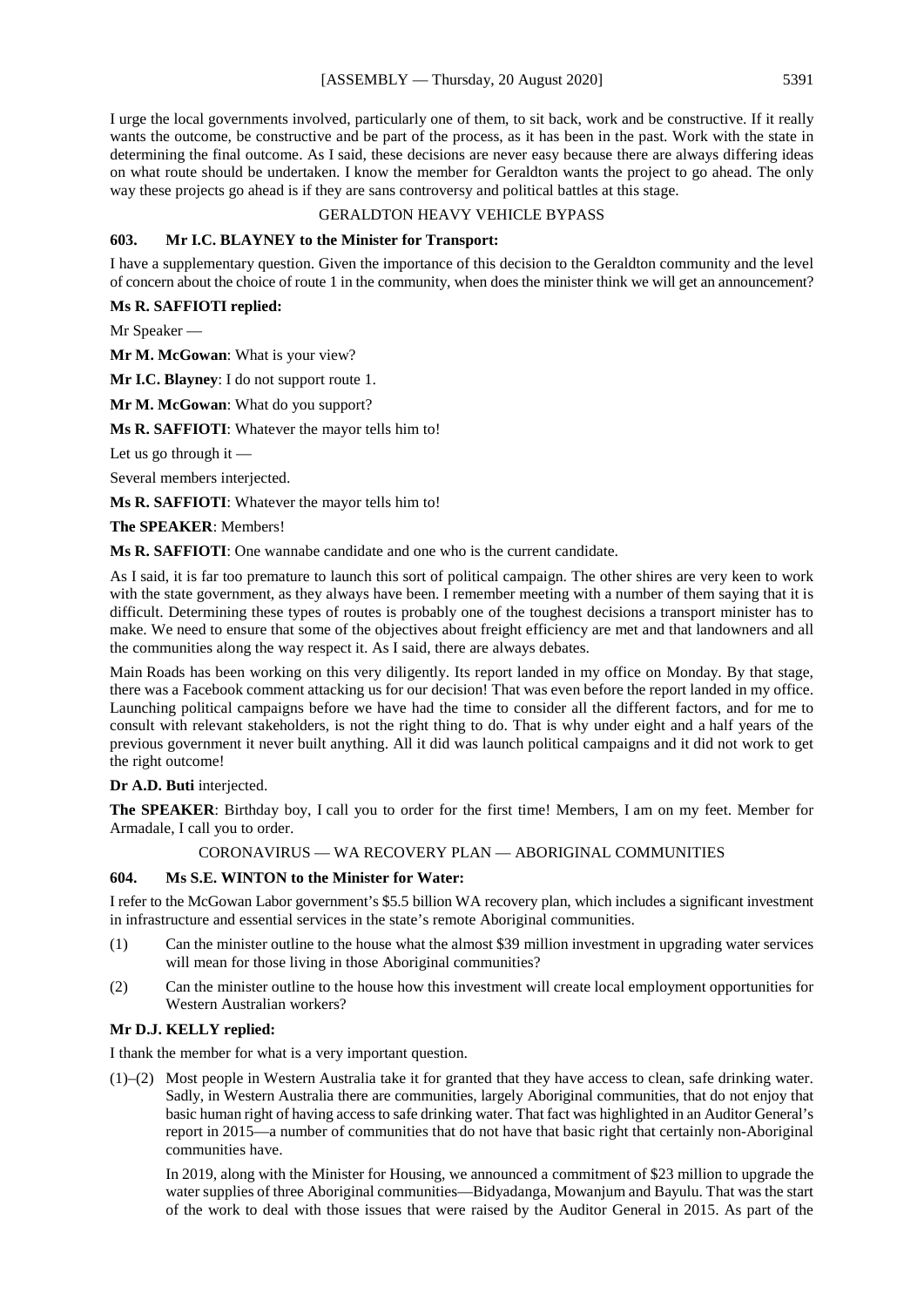I urge the local governments involved, particularly one of them, to sit back, work and be constructive. If it really wants the outcome, be constructive and be part of the process, as it has been in the past. Work with the state in determining the final outcome. As I said, these decisions are never easy because there are always differing ideas on what route should be undertaken. I know the member for Geraldton wants the project to go ahead. The only way these projects go ahead is if they are sans controversy and political battles at this stage.

GERALDTON HEAVY VEHICLE BYPASS

**603. Mr I.C. BLAYNEY to the Minister for Transport:**

I have a supplementary question. Given the importance of this decision to the Geraldton community and the level of concern about the choice of route 1 in the community, when does the minister think we will get an announcement?

**Ms R. SAFFIOTI replied:**

Mr Speaker —

**Mr M. McGowan**: What is your view?

**Mr I.C. Blayney**: I do not support route 1.

**Mr M. McGowan**: What do you support?

**Ms R. SAFFIOTI**: Whatever the mayor tells him to!

Let us go through it —

Several members interjected.

**Ms R. SAFFIOTI**: Whatever the mayor tells him to!

**The SPEAKER**: Members!

**Ms R. SAFFIOTI**: One wannabe candidate and one who is the current candidate.

As I said, it is far too premature to launch this sort of political campaign. The other shires are very keen to work with the state government, as they always have been. I remember meeting with a number of them saying that it is difficult. Determining these types of routes is probably one of the toughest decisions a transport minister has to make. We need to ensure that some of the objectives about freight efficiency are met and that landowners and all the communities along the way respect it. As I said, there are always debates.

Main Roads has been working on this very diligently. Its report landed in my office on Monday. By that stage, there was a Facebook comment attacking us for our decision! That was even before the report landed in my office. Launching political campaigns before we have had the time to consider all the different factors, and for me to consult with relevant stakeholders, is not the right thing to do. That is why under eight and a half years of the previous government it never built anything. All it did was launch political campaigns and it did not work to get the right outcome!

**Dr A.D. Buti** interjected.

**The SPEAKER**: Birthday boy, I call you to order for the first time! Members, I am on my feet. Member for Armadale, I call you to order.

CORONAVIRUS — WA RECOVERY PLAN — ABORIGINAL COMMUNITIES

**604. Ms S.E. WINTON to the Minister for Water:**

I refer to the McGowan Labor government's $5.5 billion WA recovery plan, which includes a significant investment in infrastructure and essential services in the state's remote Aboriginal communities.

(1) Can the minister outline to the house what the almost $39 million investment in upgrading water services will mean for those living in those Aboriginal communities?

(2) Can the minister outline to the house how this investment will create local employment opportunities for Western Australian workers?

**Mr D.J. KELLY replied:**

I thank the member for what is a very important question.

(1)–(2) Most people in Western Australia take it for granted that they have access to clean, safe drinking water. Sadly, in Western Australia there are communities, largely Aboriginal communities, that do not enjoy that basic human right of having access to safe drinking water. That fact was highlighted in an Auditor General's report in 2015—a number of communities that do not have that basic right that certainly non-Aboriginal communities have.

In 2019, along with the Minister for Housing, we announced a commitment of $23 million to upgrade the water supplies of three Aboriginal communities—Bidyadanga, Mowanjum and Bayulu. That was the start of the work to deal with those issues that were raised by the Auditor General in 2015. As part of the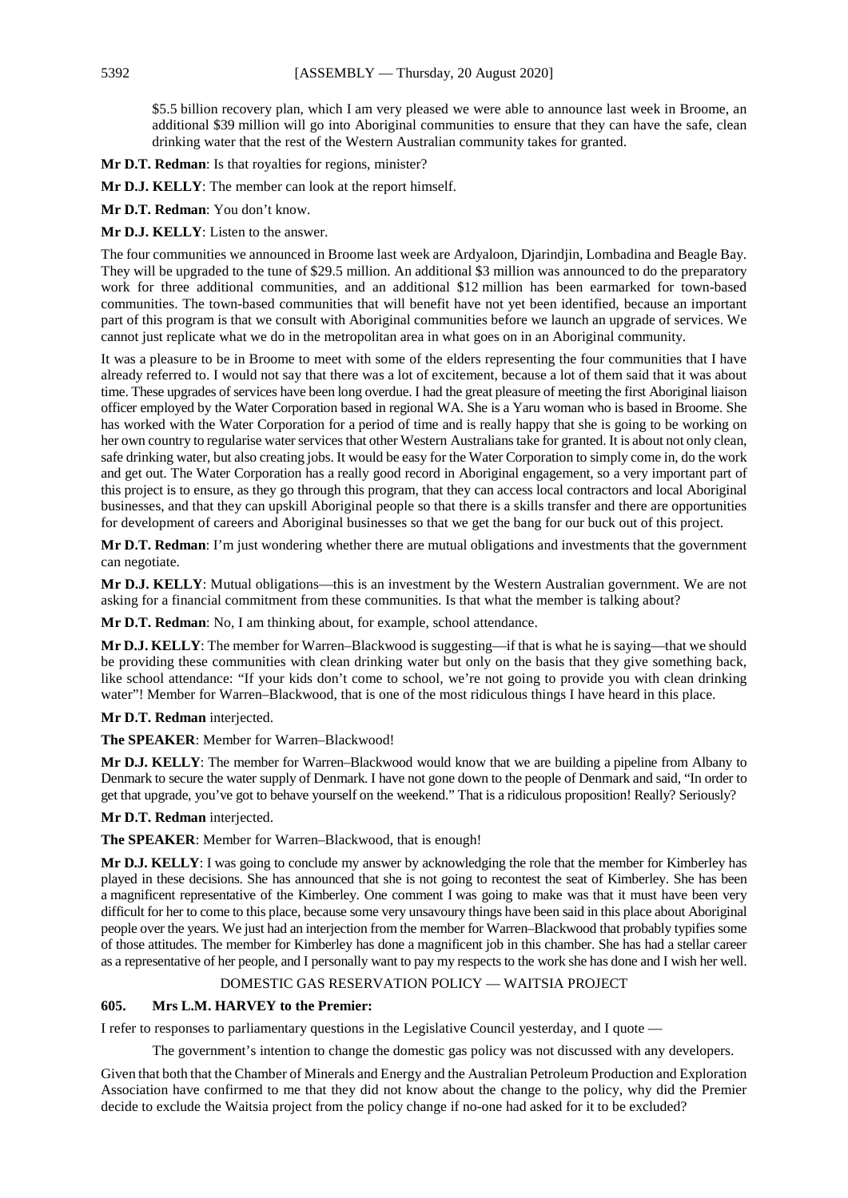$5.5 billion recovery plan, which I am very pleased we were able to announce last week in Broome, an additional $39 million will go into Aboriginal communities to ensure that they can have the safe, clean drinking water that the rest of the Western Australian community takes for granted.

**Mr D.T. Redman**: Is that royalties for regions, minister?

**Mr D.J. KELLY**: The member can look at the report himself.

**Mr D.T. Redman**: You don't know.

**Mr D.J. KELLY**: Listen to the answer.

The four communities we announced in Broome last week are Ardyaloon, Djarindjin, Lombadina and Beagle Bay. They will be upgraded to the tune of $29.5 million. An additional $3 million was announced to do the preparatory work for three additional communities, and an additional $12 million has been earmarked for town-based communities. The town-based communities that will benefit have not yet been identified, because an important part of this program is that we consult with Aboriginal communities before we launch an upgrade of services. We cannot just replicate what we do in the metropolitan area in what goes on in an Aboriginal community.

It was a pleasure to be in Broome to meet with some of the elders representing the four communities that I have already referred to. I would not say that there was a lot of excitement, because a lot of them said that it was about time. These upgrades of services have been long overdue. I had the great pleasure of meeting the first Aboriginal liaison officer employed by the Water Corporation based in regional WA. She is a Yaru woman who is based in Broome. She has worked with the Water Corporation for a period of time and is really happy that she is going to be working on her own country to regularise water services that other Western Australians take for granted. It is about not only clean, safe drinking water, but also creating jobs. It would be easy for the Water Corporation to simply come in, do the work and get out. The Water Corporation has a really good record in Aboriginal engagement, so a very important part of this project is to ensure, as they go through this program, that they can access local contractors and local Aboriginal businesses, and that they can upskill Aboriginal people so that there is a skills transfer and there are opportunities for development of careers and Aboriginal businesses so that we get the bang for our buck out of this project.

**Mr D.T. Redman**: I'm just wondering whether there are mutual obligations and investments that the government can negotiate.

**Mr D.J. KELLY**: Mutual obligations—this is an investment by the Western Australian government. We are not asking for a financial commitment from these communities. Is that what the member is talking about?

**Mr D.T. Redman**: No, I am thinking about, for example, school attendance.

**Mr D.J. KELLY**: The member for Warren–Blackwood is suggesting—if that is what he is saying—that we should be providing these communities with clean drinking water but only on the basis that they give something back, like school attendance: "If your kids don't come to school, we're not going to provide you with clean drinking water"! Member for Warren–Blackwood, that is one of the most ridiculous things I have heard in this place.

**Mr D.T. Redman** interjected.

**The SPEAKER**: Member for Warren–Blackwood!

**Mr D.J. KELLY**: The member for Warren–Blackwood would know that we are building a pipeline from Albany to Denmark to secure the water supply of Denmark. I have not gone down to the people of Denmark and said, "In order to get that upgrade, you've got to behave yourself on the weekend." That is a ridiculous proposition! Really? Seriously?

**Mr D.T. Redman** interjected.

**The SPEAKER**: Member for Warren–Blackwood, that is enough!

**Mr D.J. KELLY**: I was going to conclude my answer by acknowledging the role that the member for Kimberley has played in these decisions. She has announced that she is not going to recontest the seat of Kimberley. She has been a magnificent representative of the Kimberley. One comment I was going to make was that it must have been very difficult for her to come to this place, because some very unsavoury things have been said in this place about Aboriginal people over the years. We just had an interjection from the member for Warren–Blackwood that probably typifies some of those attitudes. The member for Kimberley has done a magnificent job in this chamber. She has had a stellar career as a representative of her people, and I personally want to pay my respects to the work she has done and I wish her well.

## DOMESTIC GAS RESERVATION POLICY — WAITSIA PROJECT

**605. Mrs L.M. HARVEY to the Premier:**

I refer to responses to parliamentary questions in the Legislative Council yesterday, and I quote —

> The government's intention to change the domestic gas policy was not discussed with any developers.

Given that both that the Chamber of Minerals and Energy and the Australian Petroleum Production and Exploration Association have confirmed to me that they did not know about the change to the policy, why did the Premier decide to exclude the Waitsia project from the policy change if no-one had asked for it to be excluded?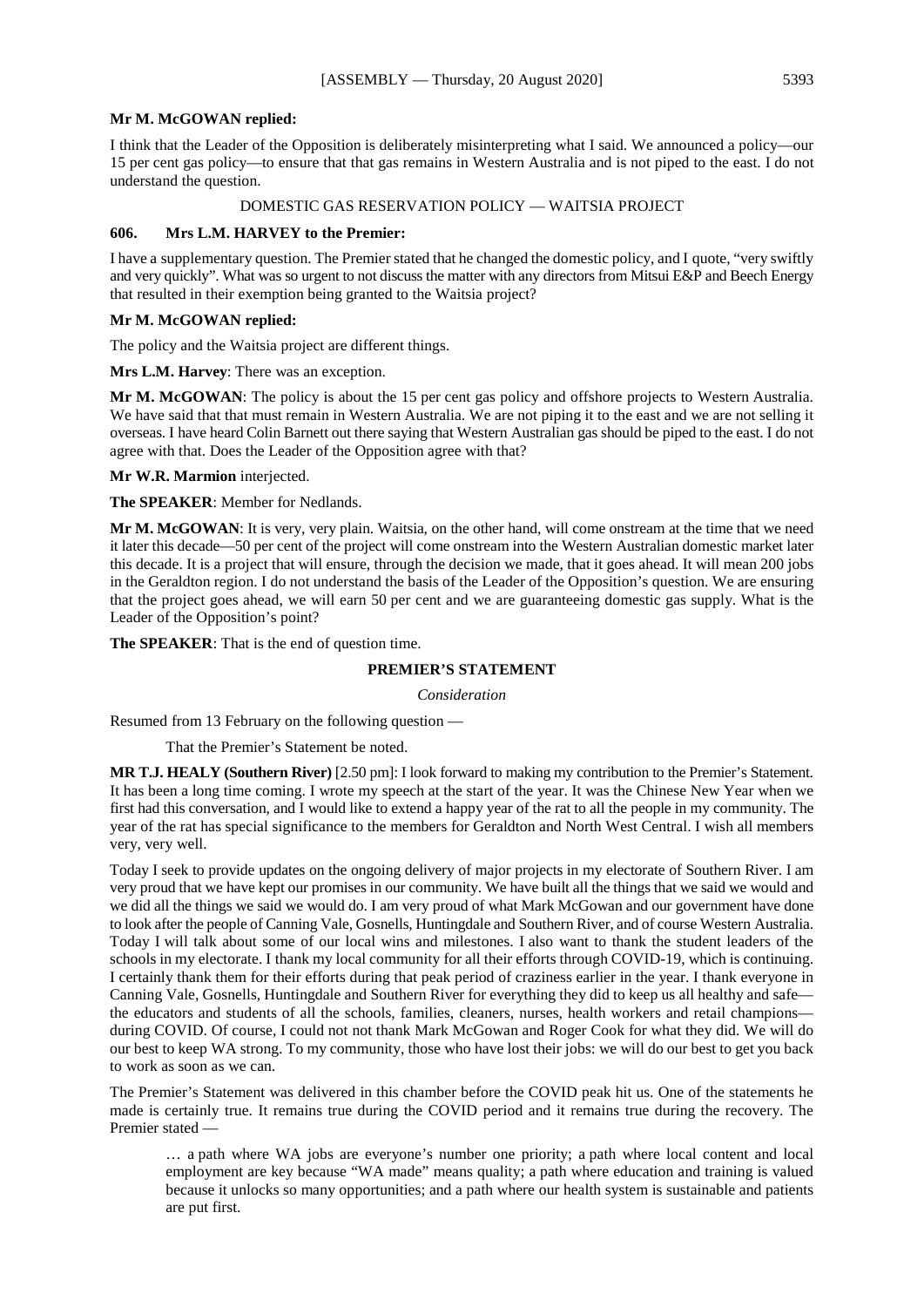**Mr M. McGOWAN replied:**

I think that the Leader of the Opposition is deliberately misinterpreting what I said. We announced a policy—our 15 per cent gas policy—to ensure that that gas remains in Western Australia and is not piped to the east. I do not understand the question.

DOMESTIC GAS RESERVATION POLICY — WAITSIA PROJECT

**606. Mrs L.M. HARVEY to the Premier:**

I have a supplementary question. The Premier stated that he changed the domestic policy, and I quote, "very swiftly and very quickly". What was so urgent to not discuss the matter with any directors from Mitsui E&P and Beech Energy that resulted in their exemption being granted to the Waitsia project?

**Mr M. McGOWAN replied:**

The policy and the Waitsia project are different things.

**Mrs L.M. Harvey**: There was an exception.

**Mr M. McGOWAN**: The policy is about the 15 per cent gas policy and offshore projects to Western Australia. We have said that that must remain in Western Australia. We are not piping it to the east and we are not selling it overseas. I have heard Colin Barnett out there saying that Western Australian gas should be piped to the east. I do not agree with that. Does the Leader of the Opposition agree with that?

**Mr W.R. Marmion** interjected.

**The SPEAKER**: Member for Nedlands.

**Mr M. McGOWAN**: It is very, very plain. Waitsia, on the other hand, will come onstream at the time that we need it later this decade—50 per cent of the project will come onstream into the Western Australian domestic market later this decade. It is a project that will ensure, through the decision we made, that it goes ahead. It will mean 200 jobs in the Geraldton region. I do not understand the basis of the Leader of the Opposition's question. We are ensuring that the project goes ahead, we will earn 50 per cent and we are guaranteeing domestic gas supply. What is the Leader of the Opposition's point?

**The SPEAKER**: That is the end of question time.

## PREMIER'S STATEMENT

*Consideration*

Resumed from 13 February on the following question —

> That the Premier's Statement be noted.

**MR T.J. HEALY (Southern River)** [2.50 pm]: I look forward to making my contribution to the Premier's Statement. It has been a long time coming. I wrote my speech at the start of the year. It was the Chinese New Year when we first had this conversation, and I would like to extend a happy year of the rat to all the people in my community. The year of the rat has special significance to the members for Geraldton and North West Central. I wish all members very, very well.

Today I seek to provide updates on the ongoing delivery of major projects in my electorate of Southern River. I am very proud that we have kept our promises in our community. We have built all the things that we said we would and we did all the things we said we would do. I am very proud of what Mark McGowan and our government have done to look after the people of Canning Vale, Gosnells, Huntingdale and Southern River, and of course Western Australia. Today I will talk about some of our local wins and milestones. I also want to thank the student leaders of the schools in my electorate. I thank my local community for all their efforts through COVID-19, which is continuing. I certainly thank them for their efforts during that peak period of craziness earlier in the year. I thank everyone in Canning Vale, Gosnells, Huntingdale and Southern River for everything they did to keep us all healthy and safe—the educators and students of all the schools, families, cleaners, nurses, health workers and retail champions—during COVID. Of course, I could not not thank Mark McGowan and Roger Cook for what they did. We will do our best to keep WA strong. To my community, those who have lost their jobs: we will do our best to get you back to work as soon as we can.

The Premier's Statement was delivered in this chamber before the COVID peak hit us. One of the statements he made is certainly true. It remains true during the COVID period and it remains true during the recovery. The Premier stated —

> … a path where WA jobs are everyone's number one priority; a path where local content and local employment are key because "WA made" means quality; a path where education and training is valued because it unlocks so many opportunities; and a path where our health system is sustainable and patients are put first.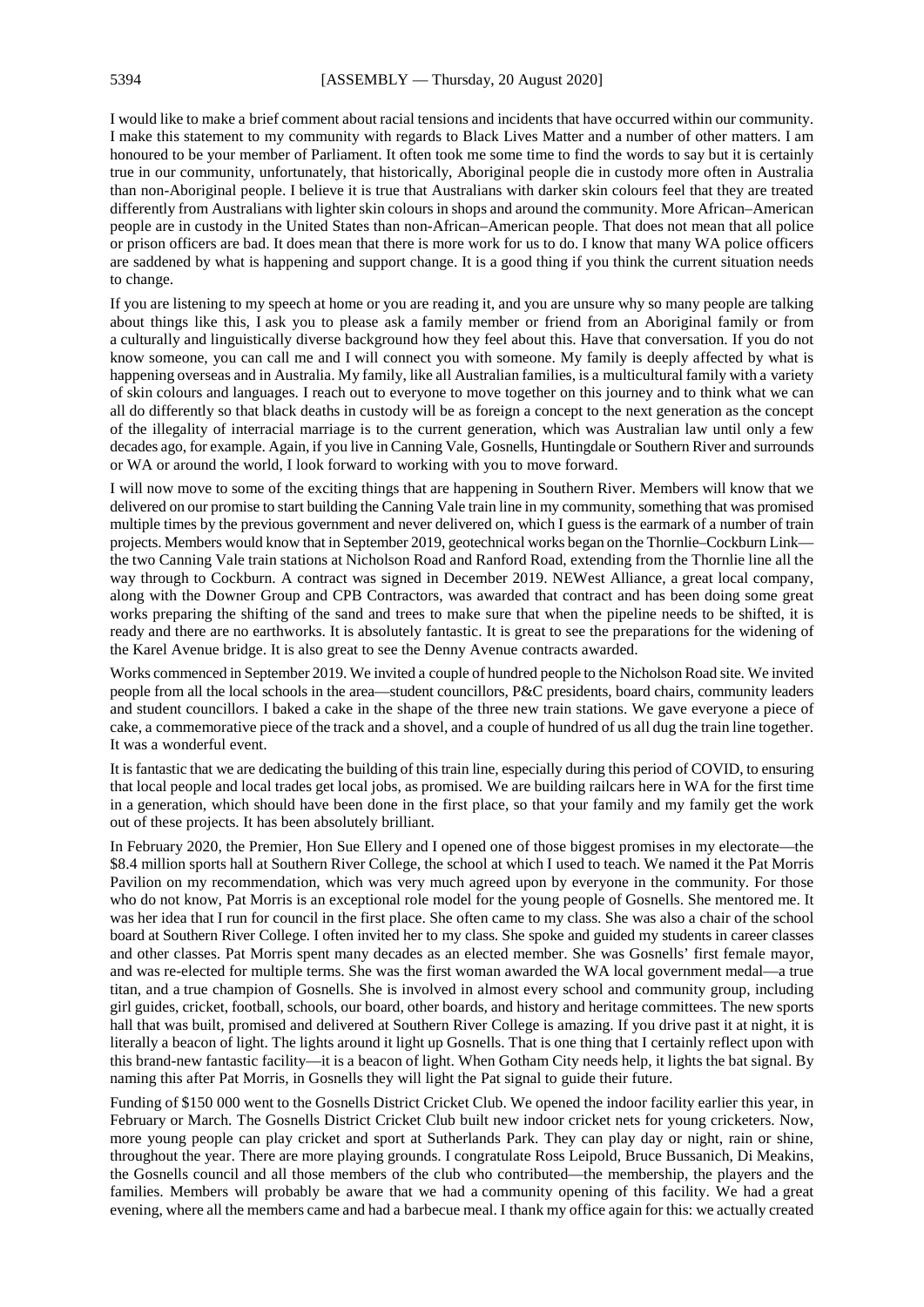I would like to make a brief comment about racial tensions and incidents that have occurred within our community. I make this statement to my community with regards to Black Lives Matter and a number of other matters. I am honoured to be your member of Parliament. It often took me some time to find the words to say but it is certainly true in our community, unfortunately, that historically, Aboriginal people die in custody more often in Australia than non-Aboriginal people. I believe it is true that Australians with darker skin colours feel that they are treated differently from Australians with lighter skin colours in shops and around the community. More African–American people are in custody in the United States than non-African–American people. That does not mean that all police or prison officers are bad. It does mean that there is more work for us to do. I know that many WA police officers are saddened by what is happening and support change. It is a good thing if you think the current situation needs to change.

If you are listening to my speech at home or you are reading it, and you are unsure why so many people are talking about things like this, I ask you to please ask a family member or friend from an Aboriginal family or from a culturally and linguistically diverse background how they feel about this. Have that conversation. If you do not know someone, you can call me and I will connect you with someone. My family is deeply affected by what is happening overseas and in Australia. My family, like all Australian families, is a multicultural family with a variety of skin colours and languages. I reach out to everyone to move together on this journey and to think what we can all do differently so that black deaths in custody will be as foreign a concept to the next generation as the concept of the illegality of interracial marriage is to the current generation, which was Australian law until only a few decades ago, for example. Again, if you live in Canning Vale, Gosnells, Huntingdale or Southern River and surrounds or WA or around the world, I look forward to working with you to move forward.

I will now move to some of the exciting things that are happening in Southern River. Members will know that we delivered on our promise to start building the Canning Vale train line in my community, something that was promised multiple times by the previous government and never delivered on, which I guess is the earmark of a number of train projects. Members would know that in September 2019, geotechnical works began on the Thornlie–Cockburn Link—the two Canning Vale train stations at Nicholson Road and Ranford Road, extending from the Thornlie line all the way through to Cockburn. A contract was signed in December 2019. NEWest Alliance, a great local company, along with the Downer Group and CPB Contractors, was awarded that contract and has been doing some great works preparing the shifting of the sand and trees to make sure that when the pipeline needs to be shifted, it is ready and there are no earthworks. It is absolutely fantastic. It is great to see the preparations for the widening of the Karel Avenue bridge. It is also great to see the Denny Avenue contracts awarded.

Works commenced in September 2019. We invited a couple of hundred people to the Nicholson Road site. We invited people from all the local schools in the area—student councillors, P&C presidents, board chairs, community leaders and student councillors. I baked a cake in the shape of the three new train stations. We gave everyone a piece of cake, a commemorative piece of the track and a shovel, and a couple of hundred of us all dug the train line together. It was a wonderful event.

It is fantastic that we are dedicating the building of this train line, especially during this period of COVID, to ensuring that local people and local trades get local jobs, as promised. We are building railcars here in WA for the first time in a generation, which should have been done in the first place, so that your family and my family get the work out of these projects. It has been absolutely brilliant.

In February 2020, the Premier, Hon Sue Ellery and I opened one of those biggest promises in my electorate—the $8.4 million sports hall at Southern River College, the school at which I used to teach. We named it the Pat Morris Pavilion on my recommendation, which was very much agreed upon by everyone in the community. For those who do not know, Pat Morris is an exceptional role model for the young people of Gosnells. She mentored me. It was her idea that I run for council in the first place. She often came to my class. She was also a chair of the school board at Southern River College. I often invited her to my class. She spoke and guided my students in career classes and other classes. Pat Morris spent many decades as an elected member. She was Gosnells' first female mayor, and was re-elected for multiple terms. She was the first woman awarded the WA local government medal—a true titan, and a true champion of Gosnells. She is involved in almost every school and community group, including girl guides, cricket, football, schools, our board, other boards, and history and heritage committees. The new sports hall that was built, promised and delivered at Southern River College is amazing. If you drive past it at night, it is literally a beacon of light. The lights around it light up Gosnells. That is one thing that I certainly reflect upon with this brand-new fantastic facility—it is a beacon of light. When Gotham City needs help, it lights the bat signal. By naming this after Pat Morris, in Gosnells they will light the Pat signal to guide their future.

Funding of $150 000 went to the Gosnells District Cricket Club. We opened the indoor facility earlier this year, in February or March. The Gosnells District Cricket Club built new indoor cricket nets for young cricketers. Now, more young people can play cricket and sport at Sutherlands Park. They can play day or night, rain or shine, throughout the year. There are more playing grounds. I congratulate Ross Leipold, Bruce Bussanich, Di Meakins, the Gosnells council and all those members of the club who contributed—the membership, the players and the families. Members will probably be aware that we had a community opening of this facility. We had a great evening, where all the members came and had a barbecue meal. I thank my office again for this: we actually created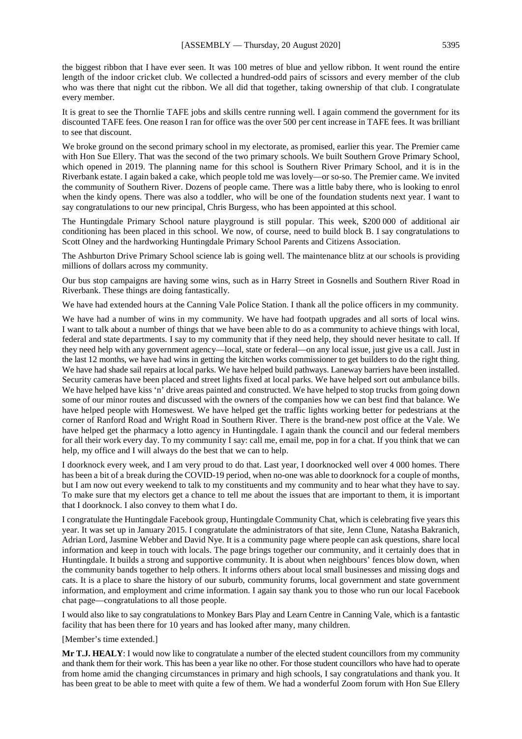the biggest ribbon that I have ever seen. It was 100 metres of blue and yellow ribbon. It went round the entire length of the indoor cricket club. We collected a hundred-odd pairs of scissors and every member of the club who was there that night cut the ribbon. We all did that together, taking ownership of that club. I congratulate every member.

It is great to see the Thornlie TAFE jobs and skills centre running well. I again commend the government for its discounted TAFE fees. One reason I ran for office was the over 500 per cent increase in TAFE fees. It was brilliant to see that discount.

We broke ground on the second primary school in my electorate, as promised, earlier this year. The Premier came with Hon Sue Ellery. That was the second of the two primary schools. We built Southern Grove Primary School, which opened in 2019. The planning name for this school is Southern River Primary School, and it is in the Riverbank estate. I again baked a cake, which people told me was lovely—or so-so. The Premier came. We invited the community of Southern River. Dozens of people came. There was a little baby there, who is looking to enrol when the kindy opens. There was also a toddler, who will be one of the foundation students next year. I want to say congratulations to our new principal, Chris Burgess, who has been appointed at this school.

The Huntingdale Primary School nature playground is still popular. This week, $200 000 of additional air conditioning has been placed in this school. We now, of course, need to build block B. I say congratulations to Scott Olney and the hardworking Huntingdale Primary School Parents and Citizens Association.

The Ashburton Drive Primary School science lab is going well. The maintenance blitz at our schools is providing millions of dollars across my community.

Our bus stop campaigns are having some wins, such as in Harry Street in Gosnells and Southern River Road in Riverbank. These things are doing fantastically.

We have had extended hours at the Canning Vale Police Station. I thank all the police officers in my community.

We have had a number of wins in my community. We have had footpath upgrades and all sorts of local wins. I want to talk about a number of things that we have been able to do as a community to achieve things with local, federal and state departments. I say to my community that if they need help, they should never hesitate to call. If they need help with any government agency—local, state or federal—on any local issue, just give us a call. Just in the last 12 months, we have had wins in getting the kitchen works commissioner to get builders to do the right thing. We have had shade sail repairs at local parks. We have helped build pathways. Laneway barriers have been installed. Security cameras have been placed and street lights fixed at local parks. We have helped sort out ambulance bills. We have helped have kiss 'n' drive areas painted and constructed. We have helped to stop trucks from going down some of our minor routes and discussed with the owners of the companies how we can best find that balance. We have helped people with Homeswest. We have helped get the traffic lights working better for pedestrians at the corner of Ranford Road and Wright Road in Southern River. There is the brand-new post office at the Vale. We have helped get the pharmacy a lotto agency in Huntingdale. I again thank the council and our federal members for all their work every day. To my community I say: call me, email me, pop in for a chat. If you think that we can help, my office and I will always do the best that we can to help.

I doorknock every week, and I am very proud to do that. Last year, I doorknocked well over 4 000 homes. There has been a bit of a break during the COVID-19 period, when no-one was able to doorknock for a couple of months, but I am now out every weekend to talk to my constituents and my community and to hear what they have to say. To make sure that my electors get a chance to tell me about the issues that are important to them, it is important that I doorknock. I also convey to them what I do.

I congratulate the Huntingdale Facebook group, Huntingdale Community Chat, which is celebrating five years this year. It was set up in January 2015. I congratulate the administrators of that site, Jenn Clune, Natasha Bakranich, Adrian Lord, Jasmine Webber and David Nye. It is a community page where people can ask questions, share local information and keep in touch with locals. The page brings together our community, and it certainly does that in Huntingdale. It builds a strong and supportive community. It is about when neighbours' fences blow down, when the community bands together to help others. It informs others about local small businesses and missing dogs and cats. It is a place to share the history of our suburb, community forums, local government and state government information, and employment and crime information. I again say thank you to those who run our local Facebook chat page—congratulations to all those people.

I would also like to say congratulations to Monkey Bars Play and Learn Centre in Canning Vale, which is a fantastic facility that has been there for 10 years and has looked after many, many children.

[Member's time extended.]

**Mr T.J. HEALY**: I would now like to congratulate a number of the elected student councillors from my community and thank them for their work. This has been a year like no other. For those student councillors who have had to operate from home amid the changing circumstances in primary and high schools, I say congratulations and thank you. It has been great to be able to meet with quite a few of them. We had a wonderful Zoom forum with Hon Sue Ellery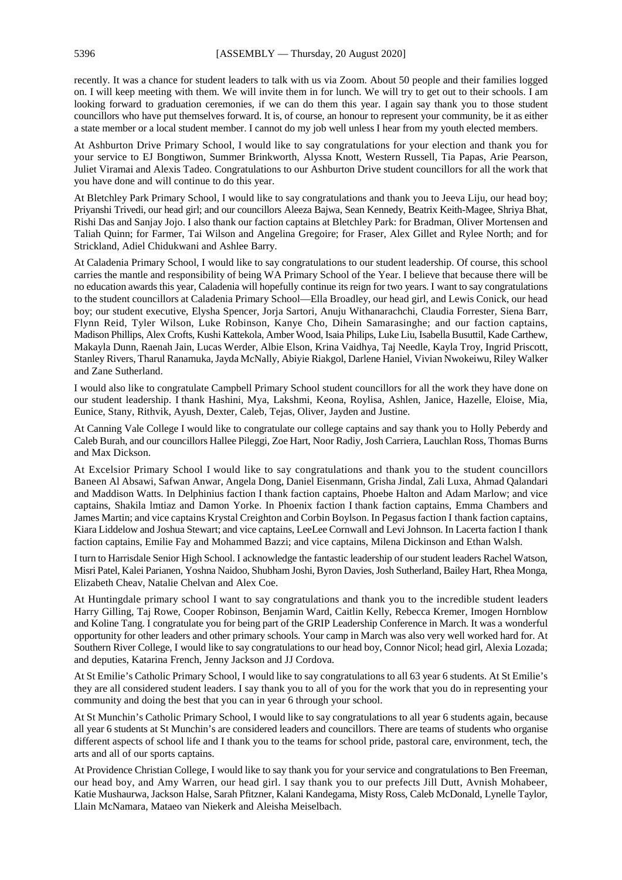recently. It was a chance for student leaders to talk with us via Zoom. About 50 people and their families logged on. I will keep meeting with them. We will invite them in for lunch. We will try to get out to their schools. I am looking forward to graduation ceremonies, if we can do them this year. I again say thank you to those student councillors who have put themselves forward. It is, of course, an honour to represent your community, be it as either a state member or a local student member. I cannot do my job well unless I hear from my youth elected members.

At Ashburton Drive Primary School, I would like to say congratulations for your election and thank you for your service to EJ Bongtiwon, Summer Brinkworth, Alyssa Knott, Western Russell, Tia Papas, Arie Pearson, Juliet Viramai and Alexis Tadeo. Congratulations to our Ashburton Drive student councillors for all the work that you have done and will continue to do this year.

At Bletchley Park Primary School, I would like to say congratulations and thank you to Jeeva Liju, our head boy; Priyanshi Trivedi, our head girl; and our councillors Aleeza Bajwa, Sean Kennedy, Beatrix Keith-Magee, Shriya Bhat, Rishi Das and Sanjay Jojo. I also thank our faction captains at Bletchley Park: for Bradman, Oliver Mortensen and Taliah Quinn; for Farmer, Tai Wilson and Angelina Gregoire; for Fraser, Alex Gillet and Rylee North; and for Strickland, Adiel Chidukwani and Ashlee Barry.

At Caladenia Primary School, I would like to say congratulations to our student leadership. Of course, this school carries the mantle and responsibility of being WA Primary School of the Year. I believe that because there will be no education awards this year, Caladenia will hopefully continue its reign for two years. I want to say congratulations to the student councillors at Caladenia Primary School—Ella Broadley, our head girl, and Lewis Conick, our head boy; our student executive, Elysha Spencer, Jorja Sartori, Anuju Withanarachchi, Claudia Forrester, Siena Barr, Flynn Reid, Tyler Wilson, Luke Robinson, Kanye Cho, Dihein Samarasinghe; and our faction captains, Madison Phillips, Alex Crofts, Kushi Kattekola, Amber Wood, Isaia Philips, Luke Liu, Isabella Busuttil, Kade Carthew, Makayla Dunn, Raenah Jain, Lucas Werder, Albie Elson, Krina Vaidhya, Taj Needle, Kayla Troy, Ingrid Priscott, Stanley Rivers, Tharul Ranamuka, Jayda McNally, Abiyie Riakgol, Darlene Haniel, Vivian Nwokeiwu, Riley Walker and Zane Sutherland.

I would also like to congratulate Campbell Primary School student councillors for all the work they have done on our student leadership. I thank Hashini, Mya, Lakshmi, Keona, Roylisa, Ashlen, Janice, Hazelle, Eloise, Mia, Eunice, Stany, Rithvik, Ayush, Dexter, Caleb, Tejas, Oliver, Jayden and Justine.

At Canning Vale College I would like to congratulate our college captains and say thank you to Holly Peberdy and Caleb Burah, and our councillors Hallee Pileggi, Zoe Hart, Noor Radiy, Josh Carriera, Lauchlan Ross, Thomas Burns and Max Dickson.

At Excelsior Primary School I would like to say congratulations and thank you to the student councillors Baneen Al Absawi, Safwan Anwar, Angela Dong, Daniel Eisenmann, Grisha Jindal, Zali Luxa, Ahmad Qalandari and Maddison Watts. In Delphinius faction I thank faction captains, Phoebe Halton and Adam Marlow; and vice captains, Shakila lmtiaz and Damon Yorke. In Phoenix faction I thank faction captains, Emma Chambers and James Martin; and vice captains Krystal Creighton and Corbin Boylson. In Pegasus faction I thank faction captains, Kiara Liddelow and Joshua Stewart; and vice captains, LeeLee Cornwall and Levi Johnson. In Lacerta faction I thank faction captains, Emilie Fay and Mohammed Bazzi; and vice captains, Milena Dickinson and Ethan Walsh.

I turn to Harrisdale Senior High School. I acknowledge the fantastic leadership of our student leaders Rachel Watson, Misri Patel, Kalei Parianen, Yoshna Naidoo, Shubham Joshi, Byron Davies, Josh Sutherland, Bailey Hart, Rhea Monga, Elizabeth Cheav, Natalie Chelvan and Alex Coe.

At Huntingdale primary school I want to say congratulations and thank you to the incredible student leaders Harry Gilling, Taj Rowe, Cooper Robinson, Benjamin Ward, Caitlin Kelly, Rebecca Kremer, Imogen Hornblow and Koline Tang. I congratulate you for being part of the GRIP Leadership Conference in March. It was a wonderful opportunity for other leaders and other primary schools. Your camp in March was also very well worked hard for. At Southern River College, I would like to say congratulations to our head boy, Connor Nicol; head girl, Alexia Lozada; and deputies, Katarina French, Jenny Jackson and JJ Cordova.

At St Emilie's Catholic Primary School, I would like to say congratulations to all 63 year 6 students. At St Emilie's they are all considered student leaders. I say thank you to all of you for the work that you do in representing your community and doing the best that you can in year 6 through your school.

At St Munchin's Catholic Primary School, I would like to say congratulations to all year 6 students again, because all year 6 students at St Munchin's are considered leaders and councillors. There are teams of students who organise different aspects of school life and I thank you to the teams for school pride, pastoral care, environment, tech, the arts and all of our sports captains.

At Providence Christian College, I would like to say thank you for your service and congratulations to Ben Freeman, our head boy, and Amy Warren, our head girl. I say thank you to our prefects Jill Dutt, Avnish Mohabeer, Katie Mushaurwa, Jackson Halse, Sarah Pfitzner, Kalani Kandegama, Misty Ross, Caleb McDonald, Lynelle Taylor, Llain McNamara, Mataeo van Niekerk and Aleisha Meiselbach.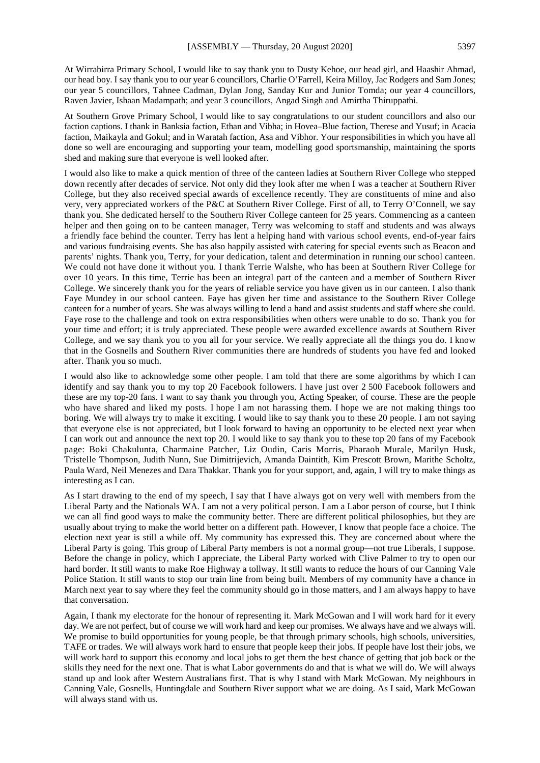At Wirrabirra Primary School, I would like to say thank you to Dusty Kehoe, our head girl, and Haashir Ahmad, our head boy. I say thank you to our year 6 councillors, Charlie O'Farrell, Keira Milloy, Jac Rodgers and Sam Jones; our year 5 councillors, Tahnee Cadman, Dylan Jong, Sanday Kur and Junior Tomda; our year 4 councillors, Raven Javier, Ishaan Madampath; and year 3 councillors, Angad Singh and Amirtha Thiruppathi.

At Southern Grove Primary School, I would like to say congratulations to our student councillors and also our faction captions. I thank in Banksia faction, Ethan and Vibha; in Hovea–Blue faction, Therese and Yusuf; in Acacia faction, Maikayla and Gokul; and in Waratah faction, Asa and Vibhor. Your responsibilities in which you have all done so well are encouraging and supporting your team, modelling good sportsmanship, maintaining the sports shed and making sure that everyone is well looked after.

I would also like to make a quick mention of three of the canteen ladies at Southern River College who stepped down recently after decades of service. Not only did they look after me when I was a teacher at Southern River College, but they also received special awards of excellence recently. They are constituents of mine and also very, very appreciated workers of the P&C at Southern River College. First of all, to Terry O'Connell, we say thank you. She dedicated herself to the Southern River College canteen for 25 years. Commencing as a canteen helper and then going on to be canteen manager, Terry was welcoming to staff and students and was always a friendly face behind the counter. Terry has lent a helping hand with various school events, end-of-year fairs and various fundraising events. She has also happily assisted with catering for special events such as Beacon and parents' nights. Thank you, Terry, for your dedication, talent and determination in running our school canteen. We could not have done it without you. I thank Terrie Walshe, who has been at Southern River College for over 10 years. In this time, Terrie has been an integral part of the canteen and a member of Southern River College. We sincerely thank you for the years of reliable service you have given us in our canteen. I also thank Faye Mundey in our school canteen. Faye has given her time and assistance to the Southern River College canteen for a number of years. She was always willing to lend a hand and assist students and staff where she could. Faye rose to the challenge and took on extra responsibilities when others were unable to do so. Thank you for your time and effort; it is truly appreciated. These people were awarded excellence awards at Southern River College, and we say thank you to you all for your service. We really appreciate all the things you do. I know that in the Gosnells and Southern River communities there are hundreds of students you have fed and looked after. Thank you so much.

I would also like to acknowledge some other people. I am told that there are some algorithms by which I can identify and say thank you to my top 20 Facebook followers. I have just over 2 500 Facebook followers and these are my top-20 fans. I want to say thank you through you, Acting Speaker, of course. These are the people who have shared and liked my posts. I hope I am not harassing them. I hope we are not making things too boring. We will always try to make it exciting. I would like to say thank you to these 20 people. I am not saying that everyone else is not appreciated, but I look forward to having an opportunity to be elected next year when I can work out and announce the next top 20. I would like to say thank you to these top 20 fans of my Facebook page: Boki Chakulunta, Charmaine Patcher, Liz Oudin, Caris Morris, Pharaoh Murale, Marilyn Husk, Tristelle Thompson, Judith Nunn, Sue Dimitrijevich, Amanda Daintith, Kim Prescott Brown, Marithe Scholtz, Paula Ward, Neil Menezes and Dara Thakkar. Thank you for your support, and, again, I will try to make things as interesting as I can.

As I start drawing to the end of my speech, I say that I have always got on very well with members from the Liberal Party and the Nationals WA. I am not a very political person. I am a Labor person of course, but I think we can all find good ways to make the community better. There are different political philosophies, but they are usually about trying to make the world better on a different path. However, I know that people face a choice. The election next year is still a while off. My community has expressed this. They are concerned about where the Liberal Party is going. This group of Liberal Party members is not a normal group—not true Liberals, I suppose. Before the change in policy, which I appreciate, the Liberal Party worked with Clive Palmer to try to open our hard border. It still wants to make Roe Highway a tollway. It still wants to reduce the hours of our Canning Vale Police Station. It still wants to stop our train line from being built. Members of my community have a chance in March next year to say where they feel the community should go in those matters, and I am always happy to have that conversation.

Again, I thank my electorate for the honour of representing it. Mark McGowan and I will work hard for it every day. We are not perfect, but of course we will work hard and keep our promises. We always have and we always will. We promise to build opportunities for young people, be that through primary schools, high schools, universities, TAFE or trades. We will always work hard to ensure that people keep their jobs. If people have lost their jobs, we will work hard to support this economy and local jobs to get them the best chance of getting that job back or the skills they need for the next one. That is what Labor governments do and that is what we will do. We will always stand up and look after Western Australians first. That is why I stand with Mark McGowan. My neighbours in Canning Vale, Gosnells, Huntingdale and Southern River support what we are doing. As I said, Mark McGowan will always stand with us.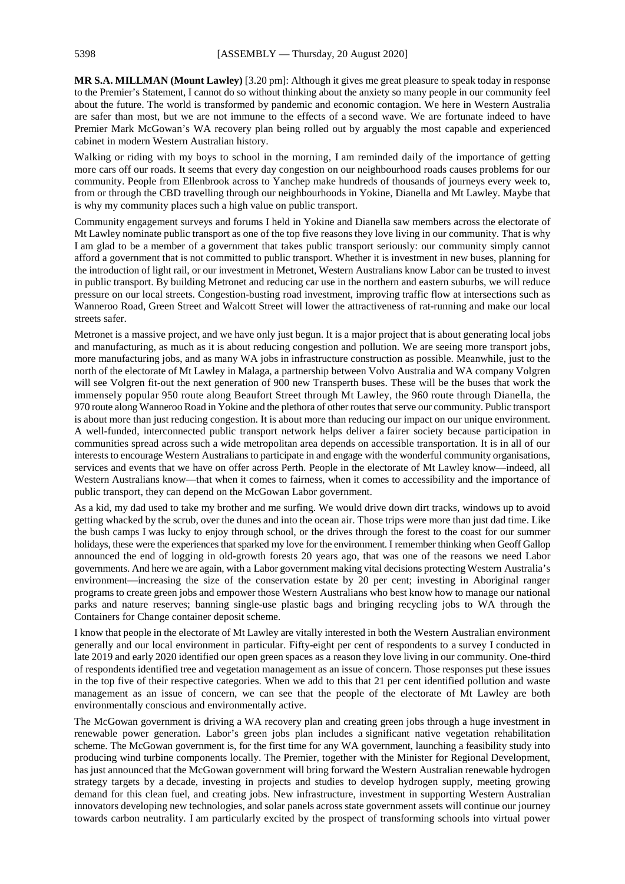**MR S.A. MILLMAN (Mount Lawley)** [3.20 pm]: Although it gives me great pleasure to speak today in response to the Premier's Statement, I cannot do so without thinking about the anxiety so many people in our community feel about the future. The world is transformed by pandemic and economic contagion. We here in Western Australia are safer than most, but we are not immune to the effects of a second wave. We are fortunate indeed to have Premier Mark McGowan's WA recovery plan being rolled out by arguably the most capable and experienced cabinet in modern Western Australian history.

Walking or riding with my boys to school in the morning, I am reminded daily of the importance of getting more cars off our roads. It seems that every day congestion on our neighbourhood roads causes problems for our community. People from Ellenbrook across to Yanchep make hundreds of thousands of journeys every week to, from or through the CBD travelling through our neighbourhoods in Yokine, Dianella and Mt Lawley. Maybe that is why my community places such a high value on public transport.

Community engagement surveys and forums I held in Yokine and Dianella saw members across the electorate of Mt Lawley nominate public transport as one of the top five reasons they love living in our community. That is why I am glad to be a member of a government that takes public transport seriously: our community simply cannot afford a government that is not committed to public transport. Whether it is investment in new buses, planning for the introduction of light rail, or our investment in Metronet, Western Australians know Labor can be trusted to invest in public transport. By building Metronet and reducing car use in the northern and eastern suburbs, we will reduce pressure on our local streets. Congestion-busting road investment, improving traffic flow at intersections such as Wanneroo Road, Green Street and Walcott Street will lower the attractiveness of rat-running and make our local streets safer.

Metronet is a massive project, and we have only just begun. It is a major project that is about generating local jobs and manufacturing, as much as it is about reducing congestion and pollution. We are seeing more transport jobs, more manufacturing jobs, and as many WA jobs in infrastructure construction as possible. Meanwhile, just to the north of the electorate of Mt Lawley in Malaga, a partnership between Volvo Australia and WA company Volgren will see Volgren fit-out the next generation of 900 new Transperth buses. These will be the buses that work the immensely popular 950 route along Beaufort Street through Mt Lawley, the 960 route through Dianella, the 970 route along Wanneroo Road in Yokine and the plethora of other routes that serve our community. Public transport is about more than just reducing congestion. It is about more than reducing our impact on our unique environment. A well-funded, interconnected public transport network helps deliver a fairer society because participation in communities spread across such a wide metropolitan area depends on accessible transportation. It is in all of our interests to encourage Western Australians to participate in and engage with the wonderful community organisations, services and events that we have on offer across Perth. People in the electorate of Mt Lawley know—indeed, all Western Australians know—that when it comes to fairness, when it comes to accessibility and the importance of public transport, they can depend on the McGowan Labor government.

As a kid, my dad used to take my brother and me surfing. We would drive down dirt tracks, windows up to avoid getting whacked by the scrub, over the dunes and into the ocean air. Those trips were more than just dad time. Like the bush camps I was lucky to enjoy through school, or the drives through the forest to the coast for our summer holidays, these were the experiences that sparked my love for the environment. I remember thinking when Geoff Gallop announced the end of logging in old-growth forests 20 years ago, that was one of the reasons we need Labor governments. And here we are again, with a Labor government making vital decisions protecting Western Australia's environment—increasing the size of the conservation estate by 20 per cent; investing in Aboriginal ranger programs to create green jobs and empower those Western Australians who best know how to manage our national parks and nature reserves; banning single-use plastic bags and bringing recycling jobs to WA through the Containers for Change container deposit scheme.

I know that people in the electorate of Mt Lawley are vitally interested in both the Western Australian environment generally and our local environment in particular. Fifty-eight per cent of respondents to a survey I conducted in late 2019 and early 2020 identified our open green spaces as a reason they love living in our community. One-third of respondents identified tree and vegetation management as an issue of concern. Those responses put these issues in the top five of their respective categories. When we add to this that 21 per cent identified pollution and waste management as an issue of concern, we can see that the people of the electorate of Mt Lawley are both environmentally conscious and environmentally active.

The McGowan government is driving a WA recovery plan and creating green jobs through a huge investment in renewable power generation. Labor's green jobs plan includes a significant native vegetation rehabilitation scheme. The McGowan government is, for the first time for any WA government, launching a feasibility study into producing wind turbine components locally. The Premier, together with the Minister for Regional Development, has just announced that the McGowan government will bring forward the Western Australian renewable hydrogen strategy targets by a decade, investing in projects and studies to develop hydrogen supply, meeting growing demand for this clean fuel, and creating jobs. New infrastructure, investment in supporting Western Australian innovators developing new technologies, and solar panels across state government assets will continue our journey towards carbon neutrality. I am particularly excited by the prospect of transforming schools into virtual power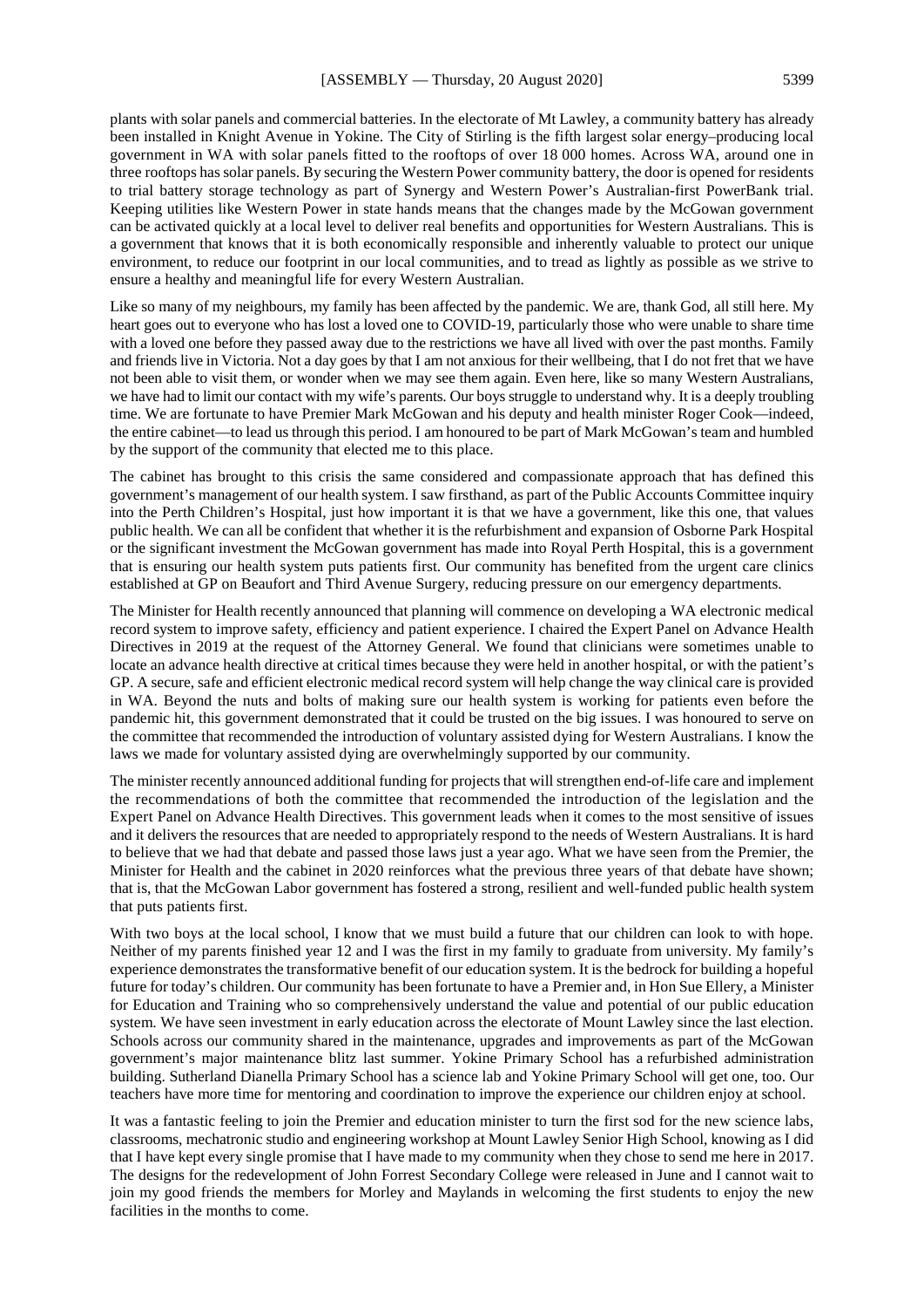plants with solar panels and commercial batteries. In the electorate of Mt Lawley, a community battery has already been installed in Knight Avenue in Yokine. The City of Stirling is the fifth largest solar energy–producing local government in WA with solar panels fitted to the rooftops of over 18 000 homes. Across WA, around one in three rooftops has solar panels. By securing the Western Power community battery, the door is opened for residents to trial battery storage technology as part of Synergy and Western Power's Australian-first PowerBank trial. Keeping utilities like Western Power in state hands means that the changes made by the McGowan government can be activated quickly at a local level to deliver real benefits and opportunities for Western Australians. This is a government that knows that it is both economically responsible and inherently valuable to protect our unique environment, to reduce our footprint in our local communities, and to tread as lightly as possible as we strive to ensure a healthy and meaningful life for every Western Australian.

Like so many of my neighbours, my family has been affected by the pandemic. We are, thank God, all still here. My heart goes out to everyone who has lost a loved one to COVID-19, particularly those who were unable to share time with a loved one before they passed away due to the restrictions we have all lived with over the past months. Family and friends live in Victoria. Not a day goes by that I am not anxious for their wellbeing, that I do not fret that we have not been able to visit them, or wonder when we may see them again. Even here, like so many Western Australians, we have had to limit our contact with my wife's parents. Our boys struggle to understand why. It is a deeply troubling time. We are fortunate to have Premier Mark McGowan and his deputy and health minister Roger Cook—indeed, the entire cabinet—to lead us through this period. I am honoured to be part of Mark McGowan's team and humbled by the support of the community that elected me to this place.

The cabinet has brought to this crisis the same considered and compassionate approach that has defined this government's management of our health system. I saw firsthand, as part of the Public Accounts Committee inquiry into the Perth Children's Hospital, just how important it is that we have a government, like this one, that values public health. We can all be confident that whether it is the refurbishment and expansion of Osborne Park Hospital or the significant investment the McGowan government has made into Royal Perth Hospital, this is a government that is ensuring our health system puts patients first. Our community has benefited from the urgent care clinics established at GP on Beaufort and Third Avenue Surgery, reducing pressure on our emergency departments.

The Minister for Health recently announced that planning will commence on developing a WA electronic medical record system to improve safety, efficiency and patient experience. I chaired the Expert Panel on Advance Health Directives in 2019 at the request of the Attorney General. We found that clinicians were sometimes unable to locate an advance health directive at critical times because they were held in another hospital, or with the patient's GP. A secure, safe and efficient electronic medical record system will help change the way clinical care is provided in WA. Beyond the nuts and bolts of making sure our health system is working for patients even before the pandemic hit, this government demonstrated that it could be trusted on the big issues. I was honoured to serve on the committee that recommended the introduction of voluntary assisted dying for Western Australians. I know the laws we made for voluntary assisted dying are overwhelmingly supported by our community.

The minister recently announced additional funding for projects that will strengthen end-of-life care and implement the recommendations of both the committee that recommended the introduction of the legislation and the Expert Panel on Advance Health Directives. This government leads when it comes to the most sensitive of issues and it delivers the resources that are needed to appropriately respond to the needs of Western Australians. It is hard to believe that we had that debate and passed those laws just a year ago. What we have seen from the Premier, the Minister for Health and the cabinet in 2020 reinforces what the previous three years of that debate have shown; that is, that the McGowan Labor government has fostered a strong, resilient and well-funded public health system that puts patients first.

With two boys at the local school, I know that we must build a future that our children can look to with hope. Neither of my parents finished year 12 and I was the first in my family to graduate from university. My family's experience demonstrates the transformative benefit of our education system. It is the bedrock for building a hopeful future for today's children. Our community has been fortunate to have a Premier and, in Hon Sue Ellery, a Minister for Education and Training who so comprehensively understand the value and potential of our public education system. We have seen investment in early education across the electorate of Mount Lawley since the last election. Schools across our community shared in the maintenance, upgrades and improvements as part of the McGowan government's major maintenance blitz last summer. Yokine Primary School has a refurbished administration building. Sutherland Dianella Primary School has a science lab and Yokine Primary School will get one, too. Our teachers have more time for mentoring and coordination to improve the experience our children enjoy at school.

It was a fantastic feeling to join the Premier and education minister to turn the first sod for the new science labs, classrooms, mechatronic studio and engineering workshop at Mount Lawley Senior High School, knowing as I did that I have kept every single promise that I have made to my community when they chose to send me here in 2017. The designs for the redevelopment of John Forrest Secondary College were released in June and I cannot wait to join my good friends the members for Morley and Maylands in welcoming the first students to enjoy the new facilities in the months to come.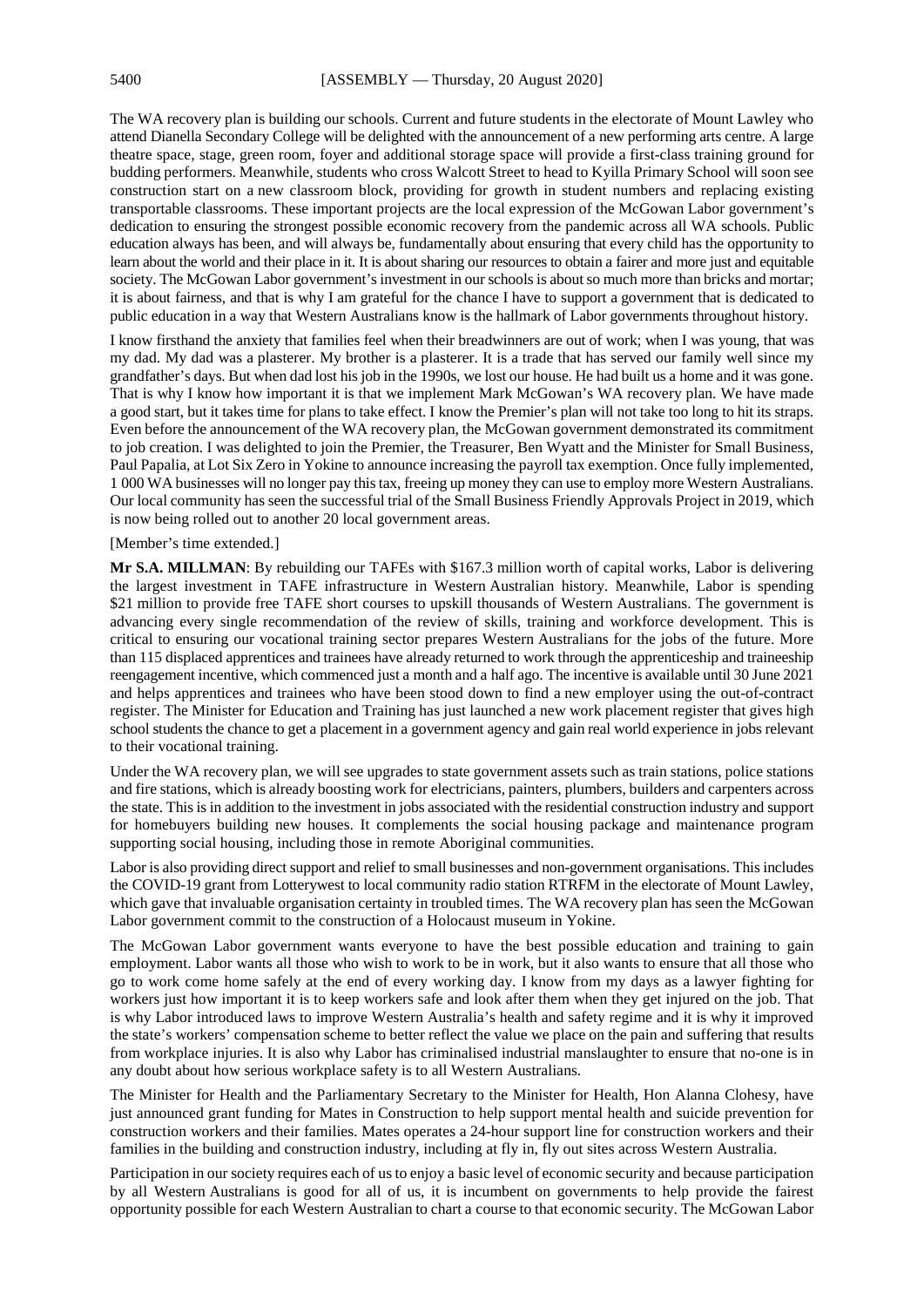The WA recovery plan is building our schools. Current and future students in the electorate of Mount Lawley who attend Dianella Secondary College will be delighted with the announcement of a new performing arts centre. A large theatre space, stage, green room, foyer and additional storage space will provide a first-class training ground for budding performers. Meanwhile, students who cross Walcott Street to head to Kyilla Primary School will soon see construction start on a new classroom block, providing for growth in student numbers and replacing existing transportable classrooms. These important projects are the local expression of the McGowan Labor government's dedication to ensuring the strongest possible economic recovery from the pandemic across all WA schools. Public education always has been, and will always be, fundamentally about ensuring that every child has the opportunity to learn about the world and their place in it. It is about sharing our resources to obtain a fairer and more just and equitable society. The McGowan Labor government's investment in our schools is about so much more than bricks and mortar; it is about fairness, and that is why I am grateful for the chance I have to support a government that is dedicated to public education in a way that Western Australians know is the hallmark of Labor governments throughout history.

I know firsthand the anxiety that families feel when their breadwinners are out of work; when I was young, that was my dad. My dad was a plasterer. My brother is a plasterer. It is a trade that has served our family well since my grandfather's days. But when dad lost his job in the 1990s, we lost our house. He had built us a home and it was gone. That is why I know how important it is that we implement Mark McGowan's WA recovery plan. We have made a good start, but it takes time for plans to take effect. I know the Premier's plan will not take too long to hit its straps. Even before the announcement of the WA recovery plan, the McGowan government demonstrated its commitment to job creation. I was delighted to join the Premier, the Treasurer, Ben Wyatt and the Minister for Small Business, Paul Papalia, at Lot Six Zero in Yokine to announce increasing the payroll tax exemption. Once fully implemented, 1 000 WA businesses will no longer pay this tax, freeing up money they can use to employ more Western Australians. Our local community has seen the successful trial of the Small Business Friendly Approvals Project in 2019, which is now being rolled out to another 20 local government areas.

[Member's time extended.]

**Mr S.A. MILLMAN**: By rebuilding our TAFEs with $167.3 million worth of capital works, Labor is delivering the largest investment in TAFE infrastructure in Western Australian history. Meanwhile, Labor is spending $21 million to provide free TAFE short courses to upskill thousands of Western Australians. The government is advancing every single recommendation of the review of skills, training and workforce development. This is critical to ensuring our vocational training sector prepares Western Australians for the jobs of the future. More than 115 displaced apprentices and trainees have already returned to work through the apprenticeship and traineeship reengagement incentive, which commenced just a month and a half ago. The incentive is available until 30 June 2021 and helps apprentices and trainees who have been stood down to find a new employer using the out-of-contract register. The Minister for Education and Training has just launched a new work placement register that gives high school students the chance to get a placement in a government agency and gain real world experience in jobs relevant to their vocational training.

Under the WA recovery plan, we will see upgrades to state government assets such as train stations, police stations and fire stations, which is already boosting work for electricians, painters, plumbers, builders and carpenters across the state. This is in addition to the investment in jobs associated with the residential construction industry and support for homebuyers building new houses. It complements the social housing package and maintenance program supporting social housing, including those in remote Aboriginal communities.

Labor is also providing direct support and relief to small businesses and non-government organisations. This includes the COVID-19 grant from Lotterywest to local community radio station RTRFM in the electorate of Mount Lawley, which gave that invaluable organisation certainty in troubled times. The WA recovery plan has seen the McGowan Labor government commit to the construction of a Holocaust museum in Yokine.

The McGowan Labor government wants everyone to have the best possible education and training to gain employment. Labor wants all those who wish to work to be in work, but it also wants to ensure that all those who go to work come home safely at the end of every working day. I know from my days as a lawyer fighting for workers just how important it is to keep workers safe and look after them when they get injured on the job. That is why Labor introduced laws to improve Western Australia's health and safety regime and it is why it improved the state's workers' compensation scheme to better reflect the value we place on the pain and suffering that results from workplace injuries. It is also why Labor has criminalised industrial manslaughter to ensure that no-one is in any doubt about how serious workplace safety is to all Western Australians.

The Minister for Health and the Parliamentary Secretary to the Minister for Health, Hon Alanna Clohesy, have just announced grant funding for Mates in Construction to help support mental health and suicide prevention for construction workers and their families. Mates operates a 24-hour support line for construction workers and their families in the building and construction industry, including at fly in, fly out sites across Western Australia.

Participation in our society requires each of us to enjoy a basic level of economic security and because participation by all Western Australians is good for all of us, it is incumbent on governments to help provide the fairest opportunity possible for each Western Australian to chart a course to that economic security. The McGowan Labor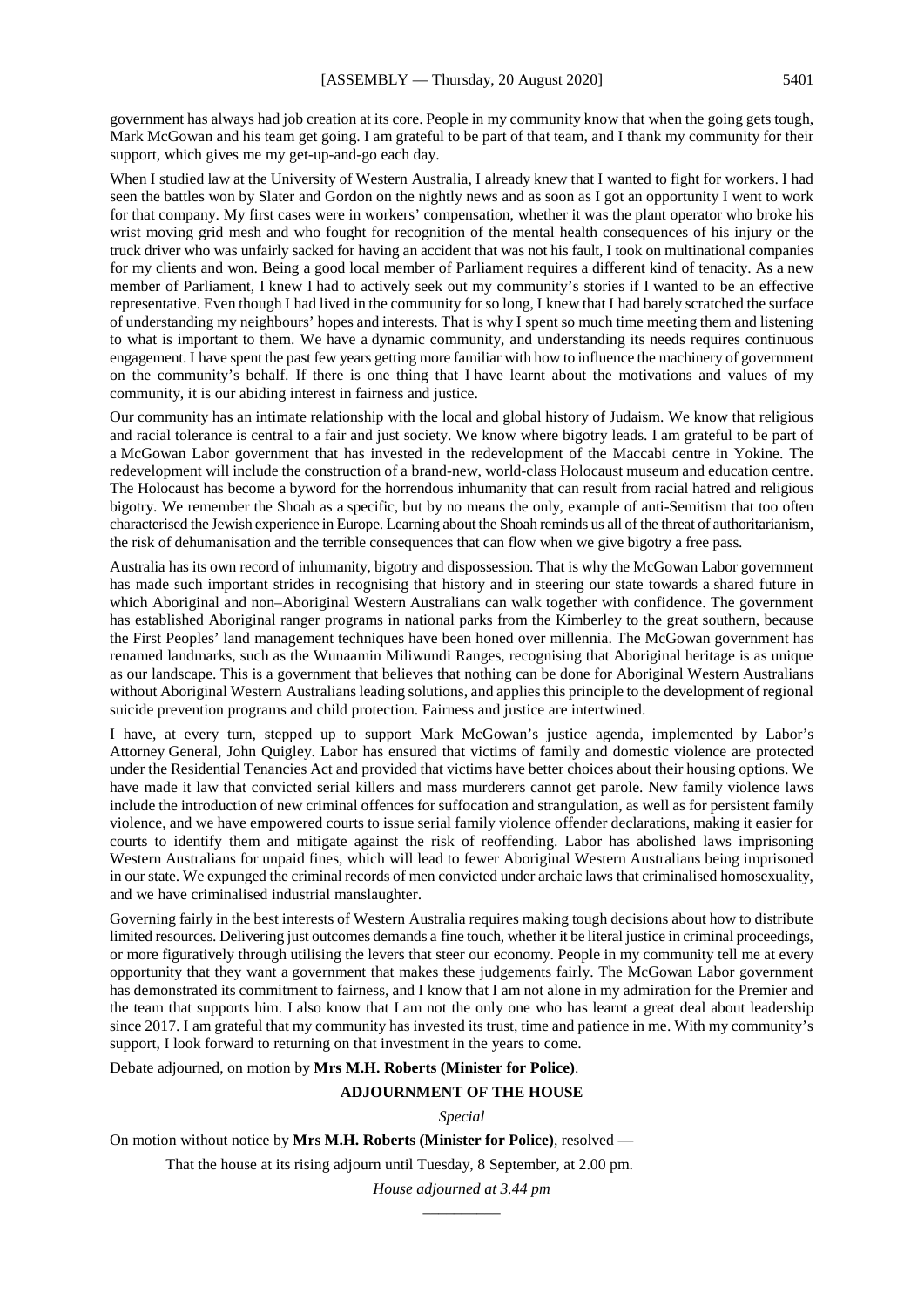government has always had job creation at its core. People in my community know that when the going gets tough, Mark McGowan and his team get going. I am grateful to be part of that team, and I thank my community for their support, which gives me my get-up-and-go each day.

When I studied law at the University of Western Australia, I already knew that I wanted to fight for workers. I had seen the battles won by Slater and Gordon on the nightly news and as soon as I got an opportunity I went to work for that company. My first cases were in workers' compensation, whether it was the plant operator who broke his wrist moving grid mesh and who fought for recognition of the mental health consequences of his injury or the truck driver who was unfairly sacked for having an accident that was not his fault, I took on multinational companies for my clients and won. Being a good local member of Parliament requires a different kind of tenacity. As a new member of Parliament, I knew I had to actively seek out my community's stories if I wanted to be an effective representative. Even though I had lived in the community for so long, I knew that I had barely scratched the surface of understanding my neighbours' hopes and interests. That is why I spent so much time meeting them and listening to what is important to them. We have a dynamic community, and understanding its needs requires continuous engagement. I have spent the past few years getting more familiar with how to influence the machinery of government on the community's behalf. If there is one thing that I have learnt about the motivations and values of my community, it is our abiding interest in fairness and justice.

Our community has an intimate relationship with the local and global history of Judaism. We know that religious and racial tolerance is central to a fair and just society. We know where bigotry leads. I am grateful to be part of a McGowan Labor government that has invested in the redevelopment of the Maccabi centre in Yokine. The redevelopment will include the construction of a brand-new, world-class Holocaust museum and education centre. The Holocaust has become a byword for the horrendous inhumanity that can result from racial hatred and religious bigotry. We remember the Shoah as a specific, but by no means the only, example of anti-Semitism that too often characterised the Jewish experience in Europe. Learning about the Shoah reminds us all of the threat of authoritarianism, the risk of dehumanisation and the terrible consequences that can flow when we give bigotry a free pass.

Australia has its own record of inhumanity, bigotry and dispossession. That is why the McGowan Labor government has made such important strides in recognising that history and in steering our state towards a shared future in which Aboriginal and non–Aboriginal Western Australians can walk together with confidence. The government has established Aboriginal ranger programs in national parks from the Kimberley to the great southern, because the First Peoples' land management techniques have been honed over millennia. The McGowan government has renamed landmarks, such as the Wunaamin Miliwundi Ranges, recognising that Aboriginal heritage is as unique as our landscape. This is a government that believes that nothing can be done for Aboriginal Western Australians without Aboriginal Western Australians leading solutions, and applies this principle to the development of regional suicide prevention programs and child protection. Fairness and justice are intertwined.

I have, at every turn, stepped up to support Mark McGowan's justice agenda, implemented by Labor's Attorney General, John Quigley. Labor has ensured that victims of family and domestic violence are protected under the Residential Tenancies Act and provided that victims have better choices about their housing options. We have made it law that convicted serial killers and mass murderers cannot get parole. New family violence laws include the introduction of new criminal offences for suffocation and strangulation, as well as for persistent family violence, and we have empowered courts to issue serial family violence offender declarations, making it easier for courts to identify them and mitigate against the risk of reoffending. Labor has abolished laws imprisoning Western Australians for unpaid fines, which will lead to fewer Aboriginal Western Australians being imprisoned in our state. We expunged the criminal records of men convicted under archaic laws that criminalised homosexuality, and we have criminalised industrial manslaughter.

Governing fairly in the best interests of Western Australia requires making tough decisions about how to distribute limited resources. Delivering just outcomes demands a fine touch, whether it be literal justice in criminal proceedings, or more figuratively through utilising the levers that steer our economy. People in my community tell me at every opportunity that they want a government that makes these judgements fairly. The McGowan Labor government has demonstrated its commitment to fairness, and I know that I am not alone in my admiration for the Premier and the team that supports him. I also know that I am not the only one who has learnt a great deal about leadership since 2017. I am grateful that my community has invested its trust, time and patience in me. With my community's support, I look forward to returning on that investment in the years to come.

Debate adjourned, on motion by **Mrs M.H. Roberts (Minister for Police)**.

## ADJOURNMENT OF THE HOUSE

*Special*

On motion without notice by **Mrs M.H. Roberts (Minister for Police)**, resolved —

That the house at its rising adjourn until Tuesday, 8 September, at 2.00 pm.

*House adjourned at 3.44 pm*

__________